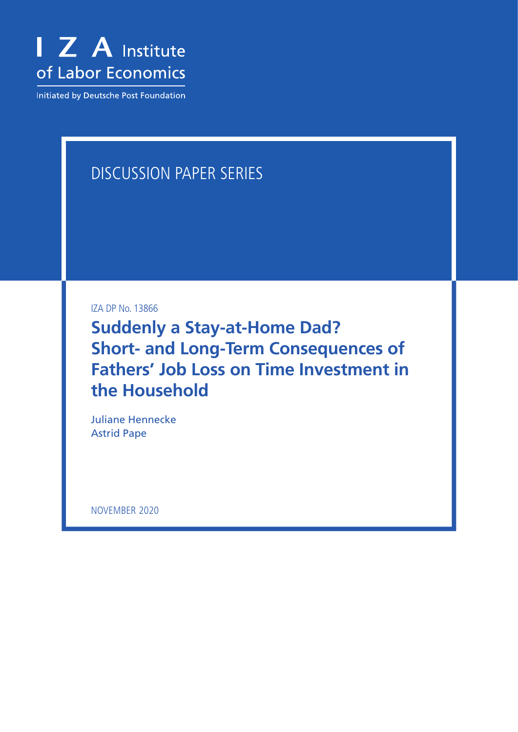I Z A Institute of Labor Economics

Initiated by Deutsche Post Foundation

DISCUSSION PAPER SERIES

IZA DP No. 13866

# Suddenly a Stay-at-Home Dad? Short- and Long-Term Consequences of Fathers' Job Loss on Time Investment in the Household

Juliane Hennecke
Astrid Pape

NOVEMBER 2020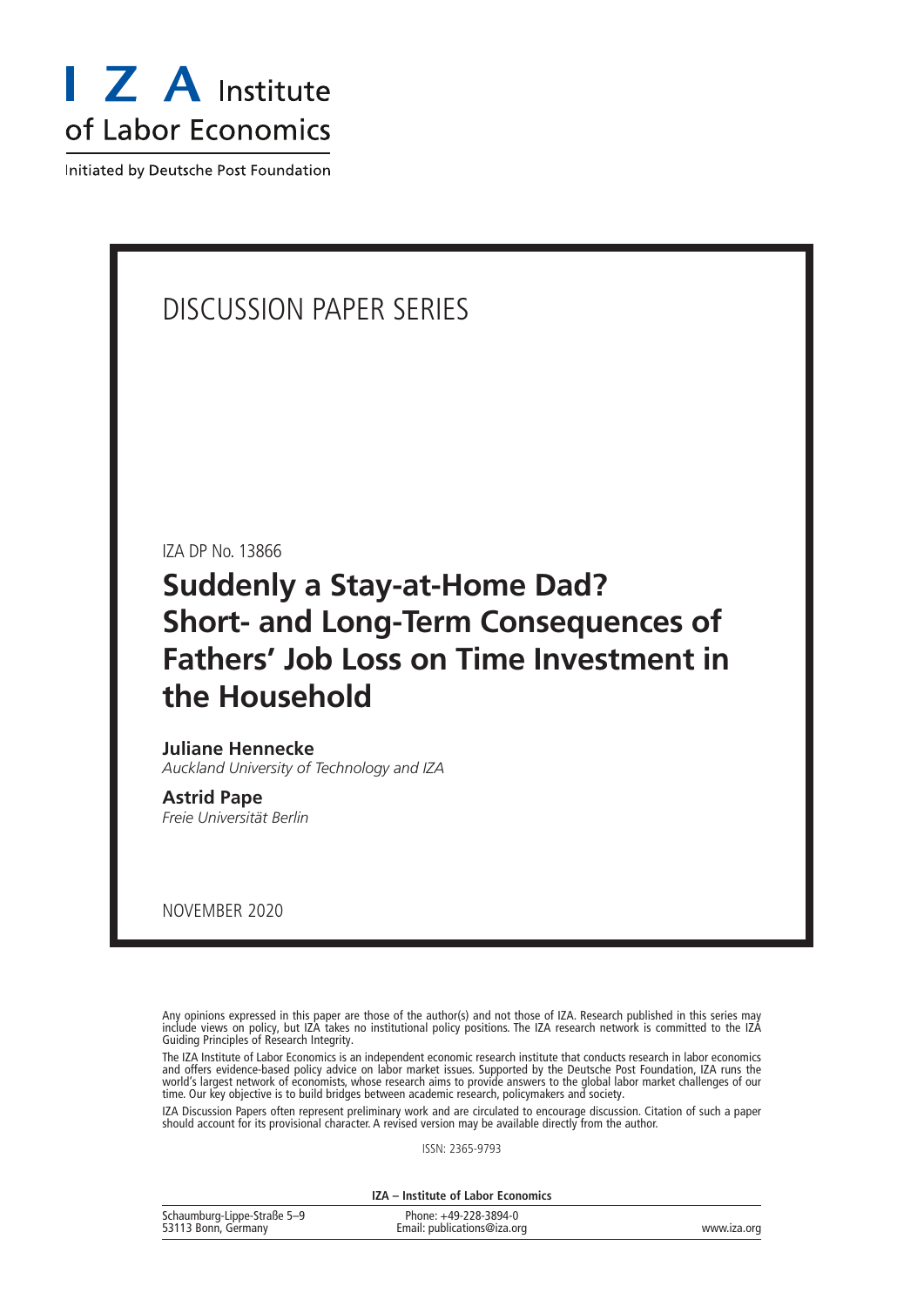I Z A Institute of Labor Economics

Initiated by Deutsche Post Foundation

DISCUSSION PAPER SERIES

IZA DP No. 13866

# Suddenly a Stay-at-Home Dad? Short- and Long-Term Consequences of Fathers' Job Loss on Time Investment in the Household

**Juliane Hennecke**
*Auckland University of Technology and IZA*

**Astrid Pape**
*Freie Universität Berlin*

NOVEMBER 2020

Any opinions expressed in this paper are those of the author(s) and not those of IZA. Research published in this series may include views on policy, but IZA takes no institutional policy positions. The IZA research network is committed to the IZA Guiding Principles of Research Integrity.

The IZA Institute of Labor Economics is an independent economic research institute that conducts research in labor economics and offers evidence-based policy advice on labor market issues. Supported by the Deutsche Post Foundation, IZA runs the world's largest network of economists, whose research aims to provide answers to the global labor market challenges of our time. Our key objective is to build bridges between academic research, policymakers and society.

IZA Discussion Papers often represent preliminary work and are circulated to encourage discussion. Citation of such a paper should account for its provisional character. A revised version may be available directly from the author.

ISSN: 2365-9793

**IZA – Institute of Labor Economics**

Schaumburg-Lippe-Straße 5–9
53113 Bonn, Germany

Phone: +49-228-3894-0
Email: publications@iza.org

www.iza.org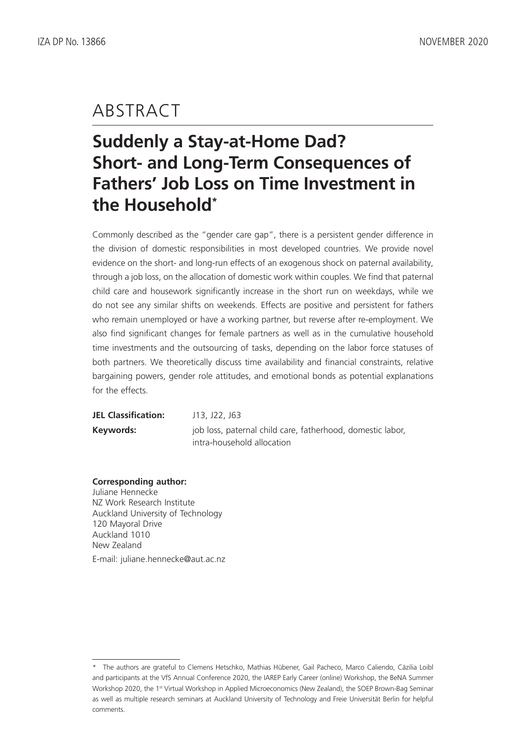# ABSTRACT

## Suddenly a Stay-at-Home Dad? Short- and Long-Term Consequences of Fathers' Job Loss on Time Investment in the Household*

Commonly described as the "gender care gap", there is a persistent gender difference in the division of domestic responsibilities in most developed countries. We provide novel evidence on the short- and long-run effects of an exogenous shock on paternal availability, through a job loss, on the allocation of domestic work within couples. We find that paternal child care and housework significantly increase in the short run on weekdays, while we do not see any similar shifts on weekends. Effects are positive and persistent for fathers who remain unemployed or have a working partner, but reverse after re-employment. We also find significant changes for female partners as well as in the cumulative household time investments and the outsourcing of tasks, depending on the labor force statuses of both partners. We theoretically discuss time availability and financial constraints, relative bargaining powers, gender role attitudes, and emotional bonds as potential explanations for the effects.

**JEL Classification:** J13, J22, J63

**Keywords:** job loss, paternal child care, fatherhood, domestic labor, intra-household allocation

**Corresponding author:**
Juliane Hennecke
NZ Work Research Institute
Auckland University of Technology
120 Mayoral Drive
Auckland 1010
New Zealand
E-mail: juliane.hennecke@aut.ac.nz

* The authors are grateful to Clemens Hetschko, Mathias Hübener, Gail Pacheco, Marco Caliendo, Cäzilia Loibl and participants at the VfS Annual Conference 2020, the IAREP Early Career (online) Workshop, the BeNA Summer Workshop 2020, the 1st Virtual Workshop in Applied Microeconomics (New Zealand), the SOEP Brown-Bag Seminar as well as multiple research seminars at Auckland University of Technology and Freie Universität Berlin for helpful comments.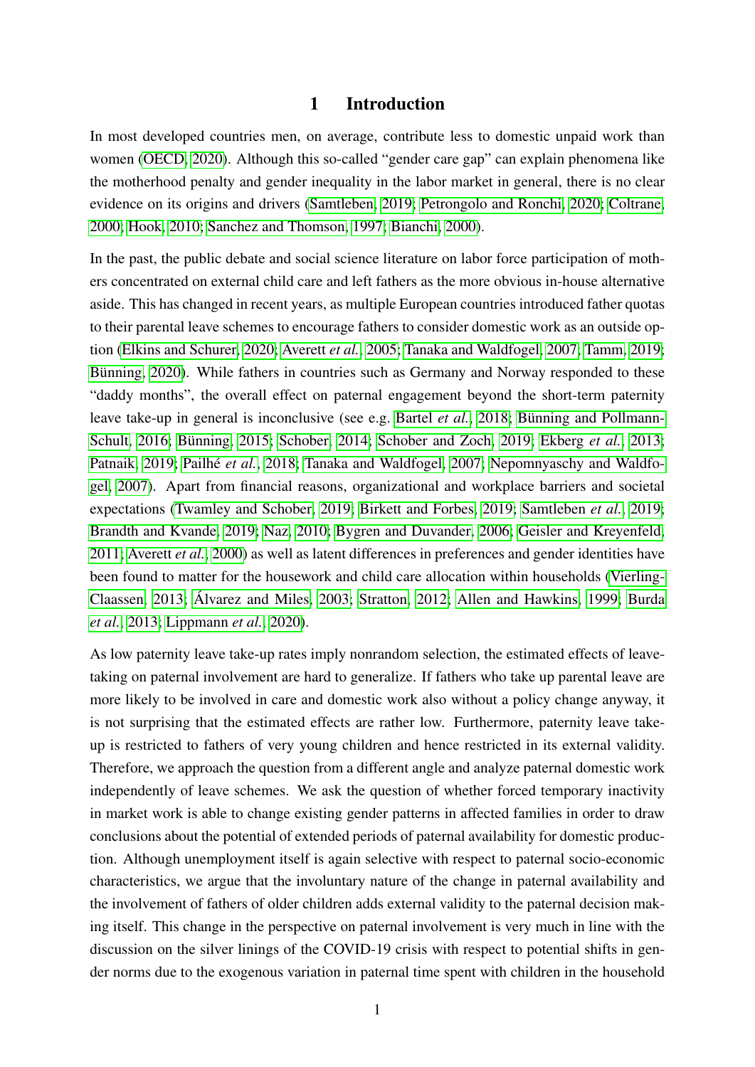# 1 Introduction

In most developed countries men, on average, contribute less to domestic unpaid work than women (OECD, 2020). Although this so-called "gender care gap" can explain phenomena like the motherhood penalty and gender inequality in the labor market in general, there is no clear evidence on its origins and drivers (Samtleben, 2019; Petrongolo and Ronchi, 2020; Coltrane, 2000; Hook, 2010; Sanchez and Thomson, 1997; Bianchi, 2000).

In the past, the public debate and social science literature on labor force participation of mothers concentrated on external child care and left fathers as the more obvious in-house alternative aside. This has changed in recent years, as multiple European countries introduced father quotas to their parental leave schemes to encourage fathers to consider domestic work as an outside option (Elkins and Schurer, 2020; Averett *et al.*, 2005; Tanaka and Waldfogel, 2007; Tamm, 2019; Bünning, 2020). While fathers in countries such as Germany and Norway responded to these "daddy months", the overall effect on paternal engagement beyond the short-term paternity leave take-up in general is inconclusive (see e.g. Bartel *et al.*, 2018; Bünning and Pollmann-Schult, 2016; Bünning, 2015; Schober, 2014; Schober and Zoch, 2019; Ekberg *et al.*, 2013; Patnaik, 2019; Pailhé *et al.*, 2018; Tanaka and Waldfogel, 2007; Nepomnyaschy and Waldfogel, 2007). Apart from financial reasons, organizational and workplace barriers and societal expectations (Twamley and Schober, 2019; Birkett and Forbes, 2019; Samtleben *et al.*, 2019; Brandth and Kvande, 2019; Naz, 2010; Bygren and Duvander, 2006; Geisler and Kreyenfeld, 2011; Averett *et al.*, 2000) as well as latent differences in preferences and gender identities have been found to matter for the housework and child care allocation within households (Vierling-Claassen, 2013; Álvarez and Miles, 2003; Stratton, 2012; Allen and Hawkins, 1999; Burda *et al.*, 2013; Lippmann *et al.*, 2020).

As low paternity leave take-up rates imply nonrandom selection, the estimated effects of leave-taking on paternal involvement are hard to generalize. If fathers who take up parental leave are more likely to be involved in care and domestic work also without a policy change anyway, it is not surprising that the estimated effects are rather low. Furthermore, paternity leave take-up is restricted to fathers of very young children and hence restricted in its external validity. Therefore, we approach the question from a different angle and analyze paternal domestic work independently of leave schemes. We ask the question of whether forced temporary inactivity in market work is able to change existing gender patterns in affected families in order to draw conclusions about the potential of extended periods of paternal availability for domestic production. Although unemployment itself is again selective with respect to paternal socio-economic characteristics, we argue that the involuntary nature of the change in paternal availability and the involvement of fathers of older children adds external validity to the paternal decision making itself. This change in the perspective on paternal involvement is very much in line with the discussion on the silver linings of the COVID-19 crisis with respect to potential shifts in gender norms due to the exogenous variation in paternal time spent with children in the household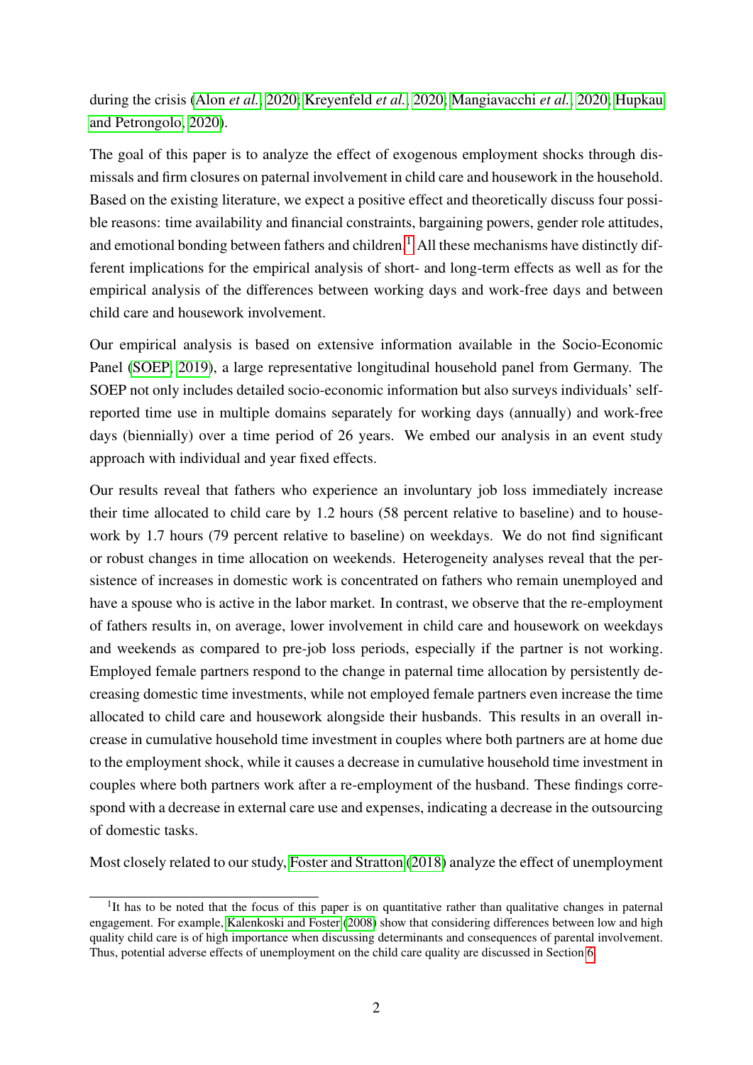during the crisis (Alon *et al.*, 2020; Kreyenfeld *et al.*, 2020; Mangiavacchi *et al.*, 2020; Hupkau and Petrongolo, 2020).

The goal of this paper is to analyze the effect of exogenous employment shocks through dismissals and firm closures on paternal involvement in child care and housework in the household. Based on the existing literature, we expect a positive effect and theoretically discuss four possible reasons: time availability and financial constraints, bargaining powers, gender role attitudes, and emotional bonding between fathers and children.[1] All these mechanisms have distinctly different implications for the empirical analysis of short- and long-term effects as well as for the empirical analysis of the differences between working days and work-free days and between child care and housework involvement.

Our empirical analysis is based on extensive information available in the Socio-Economic Panel (SOEP, 2019), a large representative longitudinal household panel from Germany. The SOEP not only includes detailed socio-economic information but also surveys individuals' self-reported time use in multiple domains separately for working days (annually) and work-free days (biennially) over a time period of 26 years. We embed our analysis in an event study approach with individual and year fixed effects.

Our results reveal that fathers who experience an involuntary job loss immediately increase their time allocated to child care by 1.2 hours (58 percent relative to baseline) and to housework by 1.7 hours (79 percent relative to baseline) on weekdays. We do not find significant or robust changes in time allocation on weekends. Heterogeneity analyses reveal that the persistence of increases in domestic work is concentrated on fathers who remain unemployed and have a spouse who is active in the labor market. In contrast, we observe that the re-employment of fathers results in, on average, lower involvement in child care and housework on weekdays and weekends as compared to pre-job loss periods, especially if the partner is not working. Employed female partners respond to the change in paternal time allocation by persistently decreasing domestic time investments, while not employed female partners even increase the time allocated to child care and housework alongside their husbands. This results in an overall increase in cumulative household time investment in couples where both partners are at home due to the employment shock, while it causes a decrease in cumulative household time investment in couples where both partners work after a re-employment of the husband. These findings correspond with a decrease in external care use and expenses, indicating a decrease in the outsourcing of domestic tasks.

Most closely related to our study, Foster and Stratton (2018) analyze the effect of unemployment

[1] It has to be noted that the focus of this paper is on quantitative rather than qualitative changes in paternal engagement. For example, Kalenkoski and Foster (2008) show that considering differences between low and high quality child care is of high importance when discussing determinants and consequences of parental involvement. Thus, potential adverse effects of unemployment on the child care quality are discussed in Section 6.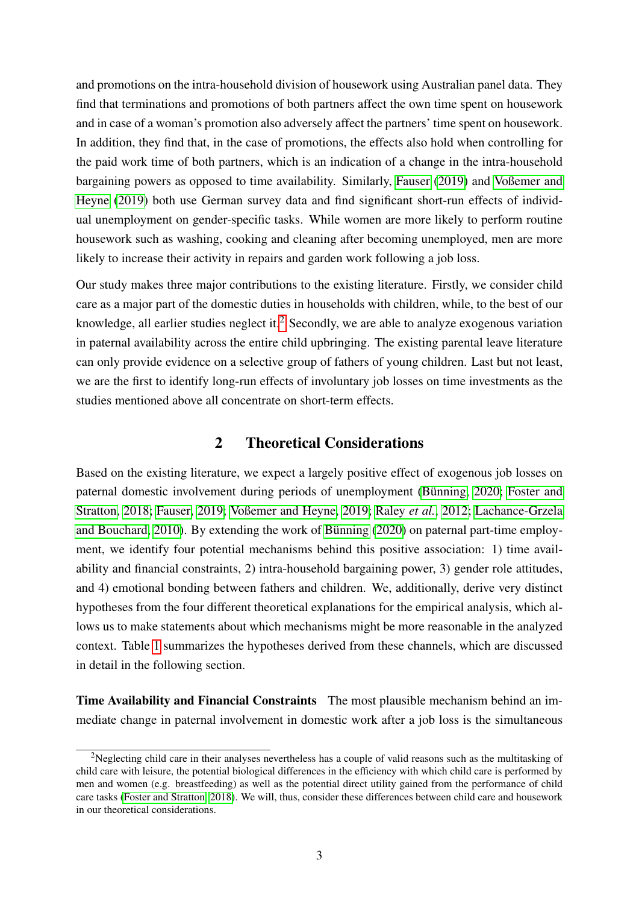and promotions on the intra-household division of housework using Australian panel data. They find that terminations and promotions of both partners affect the own time spent on housework and in case of a woman's promotion also adversely affect the partners' time spent on housework. In addition, they find that, in the case of promotions, the effects also hold when controlling for the paid work time of both partners, which is an indication of a change in the intra-household bargaining powers as opposed to time availability. Similarly, Fauser (2019) and Voßemer and Heyne (2019) both use German survey data and find significant short-run effects of individual unemployment on gender-specific tasks. While women are more likely to perform routine housework such as washing, cooking and cleaning after becoming unemployed, men are more likely to increase their activity in repairs and garden work following a job loss.

Our study makes three major contributions to the existing literature. Firstly, we consider child care as a major part of the domestic duties in households with children, while, to the best of our knowledge, all earlier studies neglect it.[2] Secondly, we are able to analyze exogenous variation in paternal availability across the entire child upbringing. The existing parental leave literature can only provide evidence on a selective group of fathers of young children. Last but not least, we are the first to identify long-run effects of involuntary job losses on time investments as the studies mentioned above all concentrate on short-term effects.

## 2 Theoretical Considerations

Based on the existing literature, we expect a largely positive effect of exogenous job losses on paternal domestic involvement during periods of unemployment (Bünning, 2020; Foster and Stratton, 2018; Fauser, 2019; Voßemer and Heyne, 2019; Raley *et al.*, 2012; Lachance-Grzela and Bouchard, 2010). By extending the work of Bünning (2020) on paternal part-time employment, we identify four potential mechanisms behind this positive association: 1) time availability and financial constraints, 2) intra-household bargaining power, 3) gender role attitudes, and 4) emotional bonding between fathers and children. We, additionally, derive very distinct hypotheses from the four different theoretical explanations for the empirical analysis, which allows us to make statements about which mechanisms might be more reasonable in the analyzed context. Table 1 summarizes the hypotheses derived from these channels, which are discussed in detail in the following section.

**Time Availability and Financial Constraints** The most plausible mechanism behind an immediate change in paternal involvement in domestic work after a job loss is the simultaneous

[2] Neglecting child care in their analyses nevertheless has a couple of valid reasons such as the multitasking of child care with leisure, the potential biological differences in the efficiency with which child care is performed by men and women (e.g. breastfeeding) as well as the potential direct utility gained from the performance of child care tasks (Foster and Stratton, 2018). We will, thus, consider these differences between child care and housework in our theoretical considerations.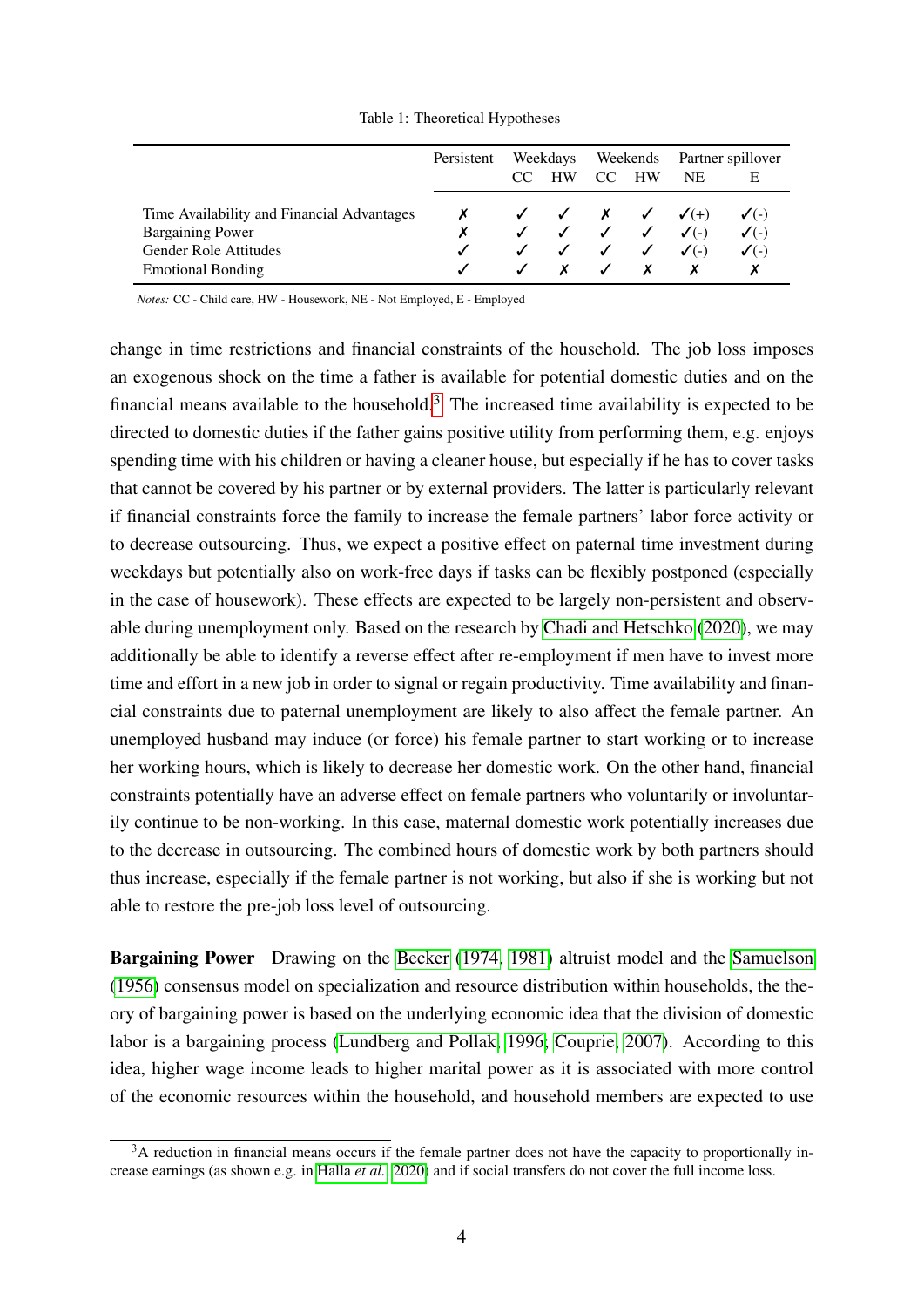Table 1: Theoretical Hypotheses

| | Persistent | Weekdays | | Weekends | | Partner spillover | |
|---|---|---|---|---|---|---|---|
| | | CC | HW | CC | HW | NE | E |
| Time Availability and Financial Advantages | ✗ | ✓ | ✓ | ✗ | ✓ | ✓(+) | ✓(-) |
| Bargaining Power | ✗ | ✓ | ✓ | ✓ | ✓ | ✓(-) | ✓(-) |
| Gender Role Attitudes | ✓ | ✓ | ✓ | ✓ | ✓ | ✓(-) | ✓(-) |
| Emotional Bonding | ✓ | ✓ | ✗ | ✓ | ✗ | ✗ | ✗ |

*Notes:* CC - Child care, HW - Housework, NE - Not Employed, E - Employed

change in time restrictions and financial constraints of the household. The job loss imposes an exogenous shock on the time a father is available for potential domestic duties and on the financial means available to the household.[3] The increased time availability is expected to be directed to domestic duties if the father gains positive utility from performing them, e.g. enjoys spending time with his children or having a cleaner house, but especially if he has to cover tasks that cannot be covered by his partner or by external providers. The latter is particularly relevant if financial constraints force the family to increase the female partners' labor force activity or to decrease outsourcing. Thus, we expect a positive effect on paternal time investment during weekdays but potentially also on work-free days if tasks can be flexibly postponed (especially in the case of housework). These effects are expected to be largely non-persistent and observable during unemployment only. Based on the research by Chadi and Hetschko (2020), we may additionally be able to identify a reverse effect after re-employment if men have to invest more time and effort in a new job in order to signal or regain productivity. Time availability and financial constraints due to paternal unemployment are likely to also affect the female partner. An unemployed husband may induce (or force) his female partner to start working or to increase her working hours, which is likely to decrease her domestic work. On the other hand, financial constraints potentially have an adverse effect on female partners who voluntarily or involuntarily continue to be non-working. In this case, maternal domestic work potentially increases due to the decrease in outsourcing. The combined hours of domestic work by both partners should thus increase, especially if the female partner is not working, but also if she is working but not able to restore the pre-job loss level of outsourcing.

**Bargaining Power** Drawing on the Becker (1974, 1981) altruist model and the Samuelson (1956) consensus model on specialization and resource distribution within households, the theory of bargaining power is based on the underlying economic idea that the division of domestic labor is a bargaining process (Lundberg and Pollak, 1996; Couprie, 2007). According to this idea, higher wage income leads to higher marital power as it is associated with more control of the economic resources within the household, and household members are expected to use

[3] A reduction in financial means occurs if the female partner does not have the capacity to proportionally increase earnings (as shown e.g. in Halla *et al.*, 2020) and if social transfers do not cover the full income loss.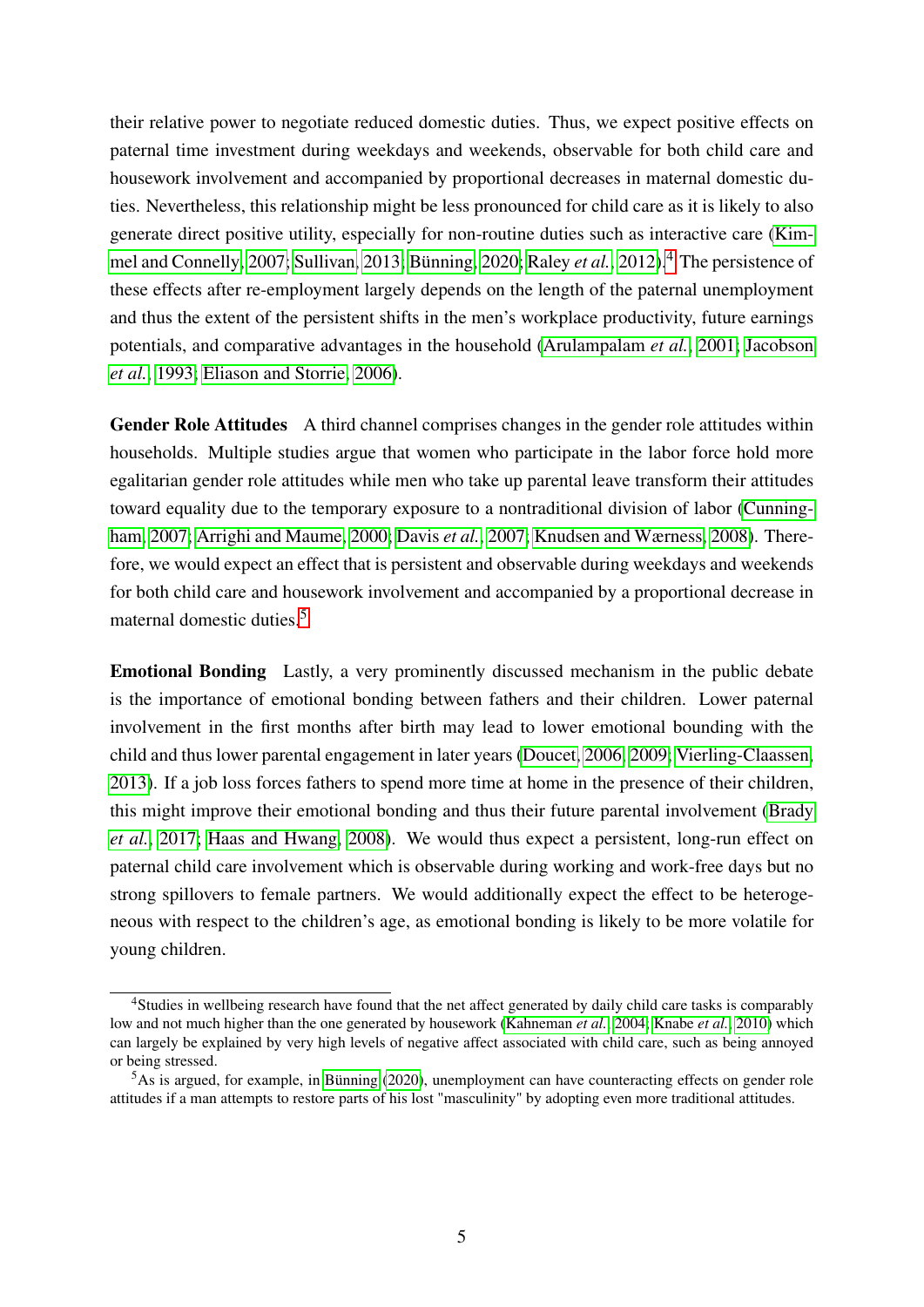their relative power to negotiate reduced domestic duties. Thus, we expect positive effects on paternal time investment during weekdays and weekends, observable for both child care and housework involvement and accompanied by proportional decreases in maternal domestic duties. Nevertheless, this relationship might be less pronounced for child care as it is likely to also generate direct positive utility, especially for non-routine duties such as interactive care (Kimmel and Connelly, 2007; Sullivan, 2013; Bünning, 2020; Raley *et al.*, 2012).[4] The persistence of these effects after re-employment largely depends on the length of the paternal unemployment and thus the extent of the persistent shifts in the men's workplace productivity, future earnings potentials, and comparative advantages in the household (Arulampalam *et al.*, 2001; Jacobson *et al.*, 1993; Eliason and Storrie, 2006).

**Gender Role Attitudes** A third channel comprises changes in the gender role attitudes within households. Multiple studies argue that women who participate in the labor force hold more egalitarian gender role attitudes while men who take up parental leave transform their attitudes toward equality due to the temporary exposure to a nontraditional division of labor (Cunningham, 2007; Arrighi and Maume, 2000; Davis *et al.*, 2007; Knudsen and Wærness, 2008). Therefore, we would expect an effect that is persistent and observable during weekdays and weekends for both child care and housework involvement and accompanied by a proportional decrease in maternal domestic duties.[5]

**Emotional Bonding** Lastly, a very prominently discussed mechanism in the public debate is the importance of emotional bonding between fathers and their children. Lower paternal involvement in the first months after birth may lead to lower emotional bounding with the child and thus lower parental engagement in later years (Doucet, 2006, 2009; Vierling-Claassen, 2013). If a job loss forces fathers to spend more time at home in the presence of their children, this might improve their emotional bonding and thus their future parental involvement (Brady *et al.*, 2017; Haas and Hwang, 2008). We would thus expect a persistent, long-run effect on paternal child care involvement which is observable during working and work-free days but no strong spillovers to female partners. We would additionally expect the effect to be heterogeneous with respect to the children's age, as emotional bonding is likely to be more volatile for young children.

[4] Studies in wellbeing research have found that the net affect generated by daily child care tasks is comparably low and not much higher than the one generated by housework (Kahneman *et al.*, 2004; Knabe *et al.*, 2010) which can largely be explained by very high levels of negative affect associated with child care, such as being annoyed or being stressed.

[5] As is argued, for example, in Bünning (2020), unemployment can have counteracting effects on gender role attitudes if a man attempts to restore parts of his lost "masculinity" by adopting even more traditional attitudes.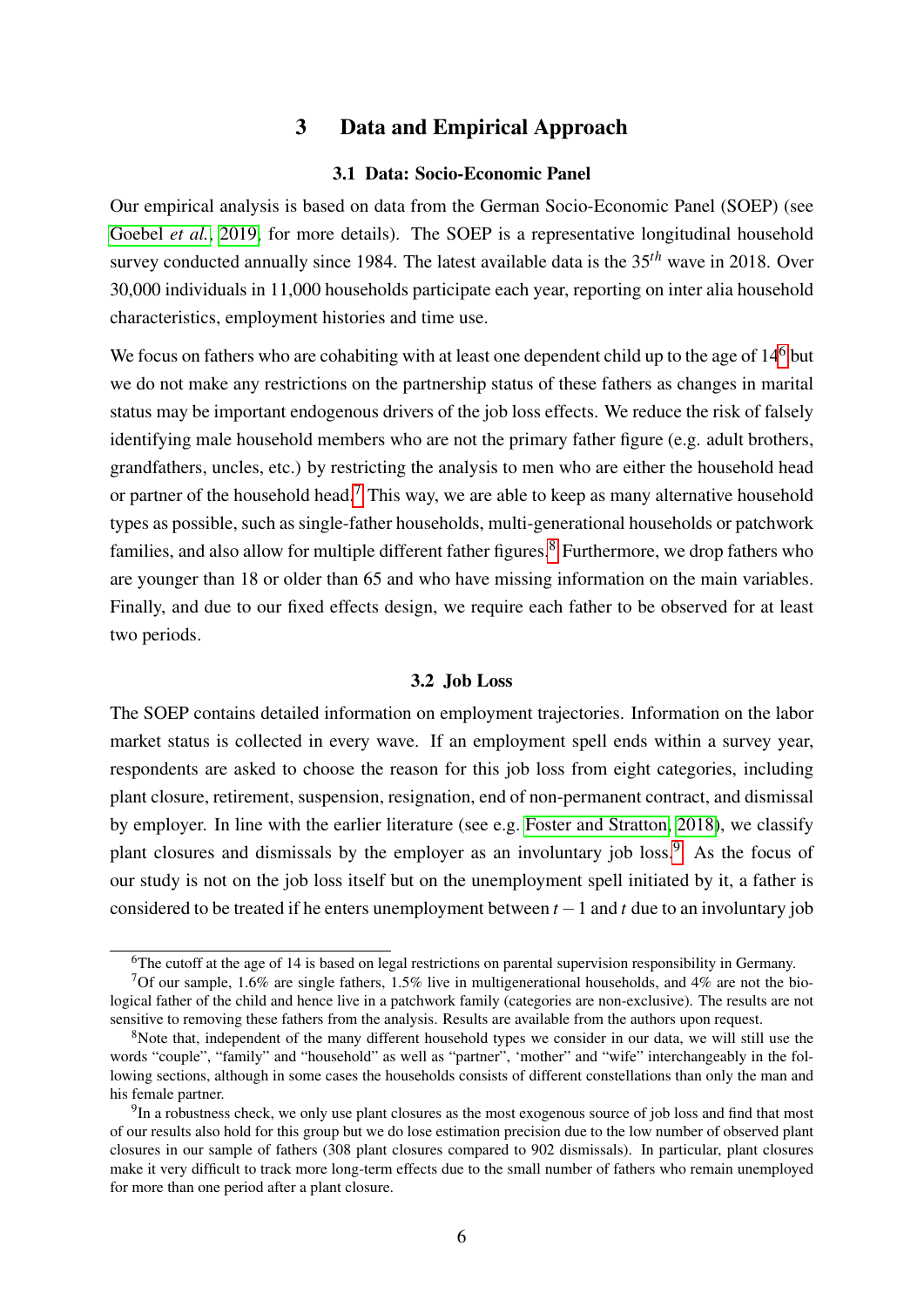# 3 Data and Empirical Approach

## 3.1 Data: Socio-Economic Panel

Our empirical analysis is based on data from the German Socio-Economic Panel (SOEP) (see Goebel *et al.*, 2019, for more details). The SOEP is a representative longitudinal household survey conducted annually since 1984. The latest available data is the $35^{th}$ wave in 2018. Over 30,000 individuals in 11,000 households participate each year, reporting on inter alia household characteristics, employment histories and time use.

We focus on fathers who are cohabiting with at least one dependent child up to the age of 14[6] but we do not make any restrictions on the partnership status of these fathers as changes in marital status may be important endogenous drivers of the job loss effects. We reduce the risk of falsely identifying male household members who are not the primary father figure (e.g. adult brothers, grandfathers, uncles, etc.) by restricting the analysis to men who are either the household head or partner of the household head.[7] This way, we are able to keep as many alternative household types as possible, such as single-father households, multi-generational households or patchwork families, and also allow for multiple different father figures.[8] Furthermore, we drop fathers who are younger than 18 or older than 65 and who have missing information on the main variables. Finally, and due to our fixed effects design, we require each father to be observed for at least two periods.

## 3.2 Job Loss

The SOEP contains detailed information on employment trajectories. Information on the labor market status is collected in every wave. If an employment spell ends within a survey year, respondents are asked to choose the reason for this job loss from eight categories, including plant closure, retirement, suspension, resignation, end of non-permanent contract, and dismissal by employer. In line with the earlier literature (see e.g. Foster and Stratton, 2018), we classify plant closures and dismissals by the employer as an involuntary job loss.[9] As the focus of our study is not on the job loss itself but on the unemployment spell initiated by it, a father is considered to be treated if he enters unemployment between $t-1$ and $t$ due to an involuntary job

[6]The cutoff at the age of 14 is based on legal restrictions on parental supervision responsibility in Germany.

[7]Of our sample, 1.6% are single fathers, 1.5% live in multigenerational households, and 4% are not the biological father of the child and hence live in a patchwork family (categories are non-exclusive). The results are not sensitive to removing these fathers from the analysis. Results are available from the authors upon request.

[8]Note that, independent of the many different household types we consider in our data, we will still use the words "couple", "family" and "household" as well as "partner", 'mother" and "wife" interchangeably in the following sections, although in some cases the households consists of different constellations than only the man and his female partner.

[9]In a robustness check, we only use plant closures as the most exogenous source of job loss and find that most of our results also hold for this group but we do lose estimation precision due to the low number of observed plant closures in our sample of fathers (308 plant closures compared to 902 dismissals). In particular, plant closures make it very difficult to track more long-term effects due to the small number of fathers who remain unemployed for more than one period after a plant closure.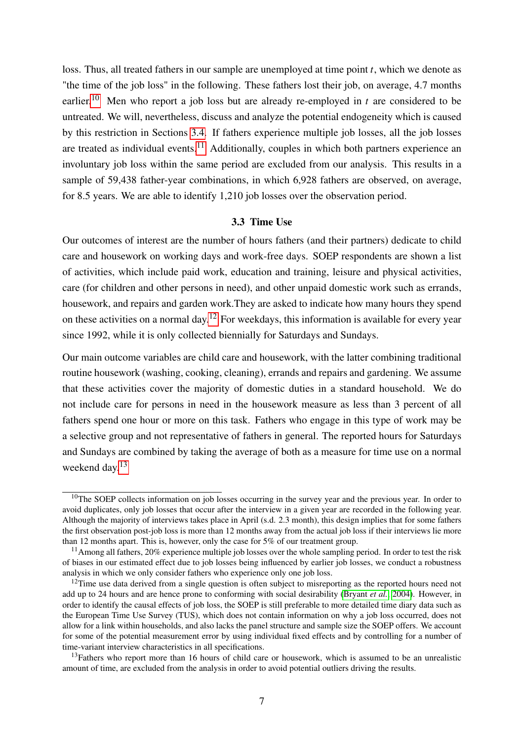loss. Thus, all treated fathers in our sample are unemployed at time point $t$, which we denote as "the time of the job loss" in the following. These fathers lost their job, on average, 4.7 months earlier.[10] Men who report a job loss but are already re-employed in $t$ are considered to be untreated. We will, nevertheless, discuss and analyze the potential endogeneity which is caused by this restriction in Sections 3.4. If fathers experience multiple job losses, all the job losses are treated as individual events.[11] Additionally, couples in which both partners experience an involuntary job loss within the same period are excluded from our analysis. This results in a sample of 59,438 father-year combinations, in which 6,928 fathers are observed, on average, for 8.5 years. We are able to identify 1,210 job losses over the observation period.

### 3.3 Time Use

Our outcomes of interest are the number of hours fathers (and their partners) dedicate to child care and housework on working days and work-free days. SOEP respondents are shown a list of activities, which include paid work, education and training, leisure and physical activities, care (for children and other persons in need), and other unpaid domestic work such as errands, housework, and repairs and garden work.They are asked to indicate how many hours they spend on these activities on a normal day.[12] For weekdays, this information is available for every year since 1992, while it is only collected biennially for Saturdays and Sundays.

Our main outcome variables are child care and housework, with the latter combining traditional routine housework (washing, cooking, cleaning), errands and repairs and gardening. We assume that these activities cover the majority of domestic duties in a standard household. We do not include care for persons in need in the housework measure as less than 3 percent of all fathers spend one hour or more on this task. Fathers who engage in this type of work may be a selective group and not representative of fathers in general. The reported hours for Saturdays and Sundays are combined by taking the average of both as a measure for time use on a normal weekend day.[13]

[10]The SOEP collects information on job losses occurring in the survey year and the previous year. In order to avoid duplicates, only job losses that occur after the interview in a given year are recorded in the following year. Although the majority of interviews takes place in April (s.d. 2.3 month), this design implies that for some fathers the first observation post-job loss is more than 12 months away from the actual job loss if their interviews lie more than 12 months apart. This is, however, only the case for 5% of our treatment group.

[11]Among all fathers, 20% experience multiple job losses over the whole sampling period. In order to test the risk of biases in our estimated effect due to job losses being influenced by earlier job losses, we conduct a robustness analysis in which we only consider fathers who experience only one job loss.

[12]Time use data derived from a single question is often subject to misreporting as the reported hours need not add up to 24 hours and are hence prone to conforming with social desirability (Bryant *et al.*, 2004). However, in order to identify the causal effects of job loss, the SOEP is still preferable to more detailed time diary data such as the European Time Use Survey (TUS), which does not contain information on why a job loss occurred, does not allow for a link within households, and also lacks the panel structure and sample size the SOEP offers. We account for some of the potential measurement error by using individual fixed effects and by controlling for a number of time-variant interview characteristics in all specifications.

[13]Fathers who report more than 16 hours of child care or housework, which is assumed to be an unrealistic amount of time, are excluded from the analysis in order to avoid potential outliers driving the results.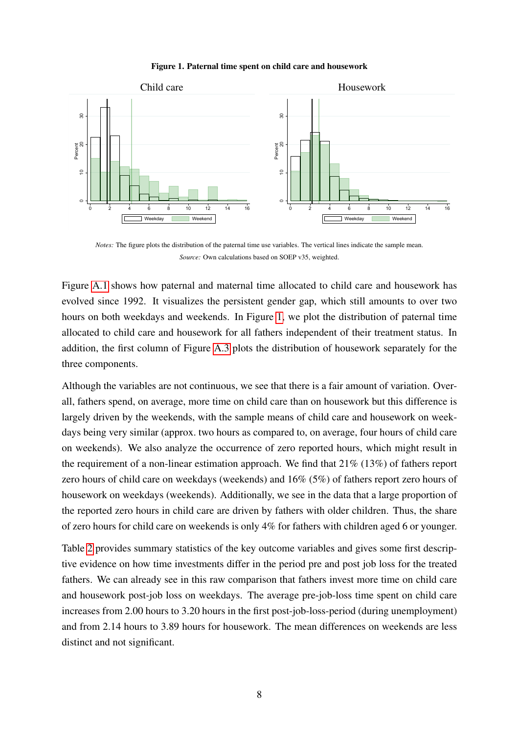**Figure 1. Paternal time spent on child care and housework**

Child care

Percent

0
10
20
30

0
2
4
6
8
10
12
14
16

Weekday
Weekend

Housework

Percent

0
10
20
30

0
2
4
6
8
10
12
14
16

Weekday
Weekend

*Notes:* The figure plots the distribution of the paternal time use variables. The vertical lines indicate the sample mean.
*Source:* Own calculations based on SOEP v35, weighted.

Figure A.1 shows how paternal and maternal time allocated to child care and housework has evolved since 1992. It visualizes the persistent gender gap, which still amounts to over two hours on both weekdays and weekends. In Figure 1, we plot the distribution of paternal time allocated to child care and housework for all fathers independent of their treatment status. In addition, the first column of Figure A.3 plots the distribution of housework separately for the three components.

Although the variables are not continuous, we see that there is a fair amount of variation. Overall, fathers spend, on average, more time on child care than on housework but this difference is largely driven by the weekends, with the sample means of child care and housework on weekdays being very similar (approx. two hours as compared to, on average, four hours of child care on weekends). We also analyze the occurrence of zero reported hours, which might result in the requirement of a non-linear estimation approach. We find that 21% (13%) of fathers report zero hours of child care on weekdays (weekends) and 16% (5%) of fathers report zero hours of housework on weekdays (weekends). Additionally, we see in the data that a large proportion of the reported zero hours in child care are driven by fathers with older children. Thus, the share of zero hours for child care on weekends is only 4% for fathers with children aged 6 or younger.

Table 2 provides summary statistics of the key outcome variables and gives some first descriptive evidence on how time investments differ in the period pre and post job loss for the treated fathers. We can already see in this raw comparison that fathers invest more time on child care and housework post-job loss on weekdays. The average pre-job-loss time spent on child care increases from 2.00 hours to 3.20 hours in the first post-job-loss-period (during unemployment) and from 2.14 hours to 3.89 hours for housework. The mean differences on weekends are less distinct and not significant.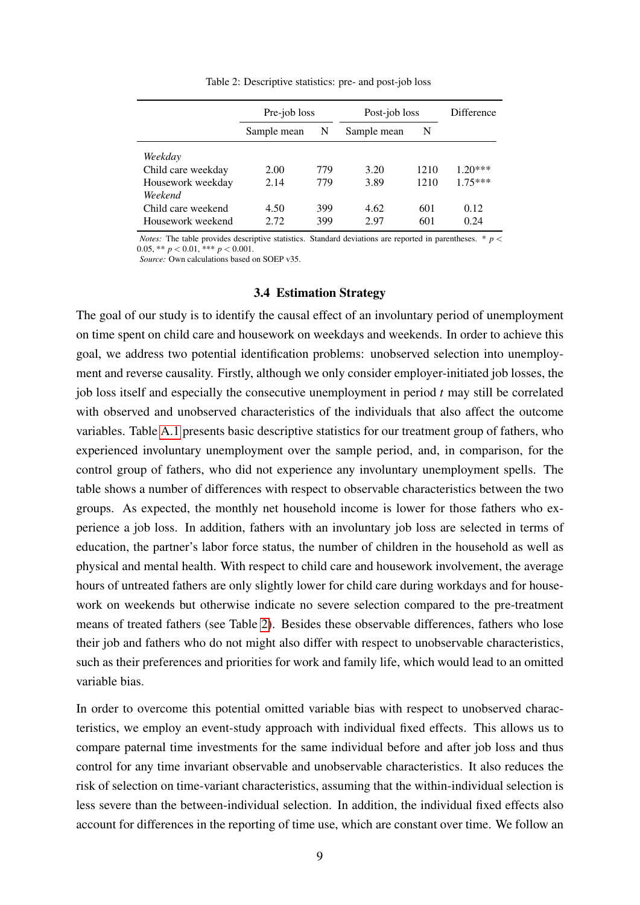Table 2: Descriptive statistics: pre- and post-job loss

| | Pre-job loss | | Post-job loss | | Difference |
|---|---|---|---|---|---|
| | Sample mean | N | Sample mean | N | |
| *Weekday* | | | | | |
| Child care weekday | 2.00 | 779 | 3.20 | 1210 | 1.20*** |
| Housework weekday | 2.14 | 779 | 3.89 | 1210 | 1.75*** |
| *Weekend* | | | | | |
| Child care weekend | 4.50 | 399 | 4.62 | 601 | 0.12 |
| Housework weekend | 2.72 | 399 | 2.97 | 601 | 0.24 |

*Notes:* The table provides descriptive statistics. Standard deviations are reported in parentheses. * $p < 0.05$, ** $p < 0.01$, *** $p < 0.001$.
*Source:* Own calculations based on SOEP v35.

### 3.4 Estimation Strategy

The goal of our study is to identify the causal effect of an involuntary period of unemployment on time spent on child care and housework on weekdays and weekends. In order to achieve this goal, we address two potential identification problems: unobserved selection into unemployment and reverse causality. Firstly, although we only consider employer-initiated job losses, the job loss itself and especially the consecutive unemployment in period $t$ may still be correlated with observed and unobserved characteristics of the individuals that also affect the outcome variables. Table A.1 presents basic descriptive statistics for our treatment group of fathers, who experienced involuntary unemployment over the sample period, and, in comparison, for the control group of fathers, who did not experience any involuntary unemployment spells. The table shows a number of differences with respect to observable characteristics between the two groups. As expected, the monthly net household income is lower for those fathers who experience a job loss. In addition, fathers with an involuntary job loss are selected in terms of education, the partner's labor force status, the number of children in the household as well as physical and mental health. With respect to child care and housework involvement, the average hours of untreated fathers are only slightly lower for child care during workdays and for housework on weekends but otherwise indicate no severe selection compared to the pre-treatment means of treated fathers (see Table 2). Besides these observable differences, fathers who lose their job and fathers who do not might also differ with respect to unobservable characteristics, such as their preferences and priorities for work and family life, which would lead to an omitted variable bias.

In order to overcome this potential omitted variable bias with respect to unobserved characteristics, we employ an event-study approach with individual fixed effects. This allows us to compare paternal time investments for the same individual before and after job loss and thus control for any time invariant observable and unobservable characteristics. It also reduces the risk of selection on time-variant characteristics, assuming that the within-individual selection is less severe than the between-individual selection. In addition, the individual fixed effects also account for differences in the reporting of time use, which are constant over time. We follow an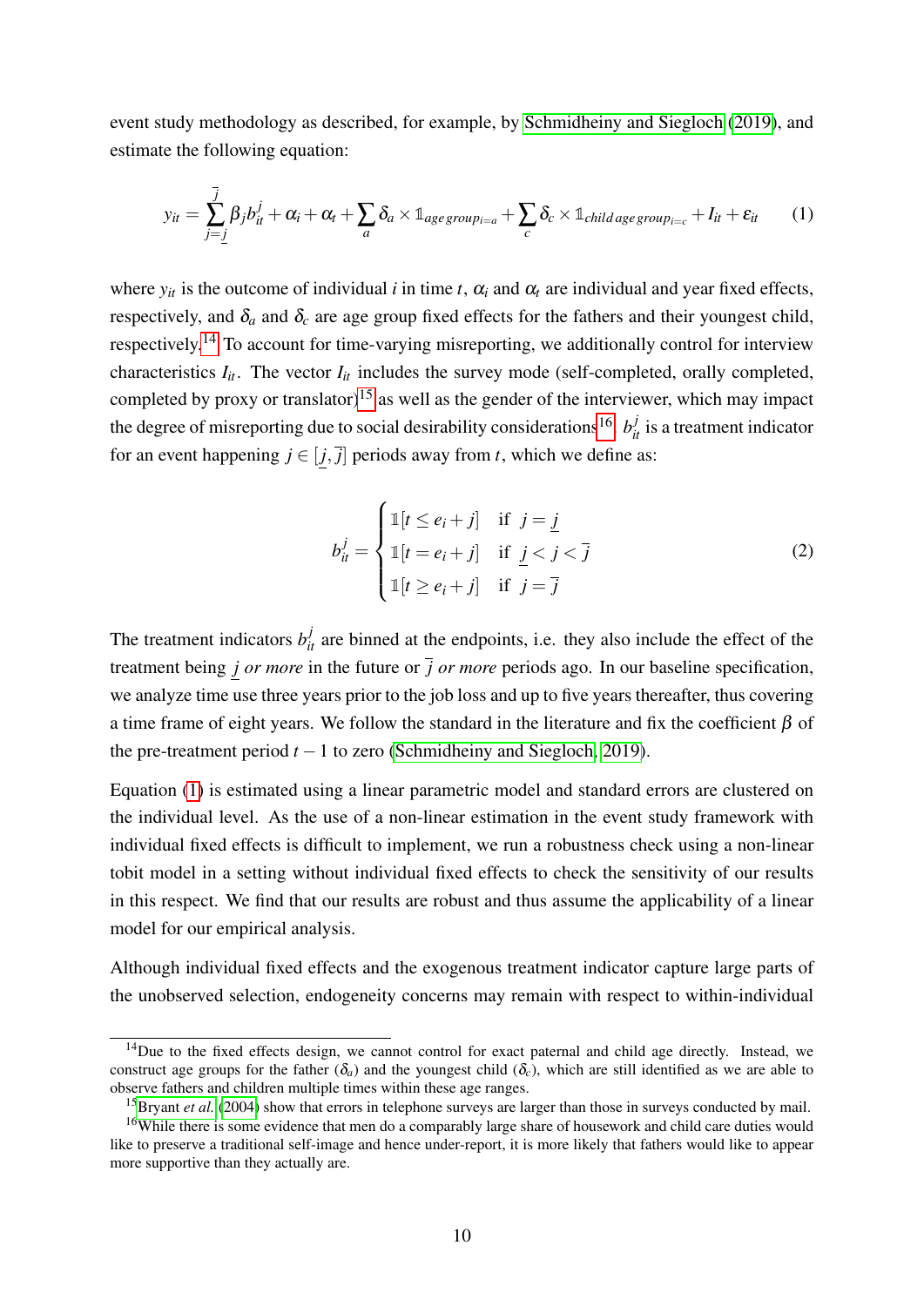event study methodology as described, for example, by Schmidheiny and Siegloch (2019), and estimate the following equation:

$$y_{it} = \sum_{j=\underline{j}}^{\overline{j}} \beta_j b_{it}^j + \alpha_i + \alpha_t + \sum_a \delta_a \times \mathbb{1}_{age\,group_i=a} + \sum_c \delta_c \times \mathbb{1}_{child\,age\,group_i=c} + I_{it} + \varepsilon_{it} \tag{1}$$

where $y_{it}$ is the outcome of individual $i$ in time $t$, $\alpha_i$ and $\alpha_t$ are individual and year fixed effects, respectively, and $\delta_a$ and $\delta_c$ are age group fixed effects for the fathers and their youngest child, respectively.[14] To account for time-varying misreporting, we additionally control for interview characteristics $I_{it}$. The vector $I_{it}$ includes the survey mode (self-completed, orally completed, completed by proxy or translator)[15] as well as the gender of the interviewer, which may impact the degree of misreporting due to social desirability considerations.[16] $b_{it}^j$ is a treatment indicator for an event happening $j \in [\underline{j}, \overline{j}]$ periods away from $t$, which we define as:

$$b_{it}^j = \begin{cases} \mathbb{1}[t \leq e_i + j] & \text{if } j = \underline{j} \\ \mathbb{1}[t = e_i + j] & \text{if } \underline{j} < j < \overline{j} \\ \mathbb{1}[t \geq e_i + j] & \text{if } j = \overline{j} \end{cases} \tag{2}$$

The treatment indicators $b_{it}^j$ are binned at the endpoints, i.e. they also include the effect of the treatment being $\underline{j}$ *or more* in the future or $\overline{j}$ *or more* periods ago. In our baseline specification, we analyze time use three years prior to the job loss and up to five years thereafter, thus covering a time frame of eight years. We follow the standard in the literature and fix the coefficient $\beta$ of the pre-treatment period $t-1$ to zero (Schmidheiny and Siegloch, 2019).

Equation (1) is estimated using a linear parametric model and standard errors are clustered on the individual level. As the use of a non-linear estimation in the event study framework with individual fixed effects is difficult to implement, we run a robustness check using a non-linear tobit model in a setting without individual fixed effects to check the sensitivity of our results in this respect. We find that our results are robust and thus assume the applicability of a linear model for our empirical analysis.

Although individual fixed effects and the exogenous treatment indicator capture large parts of the unobserved selection, endogeneity concerns may remain with respect to within-individual

[14] Due to the fixed effects design, we cannot control for exact paternal and child age directly. Instead, we construct age groups for the father ($\delta_a$) and the youngest child ($\delta_c$), which are still identified as we are able to observe fathers and children multiple times within these age ranges.

[15] Bryant *et al.* (2004) show that errors in telephone surveys are larger than those in surveys conducted by mail.

[16] While there is some evidence that men do a comparably large share of housework and child care duties would like to preserve a traditional self-image and hence under-report, it is more likely that fathers would like to appear more supportive than they actually are.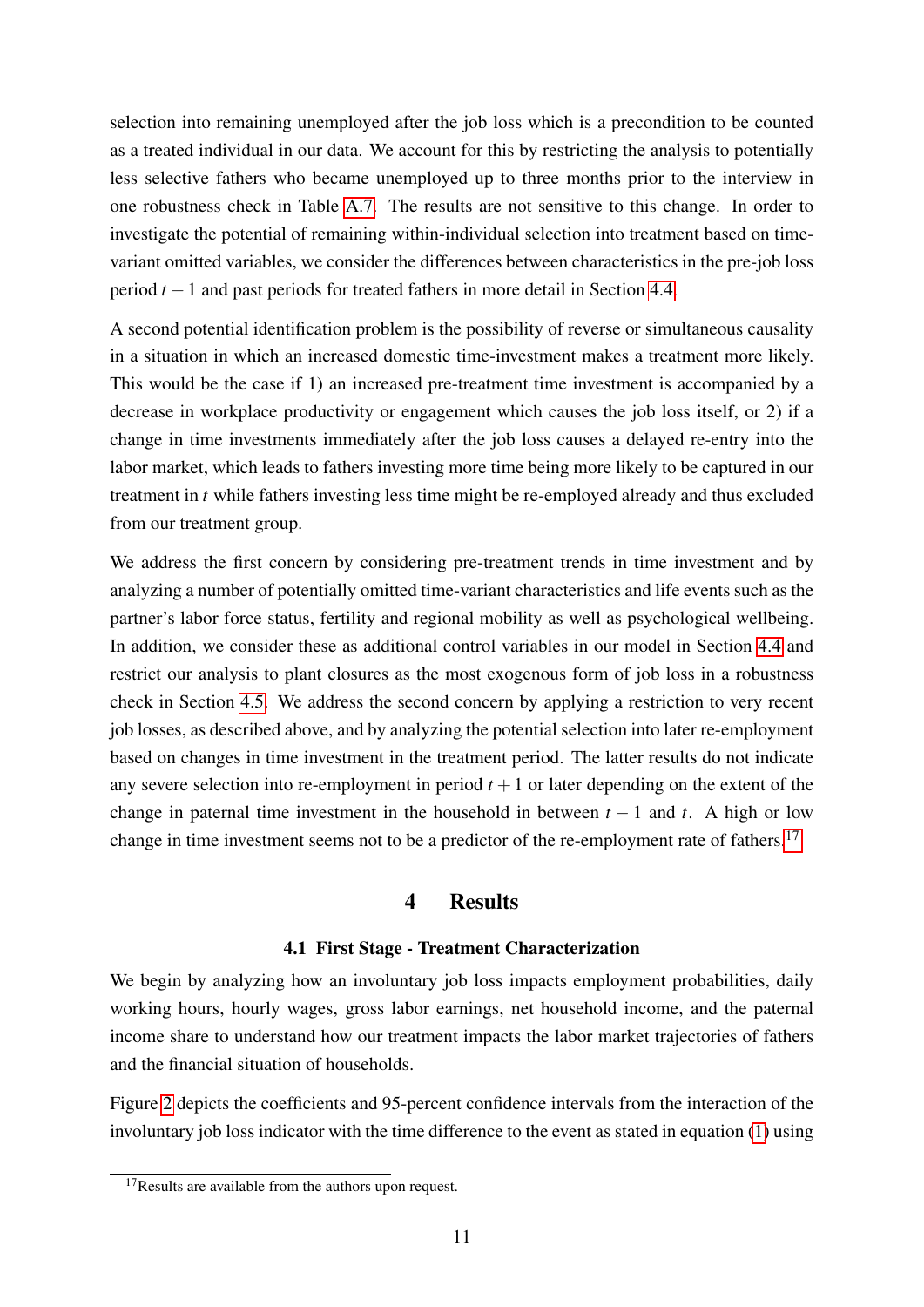selection into remaining unemployed after the job loss which is a precondition to be counted as a treated individual in our data. We account for this by restricting the analysis to potentially less selective fathers who became unemployed up to three months prior to the interview in one robustness check in Table A.7. The results are not sensitive to this change. In order to investigate the potential of remaining within-individual selection into treatment based on time-variant omitted variables, we consider the differences between characteristics in the pre-job loss period $t-1$ and past periods for treated fathers in more detail in Section 4.4.

A second potential identification problem is the possibility of reverse or simultaneous causality in a situation in which an increased domestic time-investment makes a treatment more likely. This would be the case if 1) an increased pre-treatment time investment is accompanied by a decrease in workplace productivity or engagement which causes the job loss itself, or 2) if a change in time investments immediately after the job loss causes a delayed re-entry into the labor market, which leads to fathers investing more time being more likely to be captured in our treatment in $t$ while fathers investing less time might be re-employed already and thus excluded from our treatment group.

We address the first concern by considering pre-treatment trends in time investment and by analyzing a number of potentially omitted time-variant characteristics and life events such as the partner's labor force status, fertility and regional mobility as well as psychological wellbeing. In addition, we consider these as additional control variables in our model in Section 4.4 and restrict our analysis to plant closures as the most exogenous form of job loss in a robustness check in Section 4.5. We address the second concern by applying a restriction to very recent job losses, as described above, and by analyzing the potential selection into later re-employment based on changes in time investment in the treatment period. The latter results do not indicate any severe selection into re-employment in period $t+1$ or later depending on the extent of the change in paternal time investment in the household in between $t-1$ and $t$. A high or low change in time investment seems not to be a predictor of the re-employment rate of fathers.[17]

# 4 Results

## 4.1 First Stage - Treatment Characterization

We begin by analyzing how an involuntary job loss impacts employment probabilities, daily working hours, hourly wages, gross labor earnings, net household income, and the paternal income share to understand how our treatment impacts the labor market trajectories of fathers and the financial situation of households.

Figure 2 depicts the coefficients and 95-percent confidence intervals from the interaction of the involuntary job loss indicator with the time difference to the event as stated in equation (1) using

[17] Results are available from the authors upon request.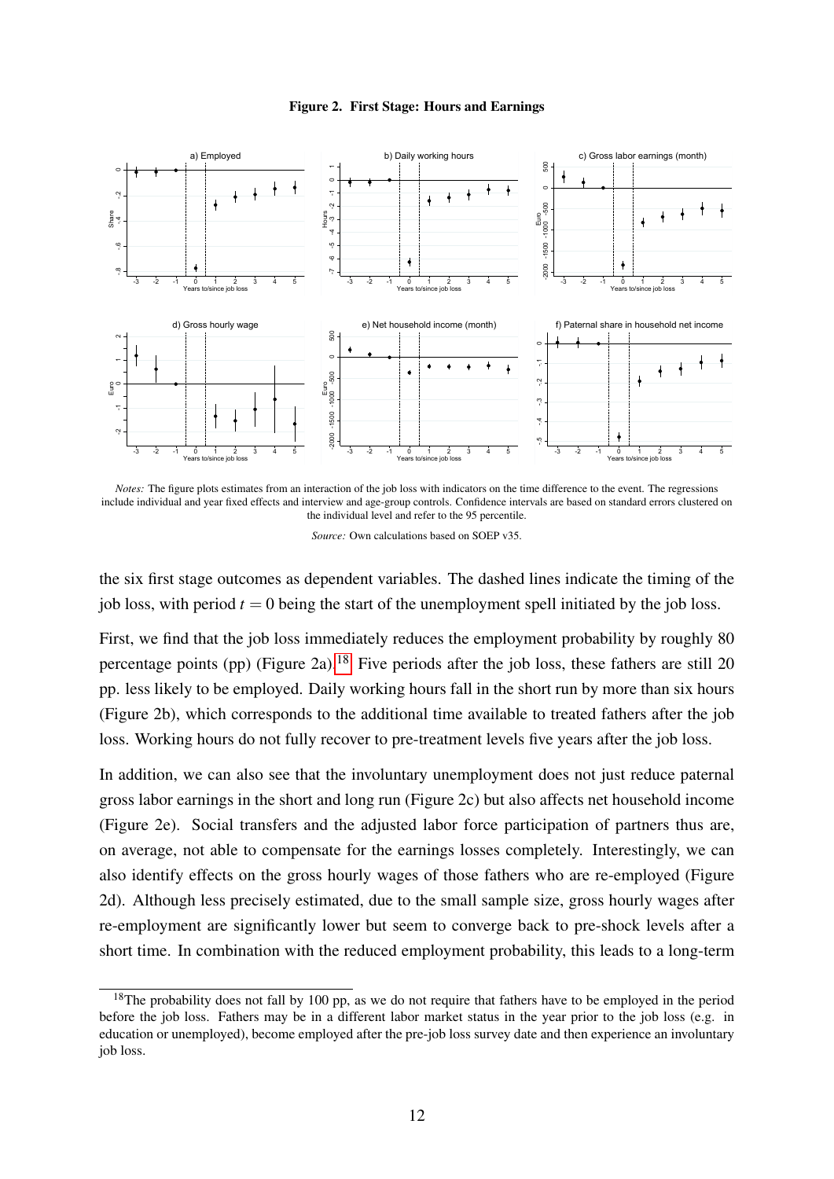**Figure 2. First Stage: Hours and Earnings**

*Notes:* The figure plots estimates from an interaction of the job loss with indicators on the time difference to the event. The regressions include individual and year fixed effects and interview and age-group controls. Confidence intervals are based on standard errors clustered on the individual level and refer to the 95 percentile.

*Source:* Own calculations based on SOEP v35.

the six first stage outcomes as dependent variables. The dashed lines indicate the timing of the job loss, with period $t = 0$ being the start of the unemployment spell initiated by the job loss.

First, we find that the job loss immediately reduces the employment probability by roughly 80 percentage points (pp) (Figure 2a).[18] Five periods after the job loss, these fathers are still 20 pp. less likely to be employed. Daily working hours fall in the short run by more than six hours (Figure 2b), which corresponds to the additional time available to treated fathers after the job loss. Working hours do not fully recover to pre-treatment levels five years after the job loss.

In addition, we can also see that the involuntary unemployment does not just reduce paternal gross labor earnings in the short and long run (Figure 2c) but also affects net household income (Figure 2e). Social transfers and the adjusted labor force participation of partners thus are, on average, not able to compensate for the earnings losses completely. Interestingly, we can also identify effects on the gross hourly wages of those fathers who are re-employed (Figure 2d). Although less precisely estimated, due to the small sample size, gross hourly wages after re-employment are significantly lower but seem to converge back to pre-shock levels after a short time. In combination with the reduced employment probability, this leads to a long-term

[18] The probability does not fall by 100 pp, as we do not require that fathers have to be employed in the period before the job loss. Fathers may be in a different labor market status in the year prior to the job loss (e.g. in education or unemployed), become employed after the pre-job loss survey date and then experience an involuntary job loss.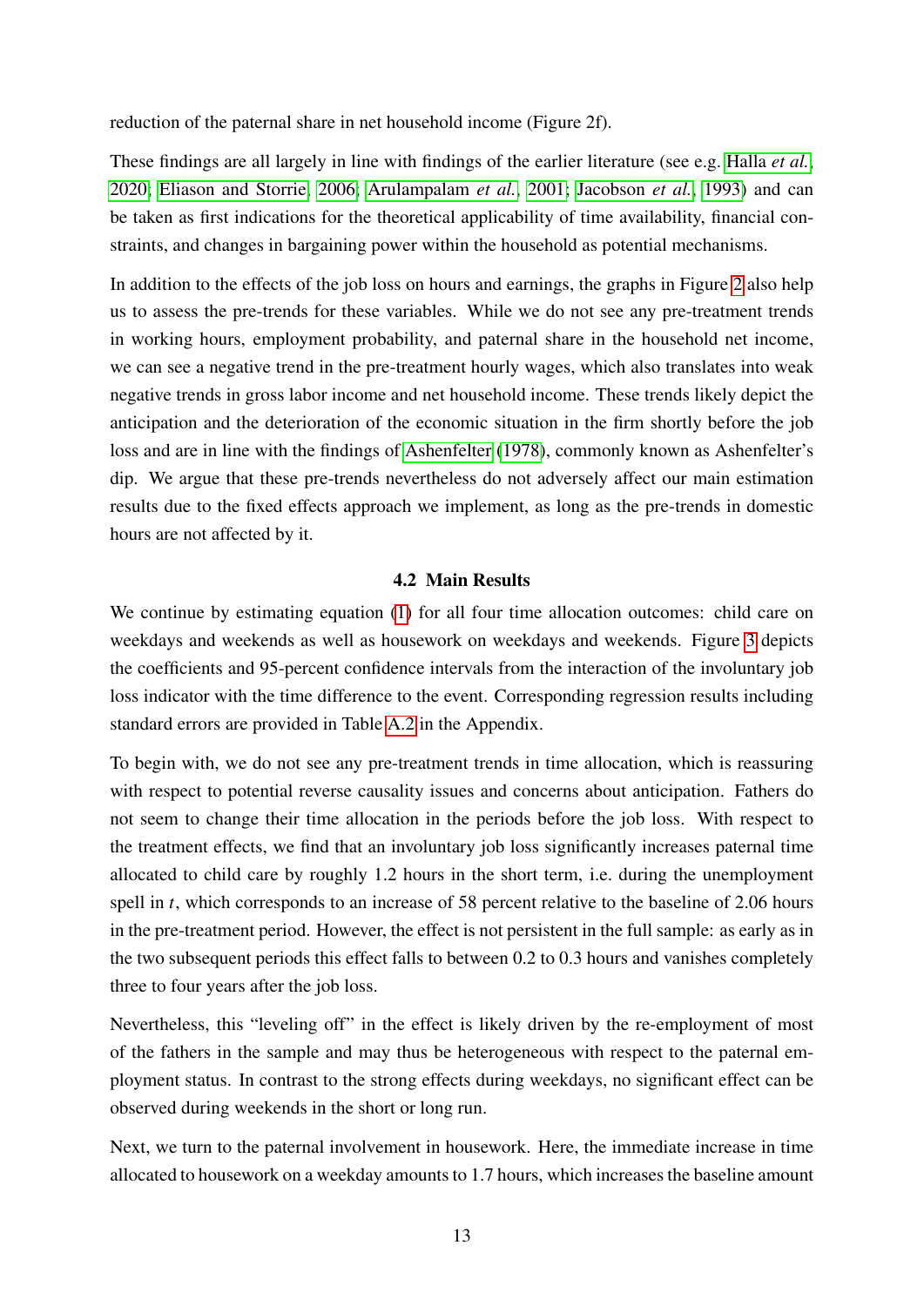reduction of the paternal share in net household income (Figure 2f).

These findings are all largely in line with findings of the earlier literature (see e.g. Halla *et al.*, 2020; Eliason and Storrie, 2006; Arulampalam *et al.*, 2001; Jacobson *et al.*, 1993) and can be taken as first indications for the theoretical applicability of time availability, financial constraints, and changes in bargaining power within the household as potential mechanisms.

In addition to the effects of the job loss on hours and earnings, the graphs in Figure 2 also help us to assess the pre-trends for these variables. While we do not see any pre-treatment trends in working hours, employment probability, and paternal share in the household net income, we can see a negative trend in the pre-treatment hourly wages, which also translates into weak negative trends in gross labor income and net household income. These trends likely depict the anticipation and the deterioration of the economic situation in the firm shortly before the job loss and are in line with the findings of Ashenfelter (1978), commonly known as Ashenfelter's dip. We argue that these pre-trends nevertheless do not adversely affect our main estimation results due to the fixed effects approach we implement, as long as the pre-trends in domestic hours are not affected by it.

### 4.2 Main Results

We continue by estimating equation (1) for all four time allocation outcomes: child care on weekdays and weekends as well as housework on weekdays and weekends. Figure 3 depicts the coefficients and 95-percent confidence intervals from the interaction of the involuntary job loss indicator with the time difference to the event. Corresponding regression results including standard errors are provided in Table A.2 in the Appendix.

To begin with, we do not see any pre-treatment trends in time allocation, which is reassuring with respect to potential reverse causality issues and concerns about anticipation. Fathers do not seem to change their time allocation in the periods before the job loss. With respect to the treatment effects, we find that an involuntary job loss significantly increases paternal time allocated to child care by roughly 1.2 hours in the short term, i.e. during the unemployment spell in $t$, which corresponds to an increase of 58 percent relative to the baseline of 2.06 hours in the pre-treatment period. However, the effect is not persistent in the full sample: as early as in the two subsequent periods this effect falls to between 0.2 to 0.3 hours and vanishes completely three to four years after the job loss.

Nevertheless, this "leveling off" in the effect is likely driven by the re-employment of most of the fathers in the sample and may thus be heterogeneous with respect to the paternal employment status. In contrast to the strong effects during weekdays, no significant effect can be observed during weekends in the short or long run.

Next, we turn to the paternal involvement in housework. Here, the immediate increase in time allocated to housework on a weekday amounts to 1.7 hours, which increases the baseline amount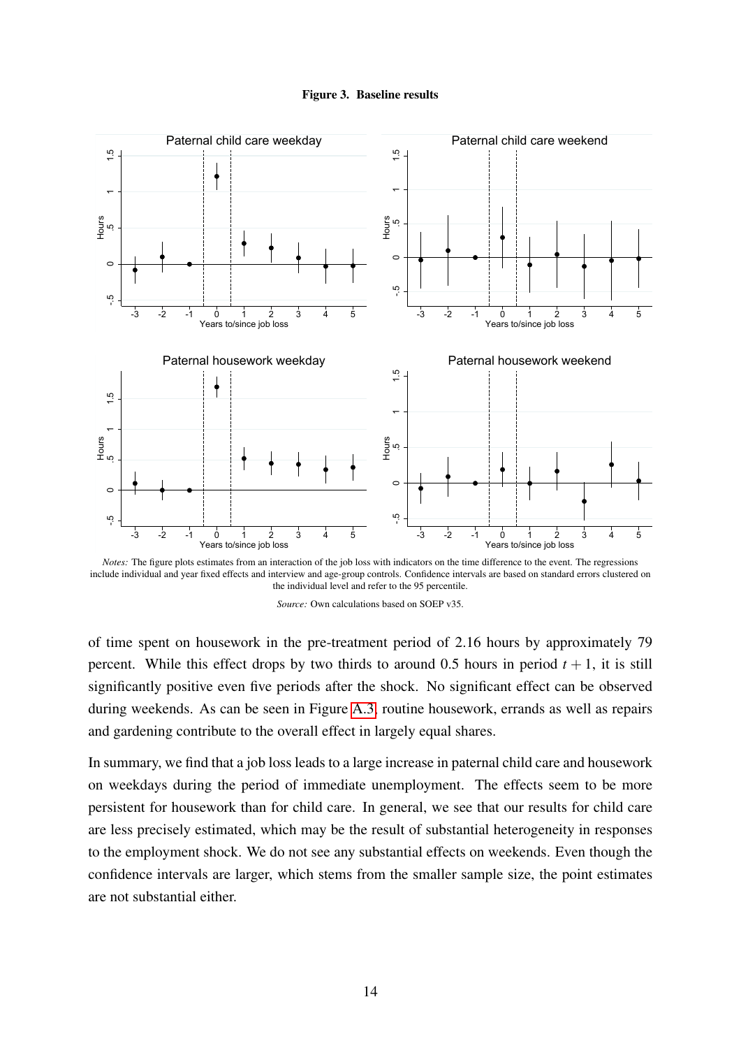**Figure 3. Baseline results**

Paternal child care weekday

Hours

1.5
1
.5
0
-.5

-3 -2 -1 0 1 2 3 4 5

Years to/since job loss

Paternal child care weekend

Hours

1.5
1
.5
0
-.5

-3 -2 -1 0 1 2 3 4 5

Years to/since job loss

Paternal housework weekday

Hours

1.5
1
.5
0
-.5

-3 -2 -1 0 1 2 3 4 5

Years to/since job loss

Paternal housework weekend

Hours

1.5
1
.5
0
-.5

-3 -2 -1 0 1 2 3 4 5

Years to/since job loss

*Notes:* The figure plots estimates from an interaction of the job loss with indicators on the time difference to the event. The regressions include individual and year fixed effects and interview and age-group controls. Confidence intervals are based on standard errors clustered on the individual level and refer to the 95 percentile.

*Source:* Own calculations based on SOEP v35.

of time spent on housework in the pre-treatment period of 2.16 hours by approximately 79 percent. While this effect drops by two thirds to around 0.5 hours in period $t+1$, it is still significantly positive even five periods after the shock. No significant effect can be observed during weekends. As can be seen in Figure A.3, routine housework, errands as well as repairs and gardening contribute to the overall effect in largely equal shares.

In summary, we find that a job loss leads to a large increase in paternal child care and housework on weekdays during the period of immediate unemployment. The effects seem to be more persistent for housework than for child care. In general, we see that our results for child care are less precisely estimated, which may be the result of substantial heterogeneity in responses to the employment shock. We do not see any substantial effects on weekends. Even though the confidence intervals are larger, which stems from the smaller sample size, the point estimates are not substantial either.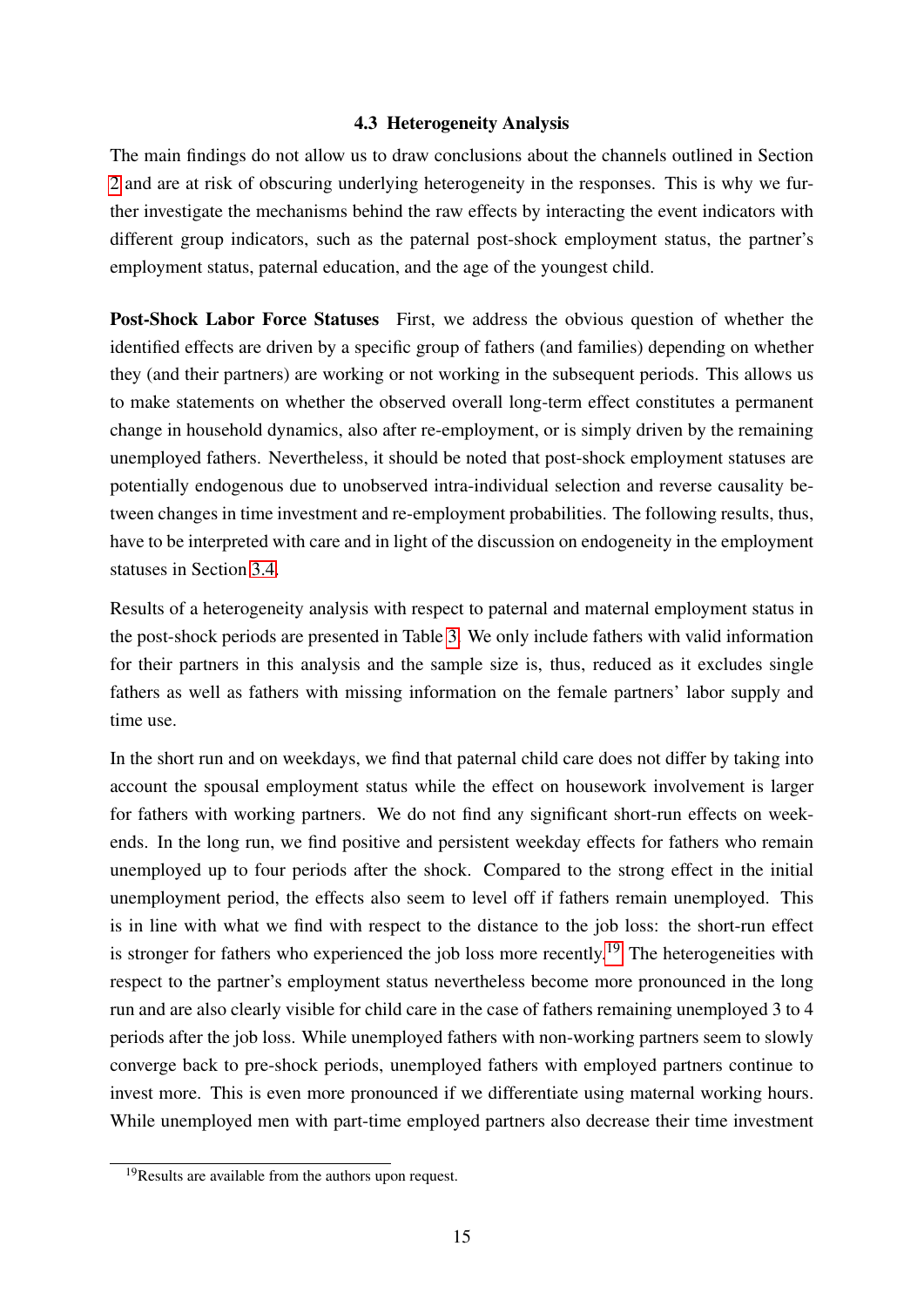### 4.3 Heterogeneity Analysis

The main findings do not allow us to draw conclusions about the channels outlined in Section 2 and are at risk of obscuring underlying heterogeneity in the responses. This is why we further investigate the mechanisms behind the raw effects by interacting the event indicators with different group indicators, such as the paternal post-shock employment status, the partner's employment status, paternal education, and the age of the youngest child.

**Post-Shock Labor Force Statuses** First, we address the obvious question of whether the identified effects are driven by a specific group of fathers (and families) depending on whether they (and their partners) are working or not working in the subsequent periods. This allows us to make statements on whether the observed overall long-term effect constitutes a permanent change in household dynamics, also after re-employment, or is simply driven by the remaining unemployed fathers. Nevertheless, it should be noted that post-shock employment statuses are potentially endogenous due to unobserved intra-individual selection and reverse causality between changes in time investment and re-employment probabilities. The following results, thus, have to be interpreted with care and in light of the discussion on endogeneity in the employment statuses in Section 3.4.

Results of a heterogeneity analysis with respect to paternal and maternal employment status in the post-shock periods are presented in Table 3. We only include fathers with valid information for their partners in this analysis and the sample size is, thus, reduced as it excludes single fathers as well as fathers with missing information on the female partners' labor supply and time use.

In the short run and on weekdays, we find that paternal child care does not differ by taking into account the spousal employment status while the effect on housework involvement is larger for fathers with working partners. We do not find any significant short-run effects on weekends. In the long run, we find positive and persistent weekday effects for fathers who remain unemployed up to four periods after the shock. Compared to the strong effect in the initial unemployment period, the effects also seem to level off if fathers remain unemployed. This is in line with what we find with respect to the distance to the job loss: the short-run effect is stronger for fathers who experienced the job loss more recently.[19] The heterogeneities with respect to the partner's employment status nevertheless become more pronounced in the long run and are also clearly visible for child care in the case of fathers remaining unemployed 3 to 4 periods after the job loss. While unemployed fathers with non-working partners seem to slowly converge back to pre-shock periods, unemployed fathers with employed partners continue to invest more. This is even more pronounced if we differentiate using maternal working hours. While unemployed men with part-time employed partners also decrease their time investment

[19] Results are available from the authors upon request.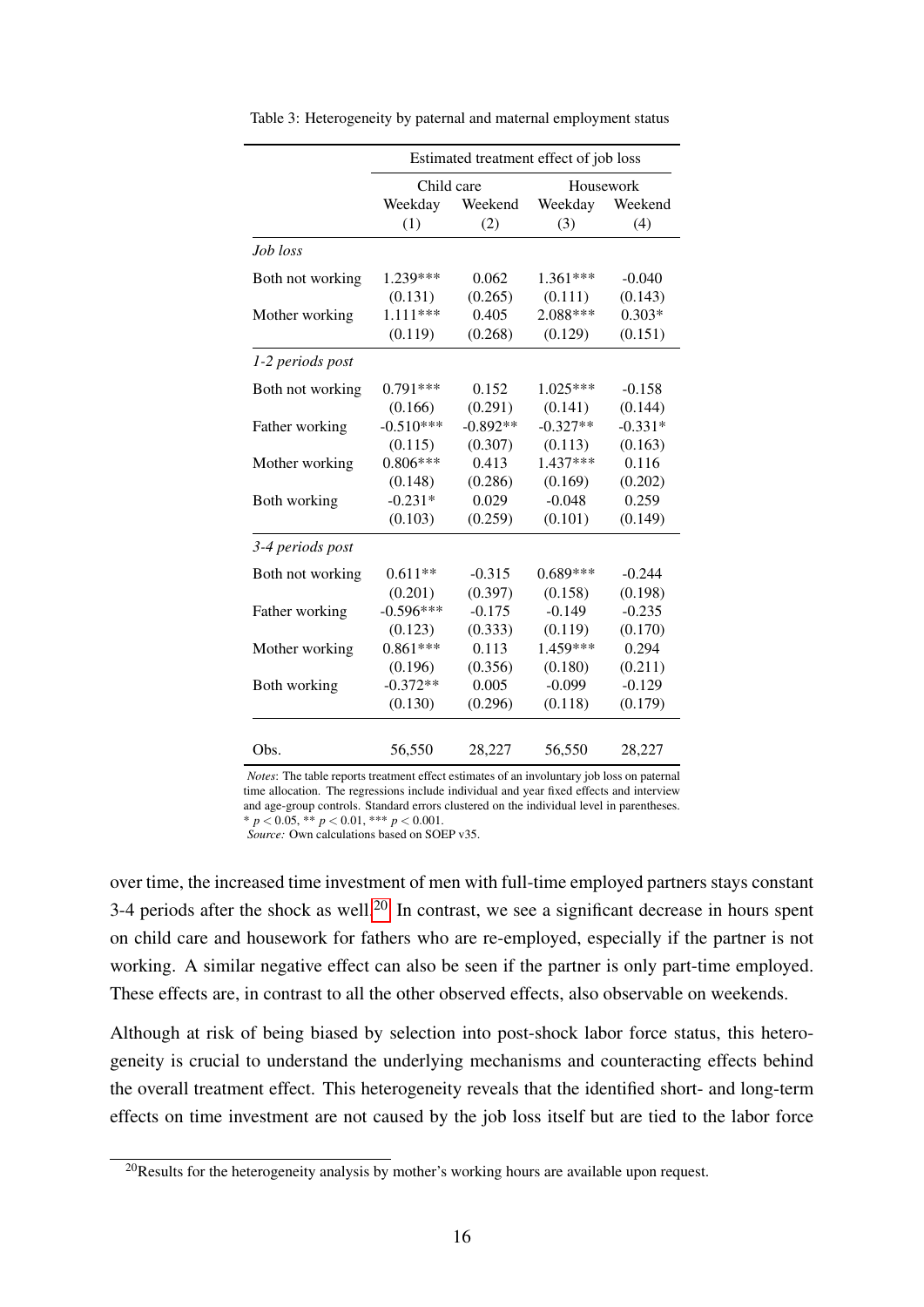Table 3: Heterogeneity by paternal and maternal employment status

| | Estimated treatment effect of job loss | | | |
|---|---|---|---|---|
| | Child care | | Housework | |
| | Weekday | Weekend | Weekday | Weekend |
| | (1) | (2) | (3) | (4) |
| *Job loss* | | | | |
| Both not working | 1.239*** | 0.062 | 1.361*** | -0.040 |
| | (0.131) | (0.265) | (0.111) | (0.143) |
| Mother working | 1.111*** | 0.405 | 2.088*** | 0.303* |
| | (0.119) | (0.268) | (0.129) | (0.151) |
| *1-2 periods post* | | | | |
| Both not working | 0.791*** | 0.152 | 1.025*** | -0.158 |
| | (0.166) | (0.291) | (0.141) | (0.144) |
| Father working | -0.510*** | -0.892** | -0.327** | -0.331* |
| | (0.115) | (0.307) | (0.113) | (0.163) |
| Mother working | 0.806*** | 0.413 | 1.437*** | 0.116 |
| | (0.148) | (0.286) | (0.169) | (0.202) |
| Both working | -0.231* | 0.029 | -0.048 | 0.259 |
| | (0.103) | (0.259) | (0.101) | (0.149) |
| *3-4 periods post* | | | | |
| Both not working | 0.611** | -0.315 | 0.689*** | -0.244 |
| | (0.201) | (0.397) | (0.158) | (0.198) |
| Father working | -0.596*** | -0.175 | -0.149 | -0.235 |
| | (0.123) | (0.333) | (0.119) | (0.170) |
| Mother working | 0.861*** | 0.113 | 1.459*** | 0.294 |
| | (0.196) | (0.356) | (0.180) | (0.211) |
| Both working | -0.372** | 0.005 | -0.099 | -0.129 |
| | (0.130) | (0.296) | (0.118) | (0.179) |
| Obs. | 56,550 | 28,227 | 56,550 | 28,227 |

*Notes*: The table reports treatment effect estimates of an involuntary job loss on paternal time allocation. The regressions include individual and year fixed effects and interview and age-group controls. Standard errors clustered on the individual level in parentheses. * $p < 0.05$, ** $p < 0.01$, *** $p < 0.001$.
*Source:* Own calculations based on SOEP v35.

over time, the increased time investment of men with full-time employed partners stays constant 3-4 periods after the shock as well.[20] In contrast, we see a significant decrease in hours spent on child care and housework for fathers who are re-employed, especially if the partner is not working. A similar negative effect can also be seen if the partner is only part-time employed. These effects are, in contrast to all the other observed effects, also observable on weekends.

Although at risk of being biased by selection into post-shock labor force status, this heterogeneity is crucial to understand the underlying mechanisms and counteracting effects behind the overall treatment effect. This heterogeneity reveals that the identified short- and long-term effects on time investment are not caused by the job loss itself but are tied to the labor force

[20] Results for the heterogeneity analysis by mother's working hours are available upon request.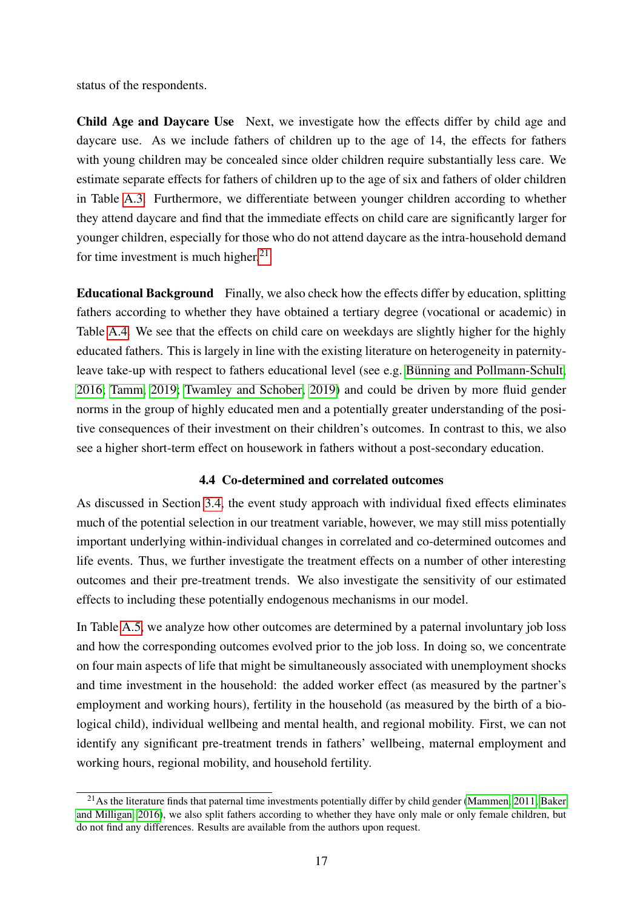status of the respondents.

**Child Age and Daycare Use** Next, we investigate how the effects differ by child age and daycare use. As we include fathers of children up to the age of 14, the effects for fathers with young children may be concealed since older children require substantially less care. We estimate separate effects for fathers of children up to the age of six and fathers of older children in Table A.3. Furthermore, we differentiate between younger children according to whether they attend daycare and find that the immediate effects on child care are significantly larger for younger children, especially for those who do not attend daycare as the intra-household demand for time investment is much higher.[21]

**Educational Background** Finally, we also check how the effects differ by education, splitting fathers according to whether they have obtained a tertiary degree (vocational or academic) in Table A.4. We see that the effects on child care on weekdays are slightly higher for the highly educated fathers. This is largely in line with the existing literature on heterogeneity in paternity-leave take-up with respect to fathers educational level (see e.g. Bünning and Pollmann-Schult, 2016; Tamm, 2019; Twamley and Schober, 2019) and could be driven by more fluid gender norms in the group of highly educated men and a potentially greater understanding of the positive consequences of their investment on their children's outcomes. In contrast to this, we also see a higher short-term effect on housework in fathers without a post-secondary education.

### 4.4 Co-determined and correlated outcomes

As discussed in Section 3.4, the event study approach with individual fixed effects eliminates much of the potential selection in our treatment variable, however, we may still miss potentially important underlying within-individual changes in correlated and co-determined outcomes and life events. Thus, we further investigate the treatment effects on a number of other interesting outcomes and their pre-treatment trends. We also investigate the sensitivity of our estimated effects to including these potentially endogenous mechanisms in our model.

In Table A.5, we analyze how other outcomes are determined by a paternal involuntary job loss and how the corresponding outcomes evolved prior to the job loss. In doing so, we concentrate on four main aspects of life that might be simultaneously associated with unemployment shocks and time investment in the household: the added worker effect (as measured by the partner's employment and working hours), fertility in the household (as measured by the birth of a biological child), individual wellbeing and mental health, and regional mobility. First, we can not identify any significant pre-treatment trends in fathers' wellbeing, maternal employment and working hours, regional mobility, and household fertility.

[21] As the literature finds that paternal time investments potentially differ by child gender (Mammen, 2011; Baker and Milligan, 2016), we also split fathers according to whether they have only male or only female children, but do not find any differences. Results are available from the authors upon request.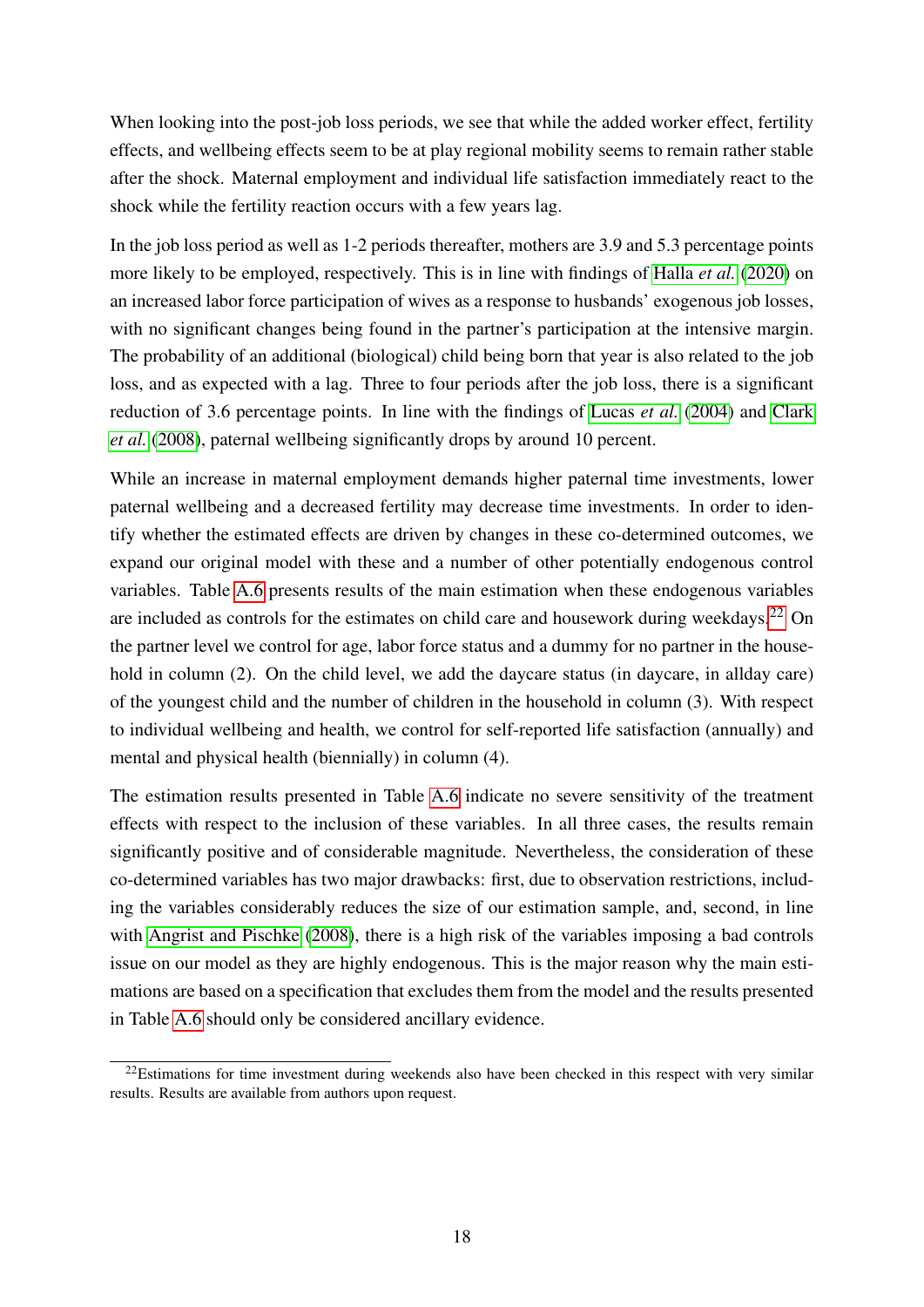When looking into the post-job loss periods, we see that while the added worker effect, fertility effects, and wellbeing effects seem to be at play regional mobility seems to remain rather stable after the shock. Maternal employment and individual life satisfaction immediately react to the shock while the fertility reaction occurs with a few years lag.

In the job loss period as well as 1-2 periods thereafter, mothers are 3.9 and 5.3 percentage points more likely to be employed, respectively. This is in line with findings of Halla *et al.* (2020) on an increased labor force participation of wives as a response to husbands' exogenous job losses, with no significant changes being found in the partner's participation at the intensive margin. The probability of an additional (biological) child being born that year is also related to the job loss, and as expected with a lag. Three to four periods after the job loss, there is a significant reduction of 3.6 percentage points. In line with the findings of Lucas *et al.* (2004) and Clark *et al.* (2008), paternal wellbeing significantly drops by around 10 percent.

While an increase in maternal employment demands higher paternal time investments, lower paternal wellbeing and a decreased fertility may decrease time investments. In order to identify whether the estimated effects are driven by changes in these co-determined outcomes, we expand our original model with these and a number of other potentially endogenous control variables. Table A.6 presents results of the main estimation when these endogenous variables are included as controls for the estimates on child care and housework during weekdays.[22] On the partner level we control for age, labor force status and a dummy for no partner in the household in column (2). On the child level, we add the daycare status (in daycare, in allday care) of the youngest child and the number of children in the household in column (3). With respect to individual wellbeing and health, we control for self-reported life satisfaction (annually) and mental and physical health (biennially) in column (4).

The estimation results presented in Table A.6 indicate no severe sensitivity of the treatment effects with respect to the inclusion of these variables. In all three cases, the results remain significantly positive and of considerable magnitude. Nevertheless, the consideration of these co-determined variables has two major drawbacks: first, due to observation restrictions, including the variables considerably reduces the size of our estimation sample, and, second, in line with Angrist and Pischke (2008), there is a high risk of the variables imposing a bad controls issue on our model as they are highly endogenous. This is the major reason why the main estimations are based on a specification that excludes them from the model and the results presented in Table A.6 should only be considered ancillary evidence.

[22]Estimations for time investment during weekends also have been checked in this respect with very similar results. Results are available from authors upon request.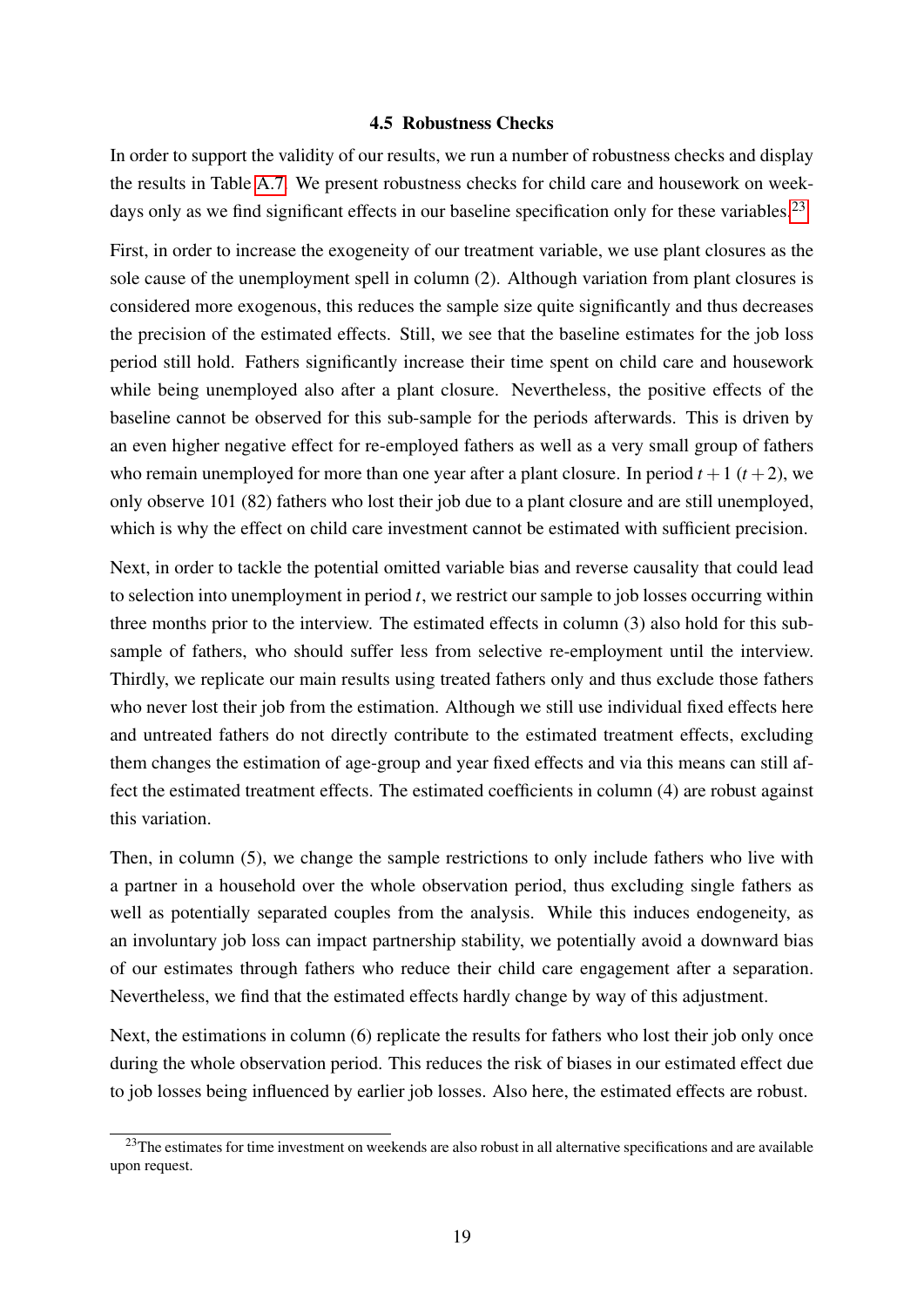### 4.5 Robustness Checks

In order to support the validity of our results, we run a number of robustness checks and display the results in Table A.7. We present robustness checks for child care and housework on weekdays only as we find significant effects in our baseline specification only for these variables.[23]

First, in order to increase the exogeneity of our treatment variable, we use plant closures as the sole cause of the unemployment spell in column (2). Although variation from plant closures is considered more exogenous, this reduces the sample size quite significantly and thus decreases the precision of the estimated effects. Still, we see that the baseline estimates for the job loss period still hold. Fathers significantly increase their time spent on child care and housework while being unemployed also after a plant closure. Nevertheless, the positive effects of the baseline cannot be observed for this sub-sample for the periods afterwards. This is driven by an even higher negative effect for re-employed fathers as well as a very small group of fathers who remain unemployed for more than one year after a plant closure. In period $t+1$ ($t+2$), we only observe 101 (82) fathers who lost their job due to a plant closure and are still unemployed, which is why the effect on child care investment cannot be estimated with sufficient precision.

Next, in order to tackle the potential omitted variable bias and reverse causality that could lead to selection into unemployment in period $t$, we restrict our sample to job losses occurring within three months prior to the interview. The estimated effects in column (3) also hold for this sub-sample of fathers, who should suffer less from selective re-employment until the interview. Thirdly, we replicate our main results using treated fathers only and thus exclude those fathers who never lost their job from the estimation. Although we still use individual fixed effects here and untreated fathers do not directly contribute to the estimated treatment effects, excluding them changes the estimation of age-group and year fixed effects and via this means can still affect the estimated treatment effects. The estimated coefficients in column (4) are robust against this variation.

Then, in column (5), we change the sample restrictions to only include fathers who live with a partner in a household over the whole observation period, thus excluding single fathers as well as potentially separated couples from the analysis. While this induces endogeneity, as an involuntary job loss can impact partnership stability, we potentially avoid a downward bias of our estimates through fathers who reduce their child care engagement after a separation. Nevertheless, we find that the estimated effects hardly change by way of this adjustment.

Next, the estimations in column (6) replicate the results for fathers who lost their job only once during the whole observation period. This reduces the risk of biases in our estimated effect due to job losses being influenced by earlier job losses. Also here, the estimated effects are robust.

[23] The estimates for time investment on weekends are also robust in all alternative specifications and are available upon request.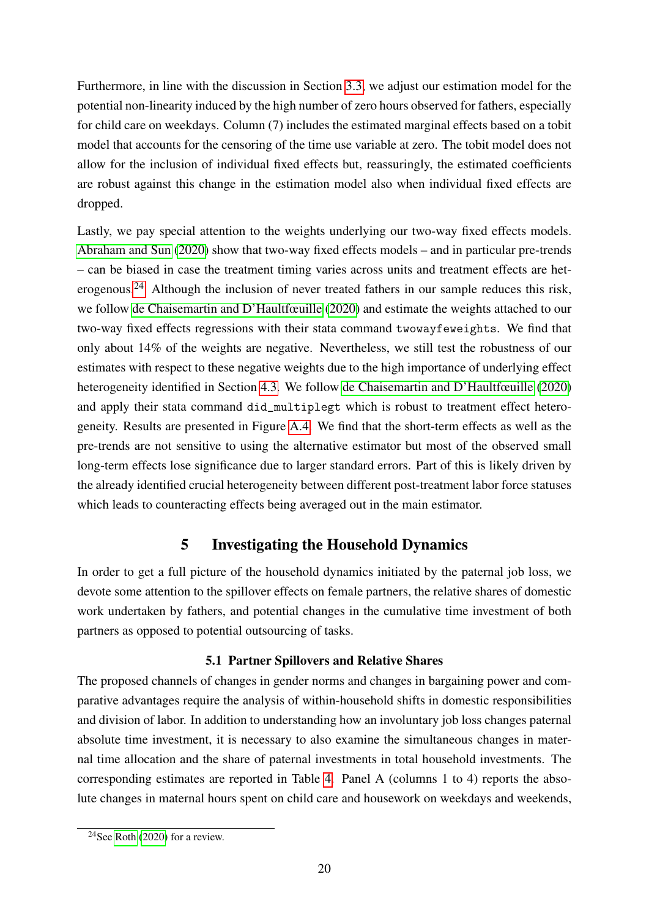Furthermore, in line with the discussion in Section 3.3, we adjust our estimation model for the potential non-linearity induced by the high number of zero hours observed for fathers, especially for child care on weekdays. Column (7) includes the estimated marginal effects based on a tobit model that accounts for the censoring of the time use variable at zero. The tobit model does not allow for the inclusion of individual fixed effects but, reassuringly, the estimated coefficients are robust against this change in the estimation model also when individual fixed effects are dropped.

Lastly, we pay special attention to the weights underlying our two-way fixed effects models. Abraham and Sun (2020) show that two-way fixed effects models – and in particular pre-trends – can be biased in case the treatment timing varies across units and treatment effects are heterogenous.[24] Although the inclusion of never treated fathers in our sample reduces this risk, we follow de Chaisemartin and D'Haultfœuille (2020) and estimate the weights attached to our two-way fixed effects regressions with their stata command `twowayfeweights`. We find that only about 14% of the weights are negative. Nevertheless, we still test the robustness of our estimates with respect to these negative weights due to the high importance of underlying effect heterogeneity identified in Section 4.3. We follow de Chaisemartin and D'Haultfœuille (2020) and apply their stata command `did_multiplegt` which is robust to treatment effect heterogeneity. Results are presented in Figure A.4. We find that the short-term effects as well as the pre-trends are not sensitive to using the alternative estimator but most of the observed small long-term effects lose significance due to larger standard errors. Part of this is likely driven by the already identified crucial heterogeneity between different post-treatment labor force statuses which leads to counteracting effects being averaged out in the main estimator.

# 5 Investigating the Household Dynamics

In order to get a full picture of the household dynamics initiated by the paternal job loss, we devote some attention to the spillover effects on female partners, the relative shares of domestic work undertaken by fathers, and potential changes in the cumulative time investment of both partners as opposed to potential outsourcing of tasks.

## 5.1 Partner Spillovers and Relative Shares

The proposed channels of changes in gender norms and changes in bargaining power and comparative advantages require the analysis of within-household shifts in domestic responsibilities and division of labor. In addition to understanding how an involuntary job loss changes paternal absolute time investment, it is necessary to also examine the simultaneous changes in maternal time allocation and the share of paternal investments in total household investments. The corresponding estimates are reported in Table 4. Panel A (columns 1 to 4) reports the absolute changes in maternal hours spent on child care and housework on weekdays and weekends,

[24] See Roth (2020) for a review.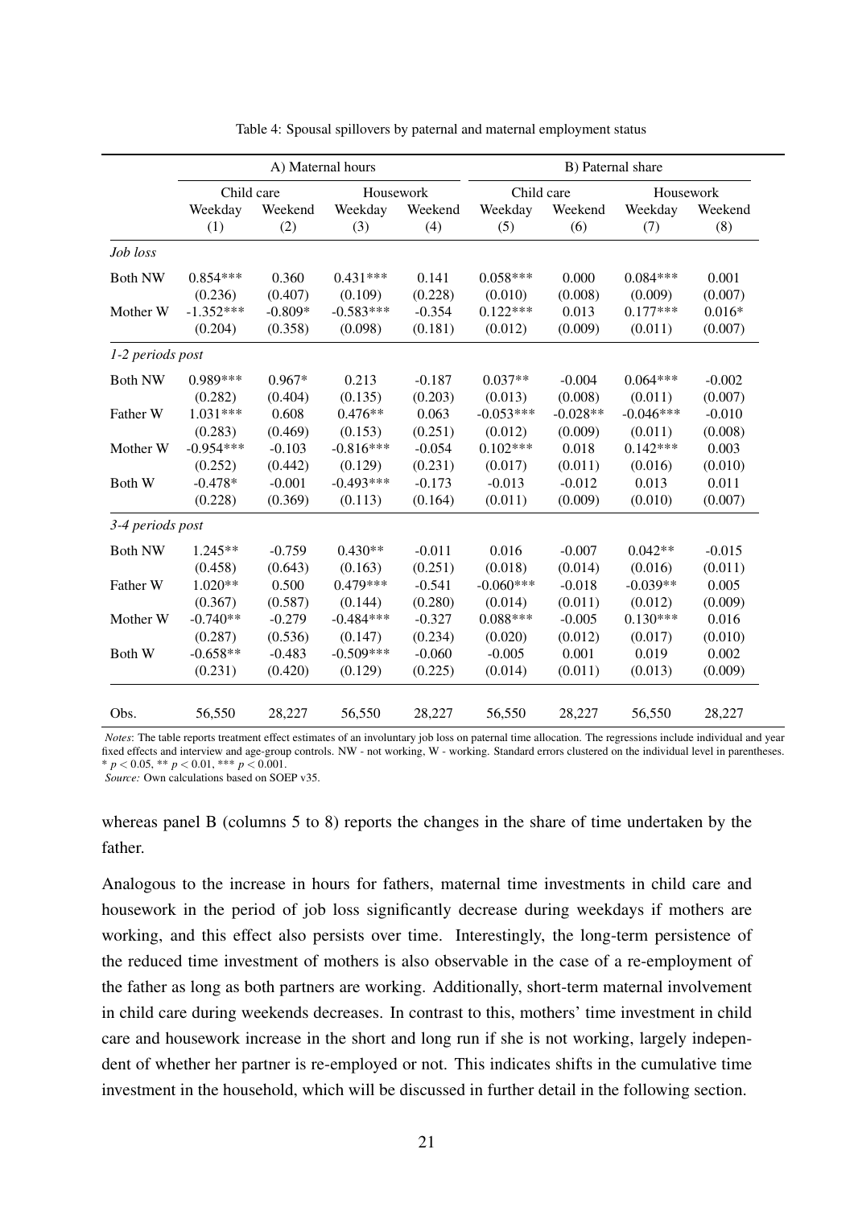Table 4: Spousal spillovers by paternal and maternal employment status

| | A) Maternal hours | | | | B) Paternal share | | | |
|---|---|---|---|---|---|---|---|---|
| | Child care | | Housework | | Child care | | Housework | |
| | Weekday (1) | Weekend (2) | Weekday (3) | Weekend (4) | Weekday (5) | Weekend (6) | Weekday (7) | Weekend (8) |
| *Job loss* | | | | | | | | |
| Both NW | 0.854*** | 0.360 | 0.431*** | 0.141 | 0.058*** | 0.000 | 0.084*** | 0.001 |
| | (0.236) | (0.407) | (0.109) | (0.228) | (0.010) | (0.008) | (0.009) | (0.007) |
| Mother W | -1.352*** | -0.809* | -0.583*** | -0.354 | 0.122*** | 0.013 | 0.177*** | 0.016* |
| | (0.204) | (0.358) | (0.098) | (0.181) | (0.012) | (0.009) | (0.011) | (0.007) |
| *1-2 periods post* | | | | | | | | |
| Both NW | 0.989*** | 0.967* | 0.213 | -0.187 | 0.037** | -0.004 | 0.064*** | -0.002 |
| | (0.282) | (0.404) | (0.135) | (0.203) | (0.013) | (0.008) | (0.011) | (0.007) |
| Father W | 1.031*** | 0.608 | 0.476** | 0.063 | -0.053*** | -0.028** | -0.046*** | -0.010 |
| | (0.283) | (0.469) | (0.153) | (0.251) | (0.012) | (0.009) | (0.011) | (0.008) |
| Mother W | -0.954*** | -0.103 | -0.816*** | -0.054 | 0.102*** | 0.018 | 0.142*** | 0.003 |
| | (0.252) | (0.442) | (0.129) | (0.231) | (0.017) | (0.011) | (0.016) | (0.010) |
| Both W | -0.478* | -0.001 | -0.493*** | -0.173 | -0.013 | -0.012 | 0.013 | 0.011 |
| | (0.228) | (0.369) | (0.113) | (0.164) | (0.011) | (0.009) | (0.010) | (0.007) |
| *3-4 periods post* | | | | | | | | |
| Both NW | 1.245** | -0.759 | 0.430** | -0.011 | 0.016 | -0.007 | 0.042** | -0.015 |
| | (0.458) | (0.643) | (0.163) | (0.251) | (0.018) | (0.014) | (0.016) | (0.011) |
| Father W | 1.020** | 0.500 | 0.479*** | -0.541 | -0.060*** | -0.018 | -0.039** | 0.005 |
| | (0.367) | (0.587) | (0.144) | (0.280) | (0.014) | (0.011) | (0.012) | (0.009) |
| Mother W | -0.740** | -0.279 | -0.484*** | -0.327 | 0.088*** | -0.005 | 0.130*** | 0.016 |
| | (0.287) | (0.536) | (0.147) | (0.234) | (0.020) | (0.012) | (0.017) | (0.010) |
| Both W | -0.658** | -0.483 | -0.509*** | -0.060 | -0.005 | 0.001 | 0.019 | 0.002 |
| | (0.231) | (0.420) | (0.129) | (0.225) | (0.014) | (0.011) | (0.013) | (0.009) |
| Obs. | 56,550 | 28,227 | 56,550 | 28,227 | 56,550 | 28,227 | 56,550 | 28,227 |

*Notes*: The table reports treatment effect estimates of an involuntary job loss on paternal time allocation. The regressions include individual and year fixed effects and interview and age-group controls. NW - not working, W - working. Standard errors clustered on the individual level in parentheses. * $p < 0.05$, ** $p < 0.01$, *** $p < 0.001$.
*Source:* Own calculations based on SOEP v35.

whereas panel B (columns 5 to 8) reports the changes in the share of time undertaken by the father.

Analogous to the increase in hours for fathers, maternal time investments in child care and housework in the period of job loss significantly decrease during weekdays if mothers are working, and this effect also persists over time. Interestingly, the long-term persistence of the reduced time investment of mothers is also observable in the case of a re-employment of the father as long as both partners are working. Additionally, short-term maternal involvement in child care during weekends decreases. In contrast to this, mothers' time investment in child care and housework increase in the short and long run if she is not working, largely independent of whether her partner is re-employed or not. This indicates shifts in the cumulative time investment in the household, which will be discussed in further detail in the following section.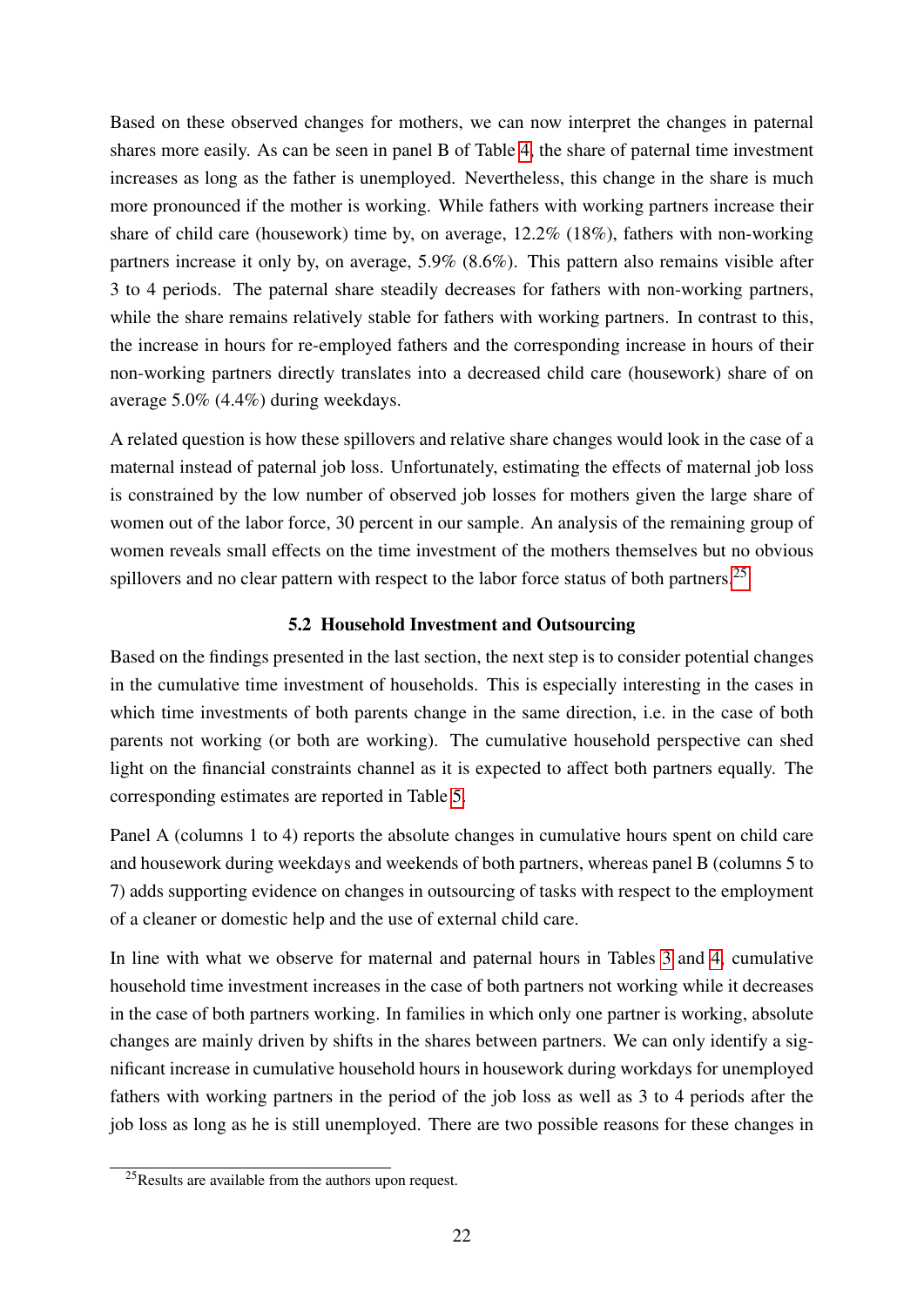Based on these observed changes for mothers, we can now interpret the changes in paternal shares more easily. As can be seen in panel B of Table 4, the share of paternal time investment increases as long as the father is unemployed. Nevertheless, this change in the share is much more pronounced if the mother is working. While fathers with working partners increase their share of child care (housework) time by, on average, 12.2% (18%), fathers with non-working partners increase it only by, on average, 5.9% (8.6%). This pattern also remains visible after 3 to 4 periods. The paternal share steadily decreases for fathers with non-working partners, while the share remains relatively stable for fathers with working partners. In contrast to this, the increase in hours for re-employed fathers and the corresponding increase in hours of their non-working partners directly translates into a decreased child care (housework) share of on average 5.0% (4.4%) during weekdays.

A related question is how these spillovers and relative share changes would look in the case of a maternal instead of paternal job loss. Unfortunately, estimating the effects of maternal job loss is constrained by the low number of observed job losses for mothers given the large share of women out of the labor force, 30 percent in our sample. An analysis of the remaining group of women reveals small effects on the time investment of the mothers themselves but no obvious spillovers and no clear pattern with respect to the labor force status of both partners.[25]

### 5.2 Household Investment and Outsourcing

Based on the findings presented in the last section, the next step is to consider potential changes in the cumulative time investment of households. This is especially interesting in the cases in which time investments of both parents change in the same direction, i.e. in the case of both parents not working (or both are working). The cumulative household perspective can shed light on the financial constraints channel as it is expected to affect both partners equally. The corresponding estimates are reported in Table 5.

Panel A (columns 1 to 4) reports the absolute changes in cumulative hours spent on child care and housework during weekdays and weekends of both partners, whereas panel B (columns 5 to 7) adds supporting evidence on changes in outsourcing of tasks with respect to the employment of a cleaner or domestic help and the use of external child care.

In line with what we observe for maternal and paternal hours in Tables 3 and 4, cumulative household time investment increases in the case of both partners not working while it decreases in the case of both partners working. In families in which only one partner is working, absolute changes are mainly driven by shifts in the shares between partners. We can only identify a significant increase in cumulative household hours in housework during workdays for unemployed fathers with working partners in the period of the job loss as well as 3 to 4 periods after the job loss as long as he is still unemployed. There are two possible reasons for these changes in

[25] Results are available from the authors upon request.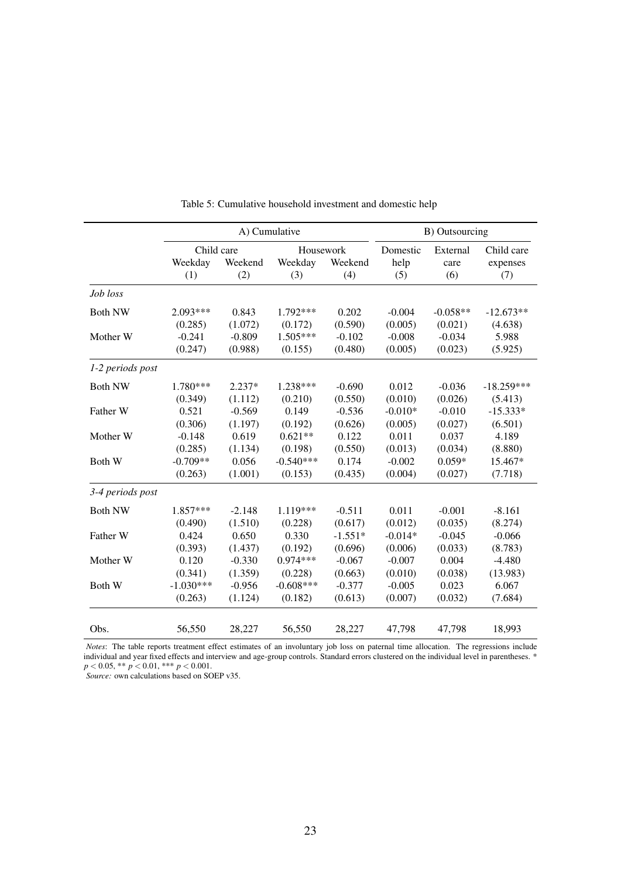Table 5: Cumulative household investment and domestic help

| | A) Cumulative | | | | B) Outsourcing | | |
|---|---|---|---|---|---|---|---|
| | Child care | | Housework | | Domestic | External | Child care |
| | Weekday | Weekend | Weekday | Weekend | help | care | expenses |
| | (1) | (2) | (3) | (4) | (5) | (6) | (7) |
| *Job loss* | | | | | | | |
| Both NW | 2.093*** | 0.843 | 1.792*** | 0.202 | -0.004 | -0.058** | -12.673** |
| | (0.285) | (1.072) | (0.172) | (0.590) | (0.005) | (0.021) | (4.638) |
| Mother W | -0.241 | -0.809 | 1.505*** | -0.102 | -0.008 | -0.034 | 5.988 |
| | (0.247) | (0.988) | (0.155) | (0.480) | (0.005) | (0.023) | (5.925) |
| *1-2 periods post* | | | | | | | |
| Both NW | 1.780*** | 2.237* | 1.238*** | -0.690 | 0.012 | -0.036 | -18.259*** |
| | (0.349) | (1.112) | (0.210) | (0.550) | (0.010) | (0.026) | (5.413) |
| Father W | 0.521 | -0.569 | 0.149 | -0.536 | -0.010* | -0.010 | -15.333* |
| | (0.306) | (1.197) | (0.192) | (0.626) | (0.005) | (0.027) | (6.501) |
| Mother W | -0.148 | 0.619 | 0.621** | 0.122 | 0.011 | 0.037 | 4.189 |
| | (0.285) | (1.134) | (0.198) | (0.550) | (0.013) | (0.034) | (8.880) |
| Both W | -0.709** | 0.056 | -0.540*** | 0.174 | -0.002 | 0.059* | 15.467* |
| | (0.263) | (1.001) | (0.153) | (0.435) | (0.004) | (0.027) | (7.718) |
| *3-4 periods post* | | | | | | | |
| Both NW | 1.857*** | -2.148 | 1.119*** | -0.511 | 0.011 | -0.001 | -8.161 |
| | (0.490) | (1.510) | (0.228) | (0.617) | (0.012) | (0.035) | (8.274) |
| Father W | 0.424 | 0.650 | 0.330 | -1.551* | -0.014* | -0.045 | -0.066 |
| | (0.393) | (1.437) | (0.192) | (0.696) | (0.006) | (0.033) | (8.783) |
| Mother W | 0.120 | -0.330 | 0.974*** | -0.067 | -0.007 | 0.004 | -4.480 |
| | (0.341) | (1.359) | (0.228) | (0.663) | (0.010) | (0.038) | (13.983) |
| Both W | -1.030*** | -0.956 | -0.608*** | -0.377 | -0.005 | 0.023 | 6.067 |
| | (0.263) | (1.124) | (0.182) | (0.613) | (0.007) | (0.032) | (7.684) |
| Obs. | 56,550 | 28,227 | 56,550 | 28,227 | 47,798 | 47,798 | 18,993 |

*Notes*: The table reports treatment effect estimates of an involuntary job loss on paternal time allocation. The regressions include individual and year fixed effects and interview and age-group controls. Standard errors clustered on the individual level in parentheses. * $p < 0.05$, ** $p < 0.01$, *** $p < 0.001$.

*Source:* own calculations based on SOEP v35.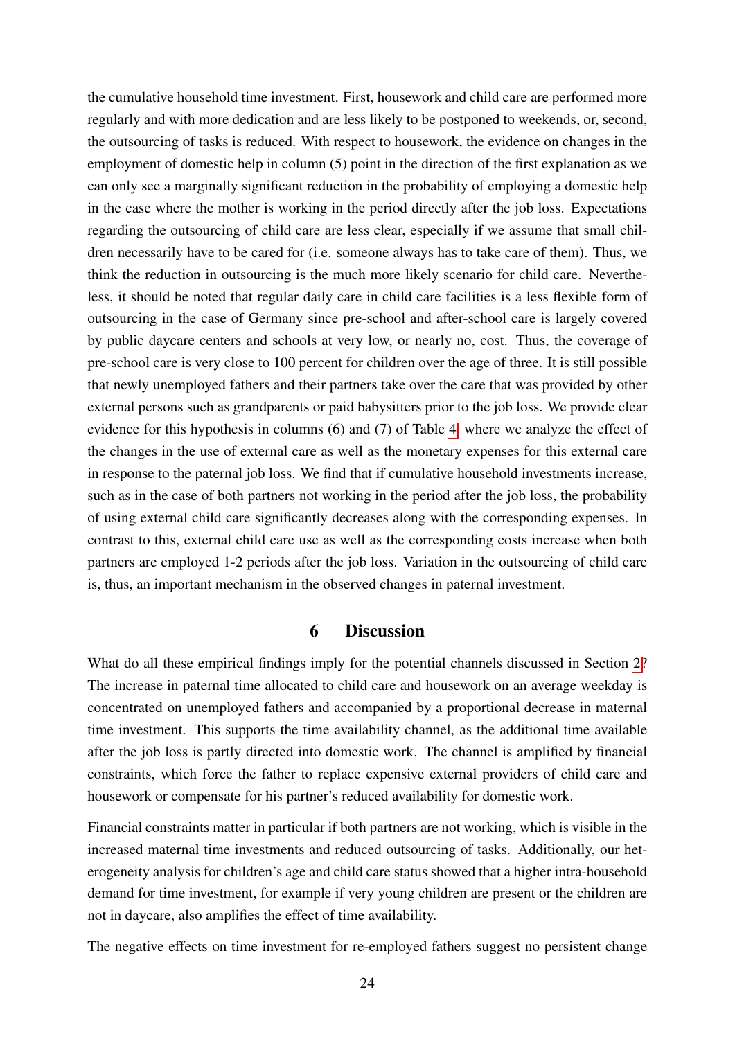the cumulative household time investment. First, housework and child care are performed more regularly and with more dedication and are less likely to be postponed to weekends, or, second, the outsourcing of tasks is reduced. With respect to housework, the evidence on changes in the employment of domestic help in column (5) point in the direction of the first explanation as we can only see a marginally significant reduction in the probability of employing a domestic help in the case where the mother is working in the period directly after the job loss. Expectations regarding the outsourcing of child care are less clear, especially if we assume that small children necessarily have to be cared for (i.e. someone always has to take care of them). Thus, we think the reduction in outsourcing is the much more likely scenario for child care. Nevertheless, it should be noted that regular daily care in child care facilities is a less flexible form of outsourcing in the case of Germany since pre-school and after-school care is largely covered by public daycare centers and schools at very low, or nearly no, cost. Thus, the coverage of pre-school care is very close to 100 percent for children over the age of three. It is still possible that newly unemployed fathers and their partners take over the care that was provided by other external persons such as grandparents or paid babysitters prior to the job loss. We provide clear evidence for this hypothesis in columns (6) and (7) of Table 4, where we analyze the effect of the changes in the use of external care as well as the monetary expenses for this external care in response to the paternal job loss. We find that if cumulative household investments increase, such as in the case of both partners not working in the period after the job loss, the probability of using external child care significantly decreases along with the corresponding expenses. In contrast to this, external child care use as well as the corresponding costs increase when both partners are employed 1-2 periods after the job loss. Variation in the outsourcing of child care is, thus, an important mechanism in the observed changes in paternal investment.

# 6 Discussion

What do all these empirical findings imply for the potential channels discussed in Section 2? The increase in paternal time allocated to child care and housework on an average weekday is concentrated on unemployed fathers and accompanied by a proportional decrease in maternal time investment. This supports the time availability channel, as the additional time available after the job loss is partly directed into domestic work. The channel is amplified by financial constraints, which force the father to replace expensive external providers of child care and housework or compensate for his partner's reduced availability for domestic work.

Financial constraints matter in particular if both partners are not working, which is visible in the increased maternal time investments and reduced outsourcing of tasks. Additionally, our heterogeneity analysis for children's age and child care status showed that a higher intra-household demand for time investment, for example if very young children are present or the children are not in daycare, also amplifies the effect of time availability.

The negative effects on time investment for re-employed fathers suggest no persistent change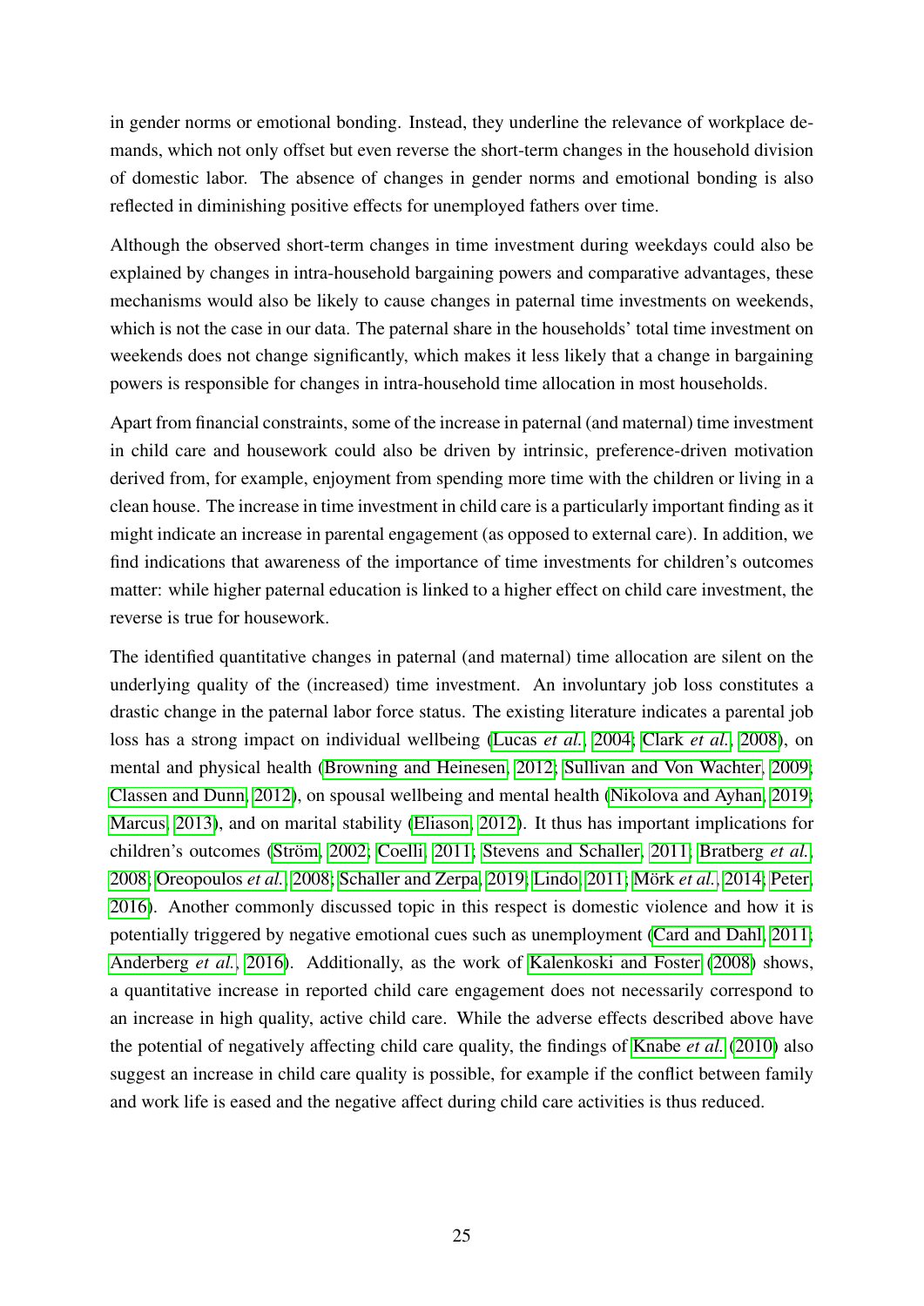in gender norms or emotional bonding. Instead, they underline the relevance of workplace demands, which not only offset but even reverse the short-term changes in the household division of domestic labor. The absence of changes in gender norms and emotional bonding is also reflected in diminishing positive effects for unemployed fathers over time.

Although the observed short-term changes in time investment during weekdays could also be explained by changes in intra-household bargaining powers and comparative advantages, these mechanisms would also be likely to cause changes in paternal time investments on weekends, which is not the case in our data. The paternal share in the households' total time investment on weekends does not change significantly, which makes it less likely that a change in bargaining powers is responsible for changes in intra-household time allocation in most households.

Apart from financial constraints, some of the increase in paternal (and maternal) time investment in child care and housework could also be driven by intrinsic, preference-driven motivation derived from, for example, enjoyment from spending more time with the children or living in a clean house. The increase in time investment in child care is a particularly important finding as it might indicate an increase in parental engagement (as opposed to external care). In addition, we find indications that awareness of the importance of time investments for children's outcomes matter: while higher paternal education is linked to a higher effect on child care investment, the reverse is true for housework.

The identified quantitative changes in paternal (and maternal) time allocation are silent on the underlying quality of the (increased) time investment. An involuntary job loss constitutes a drastic change in the paternal labor force status. The existing literature indicates a parental job loss has a strong impact on individual wellbeing (Lucas *et al.*, 2004; Clark *et al.*, 2008), on mental and physical health (Browning and Heinesen, 2012; Sullivan and Von Wachter, 2009; Classen and Dunn, 2012), on spousal wellbeing and mental health (Nikolova and Ayhan, 2019; Marcus, 2013), and on marital stability (Eliason, 2012). It thus has important implications for children's outcomes (Ström, 2002; Coelli, 2011; Stevens and Schaller, 2011; Bratberg *et al.*, 2008; Oreopoulos *et al.*, 2008; Schaller and Zerpa, 2019; Lindo, 2011; Mörk *et al.*, 2014; Peter, 2016). Another commonly discussed topic in this respect is domestic violence and how it is potentially triggered by negative emotional cues such as unemployment (Card and Dahl, 2011; Anderberg *et al.*, 2016). Additionally, as the work of Kalenkoski and Foster (2008) shows, a quantitative increase in reported child care engagement does not necessarily correspond to an increase in high quality, active child care. While the adverse effects described above have the potential of negatively affecting child care quality, the findings of Knabe *et al.* (2010) also suggest an increase in child care quality is possible, for example if the conflict between family and work life is eased and the negative affect during child care activities is thus reduced.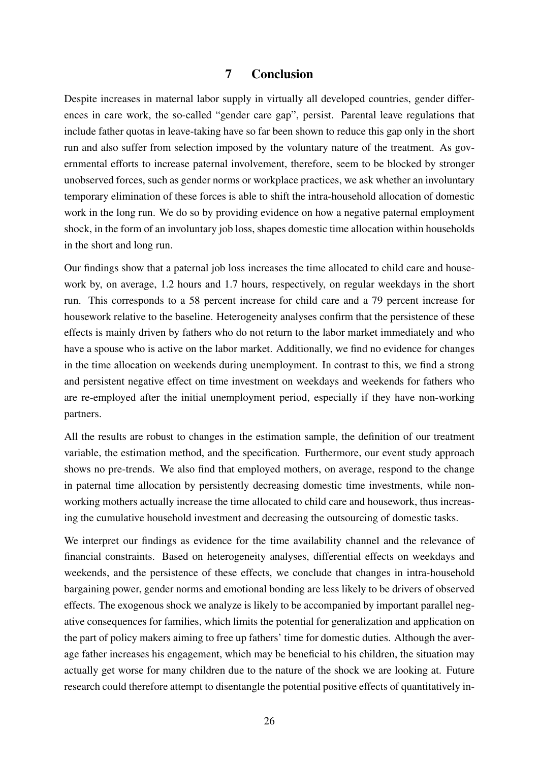## 7 Conclusion

Despite increases in maternal labor supply in virtually all developed countries, gender differences in care work, the so-called "gender care gap", persist. Parental leave regulations that include father quotas in leave-taking have so far been shown to reduce this gap only in the short run and also suffer from selection imposed by the voluntary nature of the treatment. As governmental efforts to increase paternal involvement, therefore, seem to be blocked by stronger unobserved forces, such as gender norms or workplace practices, we ask whether an involuntary temporary elimination of these forces is able to shift the intra-household allocation of domestic work in the long run. We do so by providing evidence on how a negative paternal employment shock, in the form of an involuntary job loss, shapes domestic time allocation within households in the short and long run.

Our findings show that a paternal job loss increases the time allocated to child care and housework by, on average, 1.2 hours and 1.7 hours, respectively, on regular weekdays in the short run. This corresponds to a 58 percent increase for child care and a 79 percent increase for housework relative to the baseline. Heterogeneity analyses confirm that the persistence of these effects is mainly driven by fathers who do not return to the labor market immediately and who have a spouse who is active on the labor market. Additionally, we find no evidence for changes in the time allocation on weekends during unemployment. In contrast to this, we find a strong and persistent negative effect on time investment on weekdays and weekends for fathers who are re-employed after the initial unemployment period, especially if they have non-working partners.

All the results are robust to changes in the estimation sample, the definition of our treatment variable, the estimation method, and the specification. Furthermore, our event study approach shows no pre-trends. We also find that employed mothers, on average, respond to the change in paternal time allocation by persistently decreasing domestic time investments, while non-working mothers actually increase the time allocated to child care and housework, thus increasing the cumulative household investment and decreasing the outsourcing of domestic tasks.

We interpret our findings as evidence for the time availability channel and the relevance of financial constraints. Based on heterogeneity analyses, differential effects on weekdays and weekends, and the persistence of these effects, we conclude that changes in intra-household bargaining power, gender norms and emotional bonding are less likely to be drivers of observed effects. The exogenous shock we analyze is likely to be accompanied by important parallel negative consequences for families, which limits the potential for generalization and application on the part of policy makers aiming to free up fathers' time for domestic duties. Although the average father increases his engagement, which may be beneficial to his children, the situation may actually get worse for many children due to the nature of the shock we are looking at. Future research could therefore attempt to disentangle the potential positive effects of quantitatively in-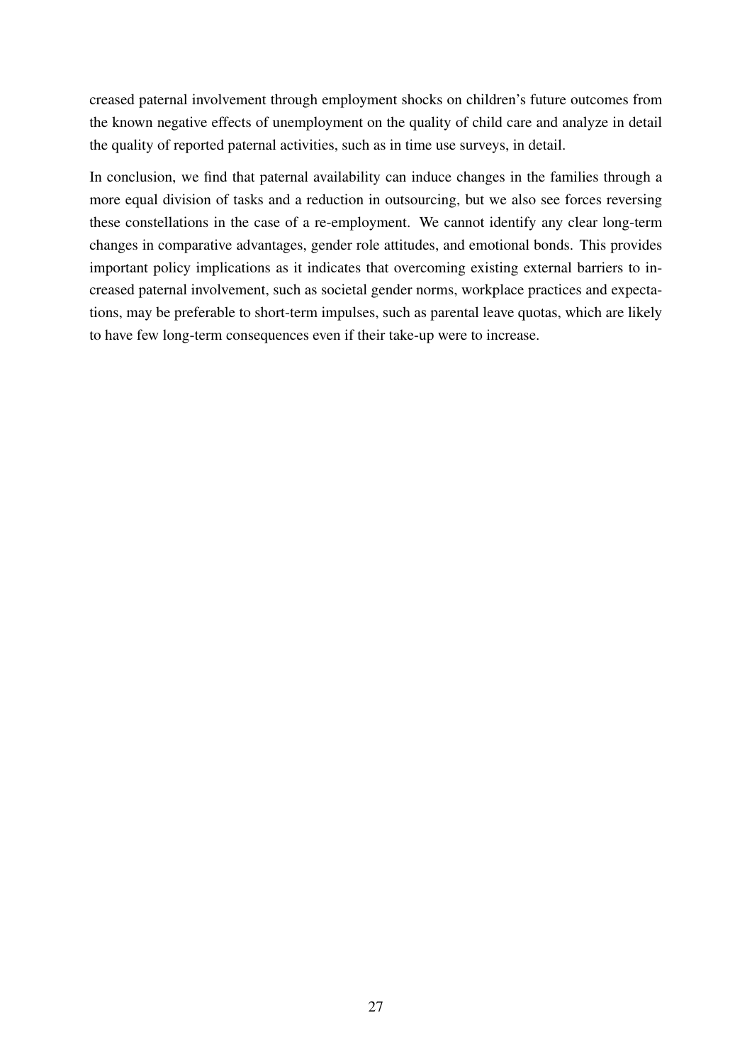creased paternal involvement through employment shocks on children's future outcomes from the known negative effects of unemployment on the quality of child care and analyze in detail the quality of reported paternal activities, such as in time use surveys, in detail.

In conclusion, we find that paternal availability can induce changes in the families through a more equal division of tasks and a reduction in outsourcing, but we also see forces reversing these constellations in the case of a re-employment. We cannot identify any clear long-term changes in comparative advantages, gender role attitudes, and emotional bonds. This provides important policy implications as it indicates that overcoming existing external barriers to increased paternal involvement, such as societal gender norms, workplace practices and expectations, may be preferable to short-term impulses, such as parental leave quotas, which are likely to have few long-term consequences even if their take-up were to increase.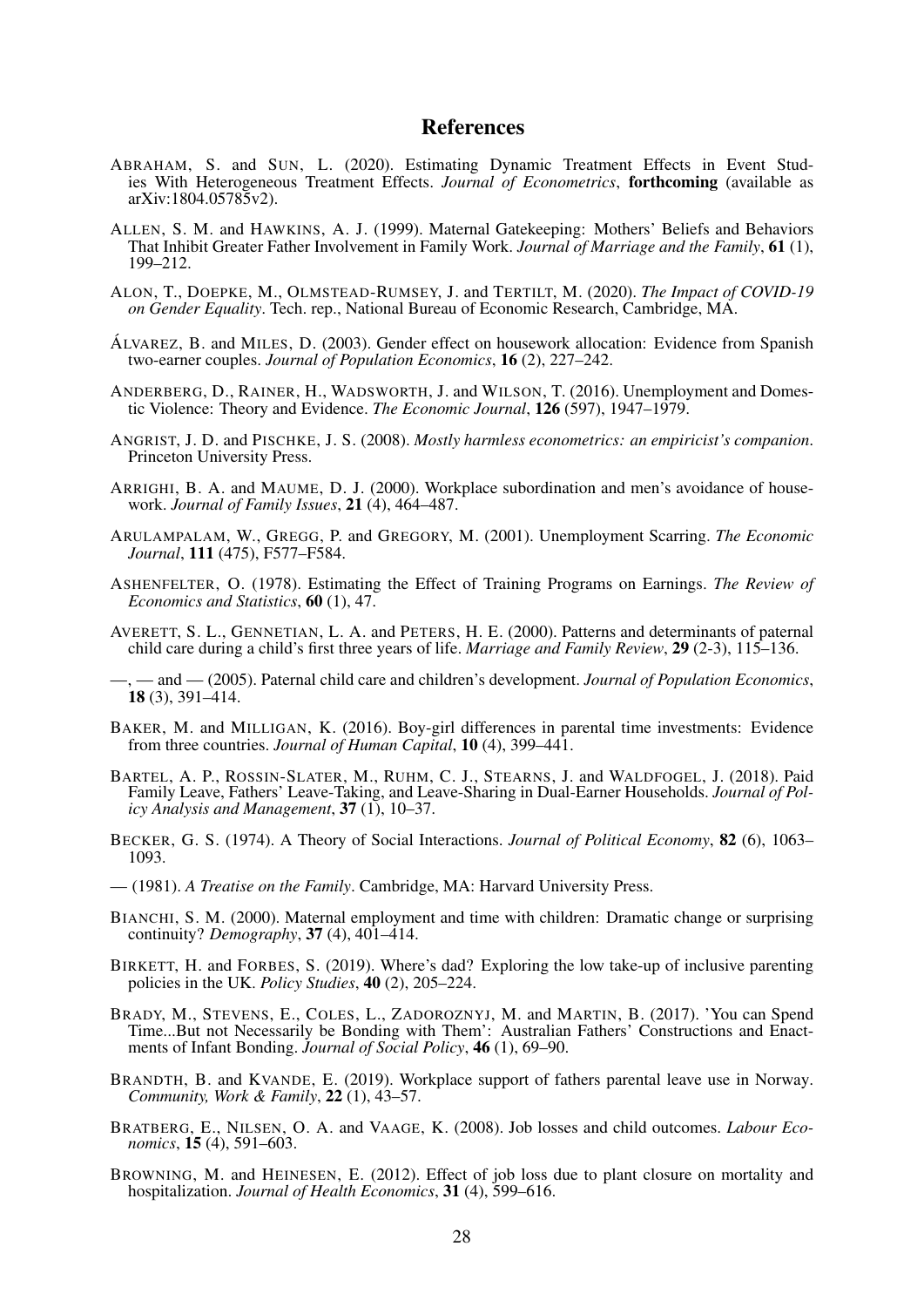# References

ABRAHAM, S. and SUN, L. (2020). Estimating Dynamic Treatment Effects in Event Studies With Heterogeneous Treatment Effects. *Journal of Econometrics*, **forthcoming** (available as arXiv:1804.05785v2).

ALLEN, S. M. and HAWKINS, A. J. (1999). Maternal Gatekeeping: Mothers' Beliefs and Behaviors That Inhibit Greater Father Involvement in Family Work. *Journal of Marriage and the Family*, **61** (1), 199–212.

ALON, T., DOEPKE, M., OLMSTEAD-RUMSEY, J. and TERTILT, M. (2020). *The Impact of COVID-19 on Gender Equality*. Tech. rep., National Bureau of Economic Research, Cambridge, MA.

ÁLVAREZ, B. and MILES, D. (2003). Gender effect on housework allocation: Evidence from Spanish two-earner couples. *Journal of Population Economics*, **16** (2), 227–242.

ANDERBERG, D., RAINER, H., WADSWORTH, J. and WILSON, T. (2016). Unemployment and Domestic Violence: Theory and Evidence. *The Economic Journal*, **126** (597), 1947–1979.

ANGRIST, J. D. and PISCHKE, J. S. (2008). *Mostly harmless econometrics: an empiricist's companion*. Princeton University Press.

ARRIGHI, B. A. and MAUME, D. J. (2000). Workplace subordination and men's avoidance of housework. *Journal of Family Issues*, **21** (4), 464–487.

ARULAMPALAM, W., GREGG, P. and GREGORY, M. (2001). Unemployment Scarring. *The Economic Journal*, **111** (475), F577–F584.

ASHENFELTER, O. (1978). Estimating the Effect of Training Programs on Earnings. *The Review of Economics and Statistics*, **60** (1), 47.

AVERETT, S. L., GENNETIAN, L. A. and PETERS, H. E. (2000). Patterns and determinants of paternal child care during a child's first three years of life. *Marriage and Family Review*, **29** (2-3), 115–136.

—, — and — (2005). Paternal child care and children's development. *Journal of Population Economics*, **18** (3), 391–414.

BAKER, M. and MILLIGAN, K. (2016). Boy-girl differences in parental time investments: Evidence from three countries. *Journal of Human Capital*, **10** (4), 399–441.

BARTEL, A. P., ROSSIN-SLATER, M., RUHM, C. J., STEARNS, J. and WALDFOGEL, J. (2018). Paid Family Leave, Fathers' Leave-Taking, and Leave-Sharing in Dual-Earner Households. *Journal of Policy Analysis and Management*, **37** (1), 10–37.

BECKER, G. S. (1974). A Theory of Social Interactions. *Journal of Political Economy*, **82** (6), 1063–1093.

— (1981). *A Treatise on the Family*. Cambridge, MA: Harvard University Press.

BIANCHI, S. M. (2000). Maternal employment and time with children: Dramatic change or surprising continuity? *Demography*, **37** (4), 401–414.

BIRKETT, H. and FORBES, S. (2019). Where's dad? Exploring the low take-up of inclusive parenting policies in the UK. *Policy Studies*, **40** (2), 205–224.

BRADY, M., STEVENS, E., COLES, L., ZADOROZNYJ, M. and MARTIN, B. (2017). 'You can Spend Time...But not Necessarily be Bonding with Them': Australian Fathers' Constructions and Enactments of Infant Bonding. *Journal of Social Policy*, **46** (1), 69–90.

BRANDTH, B. and KVANDE, E. (2019). Workplace support of fathers parental leave use in Norway. *Community, Work & Family*, **22** (1), 43–57.

BRATBERG, E., NILSEN, O. A. and VAAGE, K. (2008). Job losses and child outcomes. *Labour Economics*, **15** (4), 591–603.

BROWNING, M. and HEINESEN, E. (2012). Effect of job loss due to plant closure on mortality and hospitalization. *Journal of Health Economics*, **31** (4), 599–616.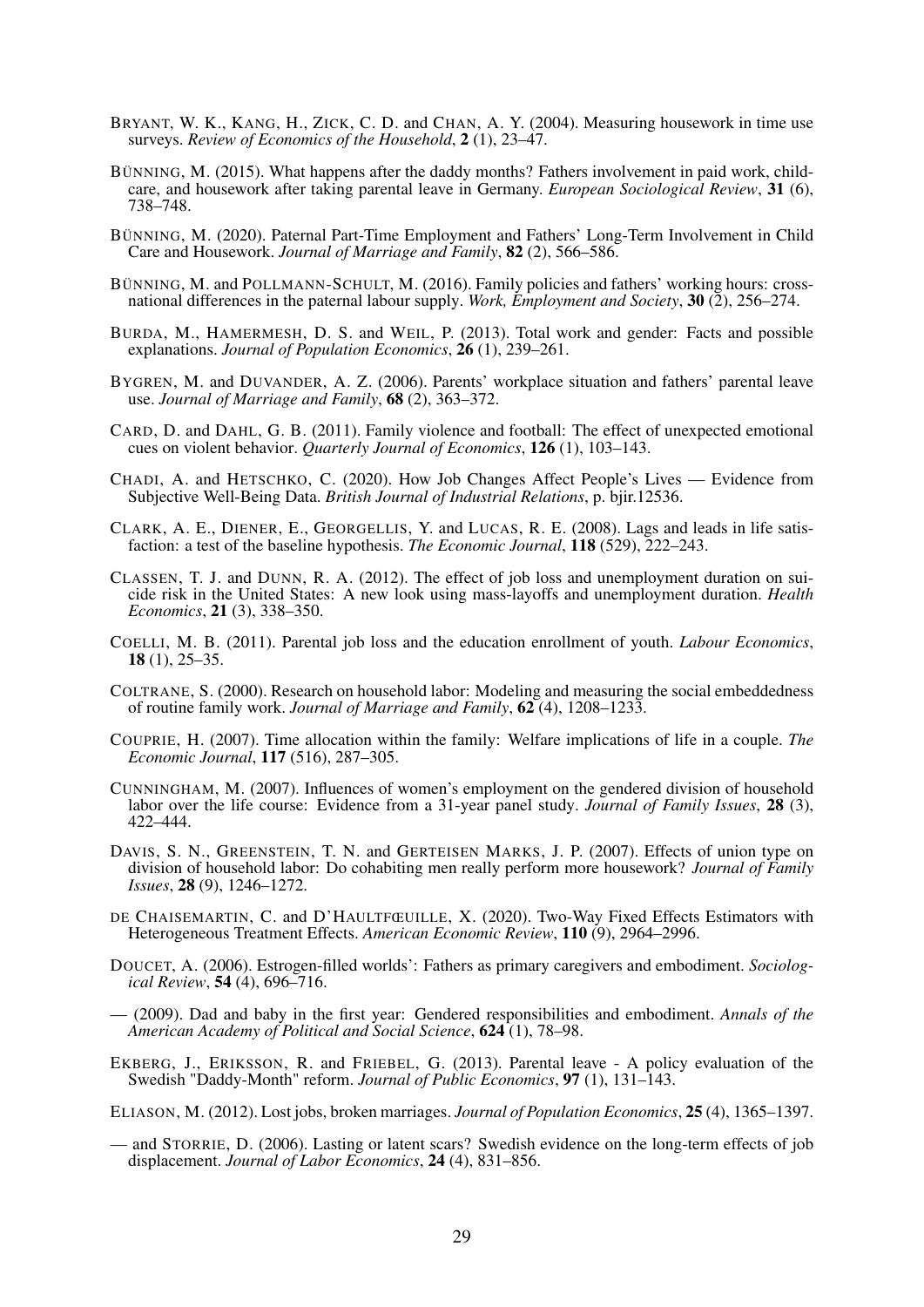BRYANT, W. K., KANG, H., ZICK, C. D. and CHAN, A. Y. (2004). Measuring housework in time use surveys. *Review of Economics of the Household*, **2** (1), 23–47.

BÜNNING, M. (2015). What happens after the daddy months? Fathers involvement in paid work, childcare, and housework after taking parental leave in Germany. *European Sociological Review*, **31** (6), 738–748.

BÜNNING, M. (2020). Paternal Part-Time Employment and Fathers' Long-Term Involvement in Child Care and Housework. *Journal of Marriage and Family*, **82** (2), 566–586.

BÜNNING, M. and POLLMANN-SCHULT, M. (2016). Family policies and fathers' working hours: cross-national differences in the paternal labour supply. *Work, Employment and Society*, **30** (2), 256–274.

BURDA, M., HAMERMESH, D. S. and WEIL, P. (2013). Total work and gender: Facts and possible explanations. *Journal of Population Economics*, **26** (1), 239–261.

BYGREN, M. and DUVANDER, A. Z. (2006). Parents' workplace situation and fathers' parental leave use. *Journal of Marriage and Family*, **68** (2), 363–372.

CARD, D. and DAHL, G. B. (2011). Family violence and football: The effect of unexpected emotional cues on violent behavior. *Quarterly Journal of Economics*, **126** (1), 103–143.

CHADI, A. and HETSCHKO, C. (2020). How Job Changes Affect People's Lives — Evidence from Subjective Well-Being Data. *British Journal of Industrial Relations*, p. bjir.12536.

CLARK, A. E., DIENER, E., GEORGELLIS, Y. and LUCAS, R. E. (2008). Lags and leads in life satisfaction: a test of the baseline hypothesis. *The Economic Journal*, **118** (529), 222–243.

CLASSEN, T. J. and DUNN, R. A. (2012). The effect of job loss and unemployment duration on suicide risk in the United States: A new look using mass-layoffs and unemployment duration. *Health Economics*, **21** (3), 338–350.

COELLI, M. B. (2011). Parental job loss and the education enrollment of youth. *Labour Economics*, **18** (1), 25–35.

COLTRANE, S. (2000). Research on household labor: Modeling and measuring the social embeddedness of routine family work. *Journal of Marriage and Family*, **62** (4), 1208–1233.

COUPRIE, H. (2007). Time allocation within the family: Welfare implications of life in a couple. *The Economic Journal*, **117** (516), 287–305.

CUNNINGHAM, M. (2007). Influences of women's employment on the gendered division of household labor over the life course: Evidence from a 31-year panel study. *Journal of Family Issues*, **28** (3), 422–444.

DAVIS, S. N., GREENSTEIN, T. N. and GERTEISEN MARKS, J. P. (2007). Effects of union type on division of household labor: Do cohabiting men really perform more housework? *Journal of Family Issues*, **28** (9), 1246–1272.

DE CHAISEMARTIN, C. and D'HAULTFŒUILLE, X. (2020). Two-Way Fixed Effects Estimators with Heterogeneous Treatment Effects. *American Economic Review*, **110** (9), 2964–2996.

DOUCET, A. (2006). Estrogen-filled worlds': Fathers as primary caregivers and embodiment. *Sociological Review*, **54** (4), 696–716.

— (2009). Dad and baby in the first year: Gendered responsibilities and embodiment. *Annals of the American Academy of Political and Social Science*, **624** (1), 78–98.

EKBERG, J., ERIKSSON, R. and FRIEBEL, G. (2013). Parental leave - A policy evaluation of the Swedish "Daddy-Month" reform. *Journal of Public Economics*, **97** (1), 131–143.

ELIASON, M. (2012). Lost jobs, broken marriages. *Journal of Population Economics*, **25** (4), 1365–1397.

— and STORRIE, D. (2006). Lasting or latent scars? Swedish evidence on the long-term effects of job displacement. *Journal of Labor Economics*, **24** (4), 831–856.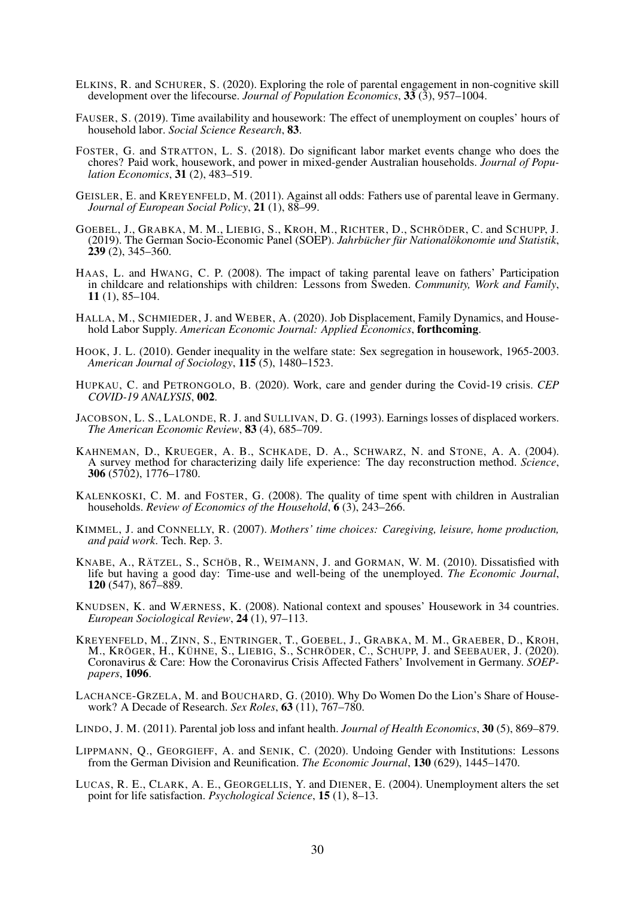ELKINS, R. and SCHURER, S. (2020). Exploring the role of parental engagement in non-cognitive skill development over the lifecourse. *Journal of Population Economics*, **33** (3), 957–1004.

FAUSER, S. (2019). Time availability and housework: The effect of unemployment on couples' hours of household labor. *Social Science Research*, **83**.

FOSTER, G. and STRATTON, L. S. (2018). Do significant labor market events change who does the chores? Paid work, housework, and power in mixed-gender Australian households. *Journal of Population Economics*, **31** (2), 483–519.

GEISLER, E. and KREYENFELD, M. (2011). Against all odds: Fathers use of parental leave in Germany. *Journal of European Social Policy*, **21** (1), 88–99.

GOEBEL, J., GRABKA, M. M., LIEBIG, S., KROH, M., RICHTER, D., SCHRÖDER, C. and SCHUPP, J. (2019). The German Socio-Economic Panel (SOEP). *Jahrbücher für Nationalökonomie und Statistik*, **239** (2), 345–360.

HAAS, L. and HWANG, C. P. (2008). The impact of taking parental leave on fathers' Participation in childcare and relationships with children: Lessons from Sweden. *Community, Work and Family*, **11** (1), 85–104.

HALLA, M., SCHMIEDER, J. and WEBER, A. (2020). Job Displacement, Family Dynamics, and Household Labor Supply. *American Economic Journal: Applied Economics*, **forthcoming**.

HOOK, J. L. (2010). Gender inequality in the welfare state: Sex segregation in housework, 1965-2003. *American Journal of Sociology*, **115** (5), 1480–1523.

HUPKAU, C. and PETRONGOLO, B. (2020). Work, care and gender during the Covid-19 crisis. *CEP COVID-19 ANALYSIS*, **002**.

JACOBSON, L. S., LALONDE, R. J. and SULLIVAN, D. G. (1993). Earnings losses of displaced workers. *The American Economic Review*, **83** (4), 685–709.

KAHNEMAN, D., KRUEGER, A. B., SCHKADE, D. A., SCHWARZ, N. and STONE, A. A. (2004). A survey method for characterizing daily life experience: The day reconstruction method. *Science*, **306** (5702), 1776–1780.

KALENKOSKI, C. M. and FOSTER, G. (2008). The quality of time spent with children in Australian households. *Review of Economics of the Household*, **6** (3), 243–266.

KIMMEL, J. and CONNELLY, R. (2007). *Mothers' time choices: Caregiving, leisure, home production, and paid work*. Tech. Rep. 3.

KNABE, A., RÄTZEL, S., SCHÖB, R., WEIMANN, J. and GORMAN, W. M. (2010). Dissatisfied with life but having a good day: Time-use and well-being of the unemployed. *The Economic Journal*, **120** (547), 867–889.

KNUDSEN, K. and WÆRNESS, K. (2008). National context and spouses' Housework in 34 countries. *European Sociological Review*, **24** (1), 97–113.

KREYENFELD, M., ZINN, S., ENTRINGER, T., GOEBEL, J., GRABKA, M. M., GRAEBER, D., KROH, M., KRÖGER, H., KÜHNE, S., LIEBIG, S., SCHRÖDER, C., SCHUPP, J. and SEEBAUER, J. (2020). Coronavirus & Care: How the Coronavirus Crisis Affected Fathers' Involvement in Germany. *SOEPpapers*, **1096**.

LACHANCE-GRZELA, M. and BOUCHARD, G. (2010). Why Do Women Do the Lion's Share of Housework? A Decade of Research. *Sex Roles*, **63** (11), 767–780.

LINDO, J. M. (2011). Parental job loss and infant health. *Journal of Health Economics*, **30** (5), 869–879.

LIPPMANN, Q., GEORGIEFF, A. and SENIK, C. (2020). Undoing Gender with Institutions: Lessons from the German Division and Reunification. *The Economic Journal*, **130** (629), 1445–1470.

LUCAS, R. E., CLARK, A. E., GEORGELLIS, Y. and DIENER, E. (2004). Unemployment alters the set point for life satisfaction. *Psychological Science*, **15** (1), 8–13.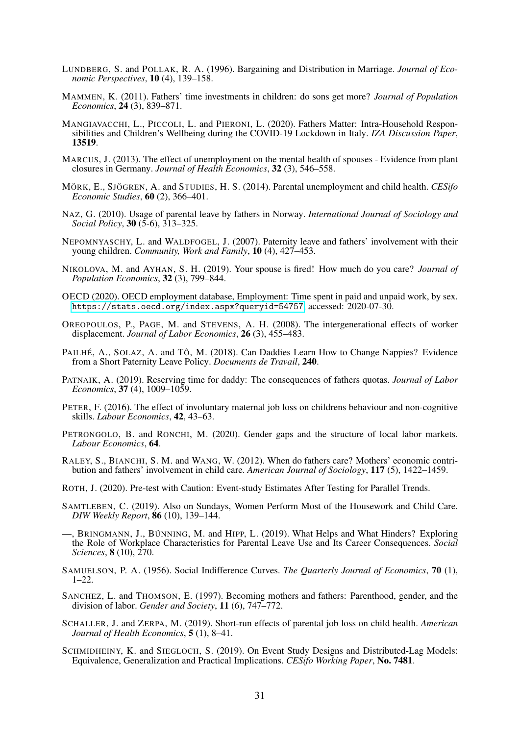LUNDBERG, S. and POLLAK, R. A. (1996). Bargaining and Distribution in Marriage. *Journal of Economic Perspectives*, **10** (4), 139–158.

MAMMEN, K. (2011). Fathers' time investments in children: do sons get more? *Journal of Population Economics*, **24** (3), 839–871.

MANGIAVACCHI, L., PICCOLI, L. and PIERONI, L. (2020). Fathers Matter: Intra-Household Responsibilities and Children's Wellbeing during the COVID-19 Lockdown in Italy. *IZA Discussion Paper*, **13519**.

MARCUS, J. (2013). The effect of unemployment on the mental health of spouses - Evidence from plant closures in Germany. *Journal of Health Economics*, **32** (3), 546–558.

MÖRK, E., SJÖGREN, A. and STUDIES, H. S. (2014). Parental unemployment and child health. *CESifo Economic Studies*, **60** (2), 366–401.

NAZ, G. (2010). Usage of parental leave by fathers in Norway. *International Journal of Sociology and Social Policy*, **30** (5-6), 313–325.

NEPOMNYASCHY, L. and WALDFOGEL, J. (2007). Paternity leave and fathers' involvement with their young children. *Community, Work and Family*, **10** (4), 427–453.

NIKOLOVA, M. and AYHAN, S. H. (2019). Your spouse is fired! How much do you care? *Journal of Population Economics*, **32** (3), 799–844.

OECD (2020). OECD employment database, Employment: Time spent in paid and unpaid work, by sex. `https://stats.oecd.org/index.aspx?queryid=54757`, accessed: 2020-07-30.

OREOPOULOS, P., PAGE, M. and STEVENS, A. H. (2008). The intergenerational effects of worker displacement. *Journal of Labor Economics*, **26** (3), 455–483.

PAILHÉ, A., SOLAZ, A. and TÔ, M. (2018). Can Daddies Learn How to Change Nappies? Evidence from a Short Paternity Leave Policy. *Documents de Travail*, **240**.

PATNAIK, A. (2019). Reserving time for daddy: The consequences of fathers quotas. *Journal of Labor Economics*, **37** (4), 1009–1059.

PETER, F. (2016). The effect of involuntary maternal job loss on childrens behaviour and non-cognitive skills. *Labour Economics*, **42**, 43–63.

PETRONGOLO, B. and RONCHI, M. (2020). Gender gaps and the structure of local labor markets. *Labour Economics*, **64**.

RALEY, S., BIANCHI, S. M. and WANG, W. (2012). When do fathers care? Mothers' economic contribution and fathers' involvement in child care. *American Journal of Sociology*, **117** (5), 1422–1459.

ROTH, J. (2020). Pre-test with Caution: Event-study Estimates After Testing for Parallel Trends.

SAMTLEBEN, C. (2019). Also on Sundays, Women Perform Most of the Housework and Child Care. *DIW Weekly Report*, **86** (10), 139–144.

—, BRINGMANN, J., BÜNNING, M. and HIPP, L. (2019). What Helps and What Hinders? Exploring the Role of Workplace Characteristics for Parental Leave Use and Its Career Consequences. *Social Sciences*, **8** (10), 270.

SAMUELSON, P. A. (1956). Social Indifference Curves. *The Quarterly Journal of Economics*, **70** (1), 1–22.

SANCHEZ, L. and THOMSON, E. (1997). Becoming mothers and fathers: Parenthood, gender, and the division of labor. *Gender and Society*, **11** (6), 747–772.

SCHALLER, J. and ZERPA, M. (2019). Short-run effects of parental job loss on child health. *American Journal of Health Economics*, **5** (1), 8–41.

SCHMIDHEINY, K. and SIEGLOCH, S. (2019). On Event Study Designs and Distributed-Lag Models: Equivalence, Generalization and Practical Implications. *CESifo Working Paper*, **No. 7481**.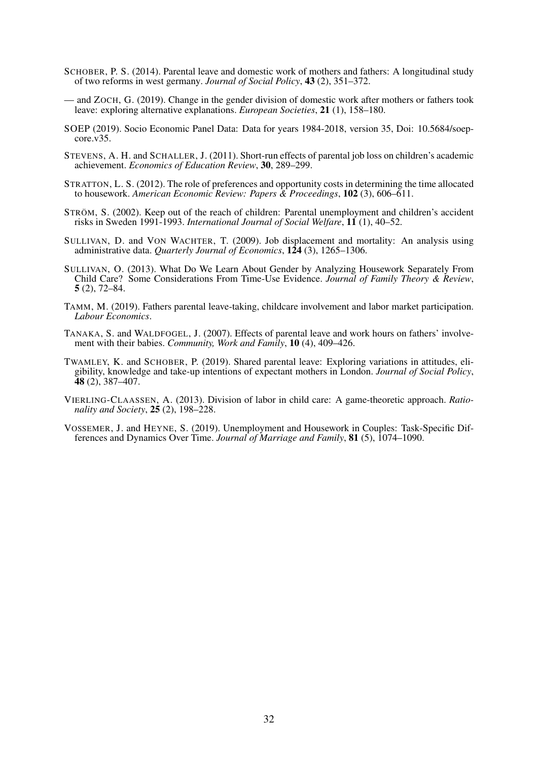SCHOBER, P. S. (2014). Parental leave and domestic work of mothers and fathers: A longitudinal study of two reforms in west germany. *Journal of Social Policy*, **43** (2), 351–372.

— and ZOCH, G. (2019). Change in the gender division of domestic work after mothers or fathers took leave: exploring alternative explanations. *European Societies*, **21** (1), 158–180.

SOEP (2019). Socio Economic Panel Data: Data for years 1984-2018, version 35, Doi: 10.5684/soep-core.v35.

STEVENS, A. H. and SCHALLER, J. (2011). Short-run effects of parental job loss on children's academic achievement. *Economics of Education Review*, **30**, 289–299.

STRATTON, L. S. (2012). The role of preferences and opportunity costs in determining the time allocated to housework. *American Economic Review: Papers & Proceedings*, **102** (3), 606–611.

STRÖM, S. (2002). Keep out of the reach of children: Parental unemployment and children's accident risks in Sweden 1991-1993. *International Journal of Social Welfare*, **11** (1), 40–52.

SULLIVAN, D. and VON WACHTER, T. (2009). Job displacement and mortality: An analysis using administrative data. *Quarterly Journal of Economics*, **124** (3), 1265–1306.

SULLIVAN, O. (2013). What Do We Learn About Gender by Analyzing Housework Separately From Child Care? Some Considerations From Time-Use Evidence. *Journal of Family Theory & Review*, **5** (2), 72–84.

TAMM, M. (2019). Fathers parental leave-taking, childcare involvement and labor market participation. *Labour Economics*.

TANAKA, S. and WALDFOGEL, J. (2007). Effects of parental leave and work hours on fathers' involvement with their babies. *Community, Work and Family*, **10** (4), 409–426.

TWAMLEY, K. and SCHOBER, P. (2019). Shared parental leave: Exploring variations in attitudes, eligibility, knowledge and take-up intentions of expectant mothers in London. *Journal of Social Policy*, **48** (2), 387–407.

VIERLING-CLAASSEN, A. (2013). Division of labor in child care: A game-theoretic approach. *Rationality and Society*, **25** (2), 198–228.

VOSSEMER, J. and HEYNE, S. (2019). Unemployment and Housework in Couples: Task-Specific Differences and Dynamics Over Time. *Journal of Marriage and Family*, **81** (5), 1074–1090.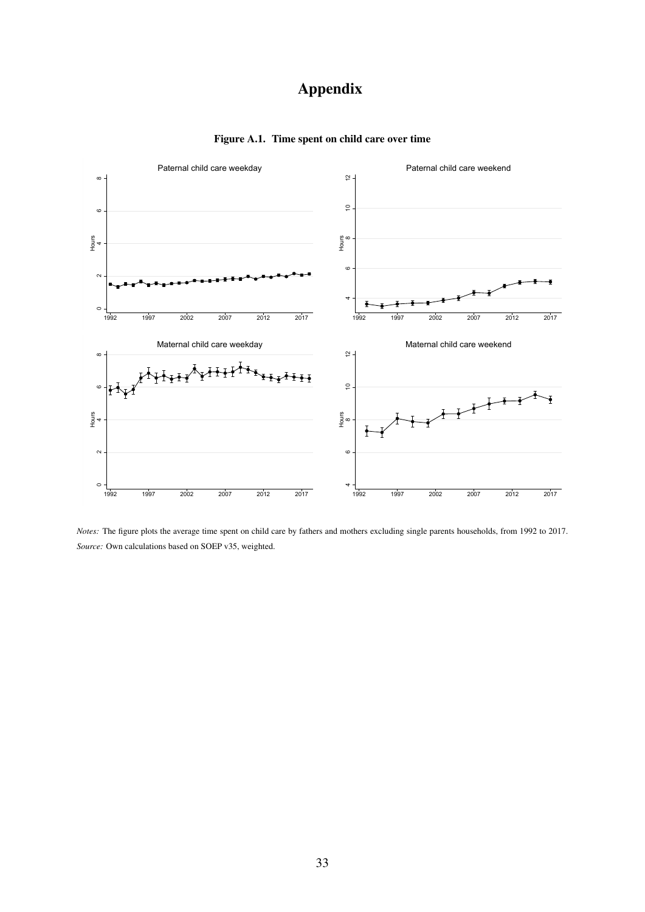# Appendix

**Figure A.1. Time spent on child care over time**

Paternal child care weekday

Hours

0 2 4 6 8

1992 1997 2002 2007 2012 2017

Paternal child care weekend

Hours

4 6 8 10 12

1992 1997 2002 2007 2012 2017

Maternal child care weekday

Hours

0 2 4 6 8

1992 1997 2002 2007 2012 2017

Maternal child care weekend

Hours

4 6 8 10 12

1992 1997 2002 2007 2012 2017

*Notes:* The figure plots the average time spent on child care by fathers and mothers excluding single parents households, from 1992 to 2017.
*Source:* Own calculations based on SOEP v35, weighted.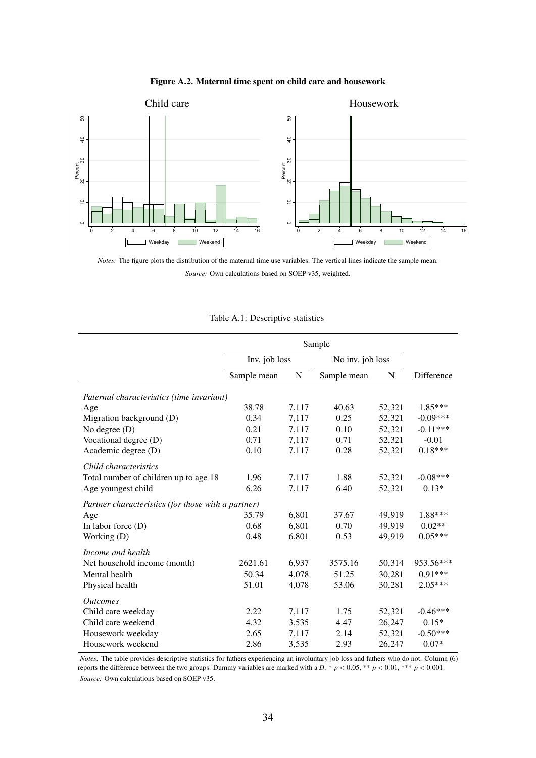**Figure A.2. Maternal time spent on child care and housework**

Child care

Percent

0 10 20 30 40 50

0 2 4 6 8 10 12 14 16

Weekday Weekend

Housework

Percent

0 10 20 30 40 50

0 2 4 6 8 10 12 14 16

Weekday Weekend

*Notes:* The figure plots the distribution of the maternal time use variables. The vertical lines indicate the sample mean.

*Source:* Own calculations based on SOEP v35, weighted.

Table A.1: Descriptive statistics

| | Sample | | | | |
|---|---|---|---|---|---|
| | Inv. job loss | | No inv. job loss | | |
| | Sample mean | N | Sample mean | N | Difference |
| *Paternal characteristics (time invariant)* | | | | | |
| Age | 38.78 | 7,117 | 40.63 | 52,321 | 1.85*** |
| Migration background (D) | 0.34 | 7,117 | 0.25 | 52,321 | -0.09*** |
| No degree (D) | 0.21 | 7,117 | 0.10 | 52,321 | -0.11*** |
| Vocational degree (D) | 0.71 | 7,117 | 0.71 | 52,321 | -0.01 |
| Academic degree (D) | 0.10 | 7,117 | 0.28 | 52,321 | 0.18*** |
| *Child characteristics* | | | | | |
| Total number of children up to age 18 | 1.96 | 7,117 | 1.88 | 52,321 | -0.08*** |
| Age youngest child | 6.26 | 7,117 | 6.40 | 52,321 | 0.13* |
| *Partner characteristics (for those with a partner)* | | | | | |
| Age | 35.79 | 6,801 | 37.67 | 49,919 | 1.88*** |
| In labor force (D) | 0.68 | 6,801 | 0.70 | 49,919 | 0.02** |
| Working (D) | 0.48 | 6,801 | 0.53 | 49,919 | 0.05*** |
| *Income and health* | | | | | |
| Net household income (month) | 2621.61 | 6,937 | 3575.16 | 50,314 | 953.56*** |
| Mental health | 50.34 | 4,078 | 51.25 | 30,281 | 0.91*** |
| Physical health | 51.01 | 4,078 | 53.06 | 30,281 | 2.05*** |
| *Outcomes* | | | | | |
| Child care weekday | 2.22 | 7,117 | 1.75 | 52,321 | -0.46*** |
| Child care weekend | 4.32 | 3,535 | 4.47 | 26,247 | 0.15* |
| Housework weekday | 2.65 | 7,117 | 2.14 | 52,321 | -0.50*** |
| Housework weekend | 2.86 | 3,535 | 2.93 | 26,247 | 0.07* |

*Notes:* The table provides descriptive statistics for fathers experiencing an involuntary job loss and fathers who do not. Column (6) reports the difference between the two groups. Dummy variables are marked with a *D*. * $p < 0.05$, ** $p < 0.01$, *** $p < 0.001$.

*Source:* Own calculations based on SOEP v35.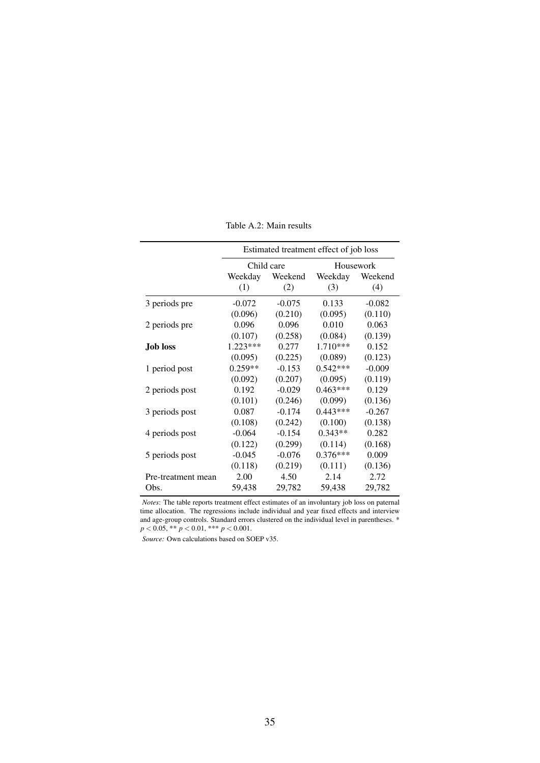Table A.2: Main results

| | Estimated treatment effect of job loss | | | |
|---|---|---|---|---|
| | Child care | | Housework | |
| | Weekday | Weekend | Weekday | Weekend |
| | (1) | (2) | (3) | (4) |
| 3 periods pre | -0.072 | -0.075 | 0.133 | -0.082 |
| | (0.096) | (0.210) | (0.095) | (0.110) |
| 2 periods pre | 0.096 | 0.096 | 0.010 | 0.063 |
| | (0.107) | (0.258) | (0.084) | (0.139) |
| **Job loss** | 1.223*** | 0.277 | 1.710*** | 0.152 |
| | (0.095) | (0.225) | (0.089) | (0.123) |
| 1 period post | 0.259** | -0.153 | 0.542*** | -0.009 |
| | (0.092) | (0.207) | (0.095) | (0.119) |
| 2 periods post | 0.192 | -0.029 | 0.463*** | 0.129 |
| | (0.101) | (0.246) | (0.099) | (0.136) |
| 3 periods post | 0.087 | -0.174 | 0.443*** | -0.267 |
| | (0.108) | (0.242) | (0.100) | (0.138) |
| 4 periods post | -0.064 | -0.154 | 0.343** | 0.282 |
| | (0.122) | (0.299) | (0.114) | (0.168) |
| 5 periods post | -0.045 | -0.076 | 0.376*** | 0.009 |
| | (0.118) | (0.219) | (0.111) | (0.136) |
| Pre-treatment mean | 2.00 | 4.50 | 2.14 | 2.72 |
| Obs. | 59,438 | 29,782 | 59,438 | 29,782 |

*Notes*: The table reports treatment effect estimates of an involuntary job loss on paternal time allocation. The regressions include individual and year fixed effects and interview and age-group controls. Standard errors clustered on the individual level in parentheses. * $p < 0.05$, ** $p < 0.01$, *** $p < 0.001$.

*Source:* Own calculations based on SOEP v35.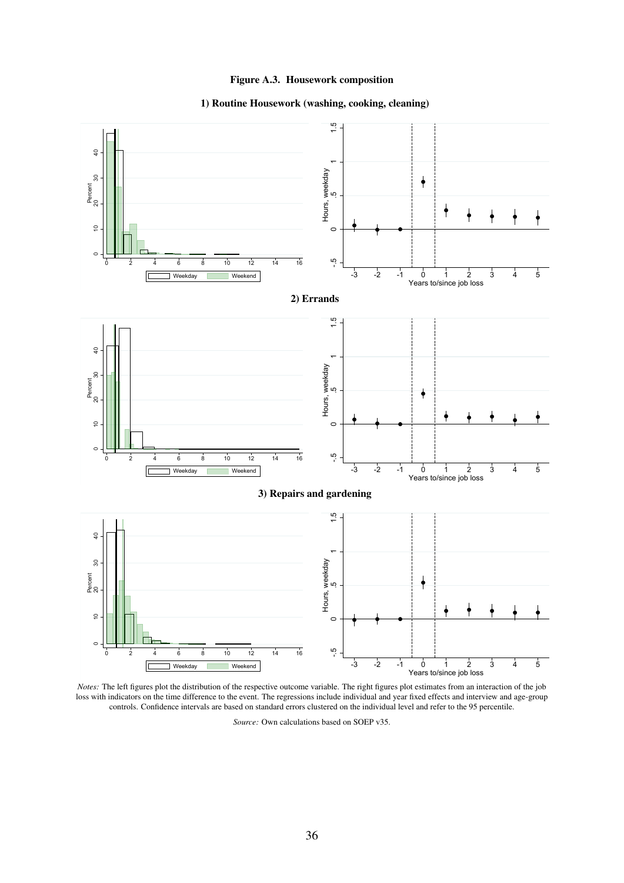**Figure A.3. Housework composition**

**1) Routine Housework (washing, cooking, cleaning)**

Percent
0 10 20 30 40
0 2 4 6 8 10 12 14 16
Weekday Weekend

Hours, weekday
-.5 0 .5 1 1.5
-3 -2 -1 0 1 2 3 4 5
Years to/since job loss

**2) Errands**

Percent
0 10 20 30 40
0 2 4 6 8 10 12 14 16
Weekday Weekend

Hours, weekday
-.5 0 .5 1 1.5
-3 -2 -1 0 1 2 3 4 5
Years to/since job loss

**3) Repairs and gardening**

Percent
0 10 20 30 40
0 2 4 6 8 10 12 14 16
Weekday Weekend

Hours, weekday
-.5 0 .5 1 1.5
-3 -2 -1 0 1 2 3 4 5
Years to/since job loss

*Notes:* The left figures plot the distribution of the respective outcome variable. The right figures plot estimates from an interaction of the job loss with indicators on the time difference to the event. The regressions include individual and year fixed effects and interview and age-group controls. Confidence intervals are based on standard errors clustered on the individual level and refer to the 95 percentile.

*Source:* Own calculations based on SOEP v35.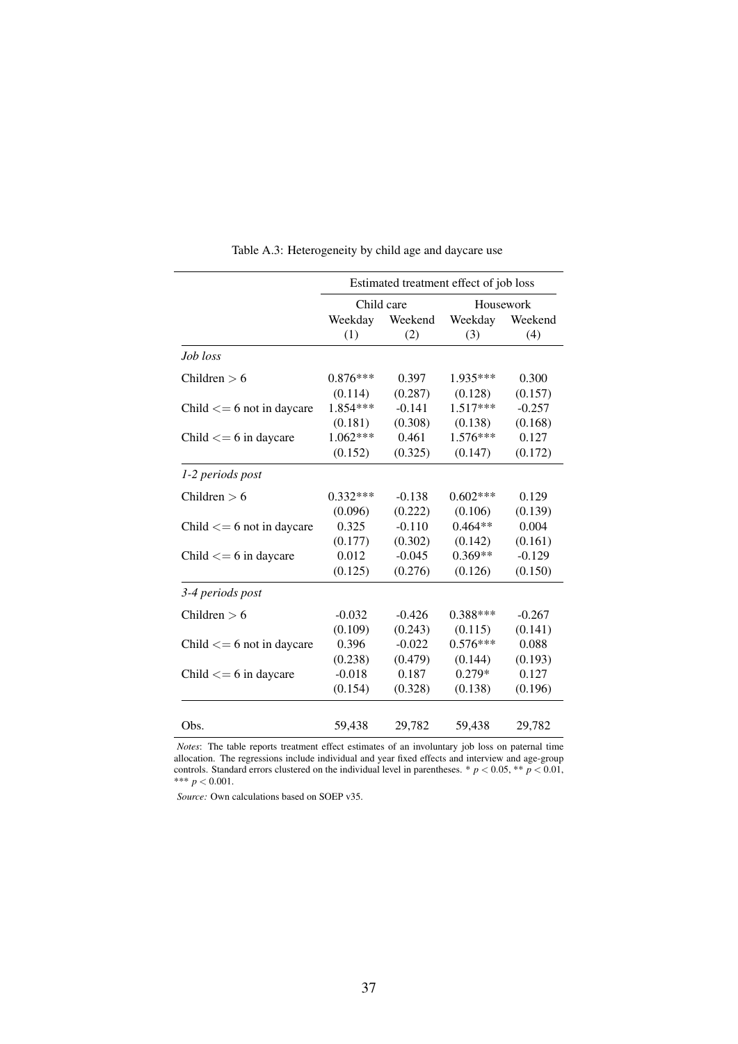Table A.3: Heterogeneity by child age and daycare use

| | Estimated treatment effect of job loss | | | |
|---|---|---|---|---|
| | Child care | | Housework | |
| | Weekday | Weekend | Weekday | Weekend |
| | (1) | (2) | (3) | (4) |
| *Job loss* | | | | |
| Children $> 6$ | 0.876*** | 0.397 | 1.935*** | 0.300 |
| | (0.114) | (0.287) | (0.128) | (0.157) |
| Child $<= 6$ not in daycare | 1.854*** | -0.141 | 1.517*** | -0.257 |
| | (0.181) | (0.308) | (0.138) | (0.168) |
| Child $<= 6$ in daycare | 1.062*** | 0.461 | 1.576*** | 0.127 |
| | (0.152) | (0.325) | (0.147) | (0.172) |
| *1-2 periods post* | | | | |
| Children $> 6$ | 0.332*** | -0.138 | 0.602*** | 0.129 |
| | (0.096) | (0.222) | (0.106) | (0.139) |
| Child $<= 6$ not in daycare | 0.325 | -0.110 | 0.464** | 0.004 |
| | (0.177) | (0.302) | (0.142) | (0.161) |
| Child $<= 6$ in daycare | 0.012 | -0.045 | 0.369** | -0.129 |
| | (0.125) | (0.276) | (0.126) | (0.150) |
| *3-4 periods post* | | | | |
| Children $> 6$ | -0.032 | -0.426 | 0.388*** | -0.267 |
| | (0.109) | (0.243) | (0.115) | (0.141) |
| Child $<= 6$ not in daycare | 0.396 | -0.022 | 0.576*** | 0.088 |
| | (0.238) | (0.479) | (0.144) | (0.193) |
| Child $<= 6$ in daycare | -0.018 | 0.187 | 0.279* | 0.127 |
| | (0.154) | (0.328) | (0.138) | (0.196) |
| Obs. | 59,438 | 29,782 | 59,438 | 29,782 |

*Notes*: The table reports treatment effect estimates of an involuntary job loss on paternal time allocation. The regressions include individual and year fixed effects and interview and age-group controls. Standard errors clustered on the individual level in parentheses. * $p < 0.05$, ** $p < 0.01$, *** $p < 0.001$.

*Source:* Own calculations based on SOEP v35.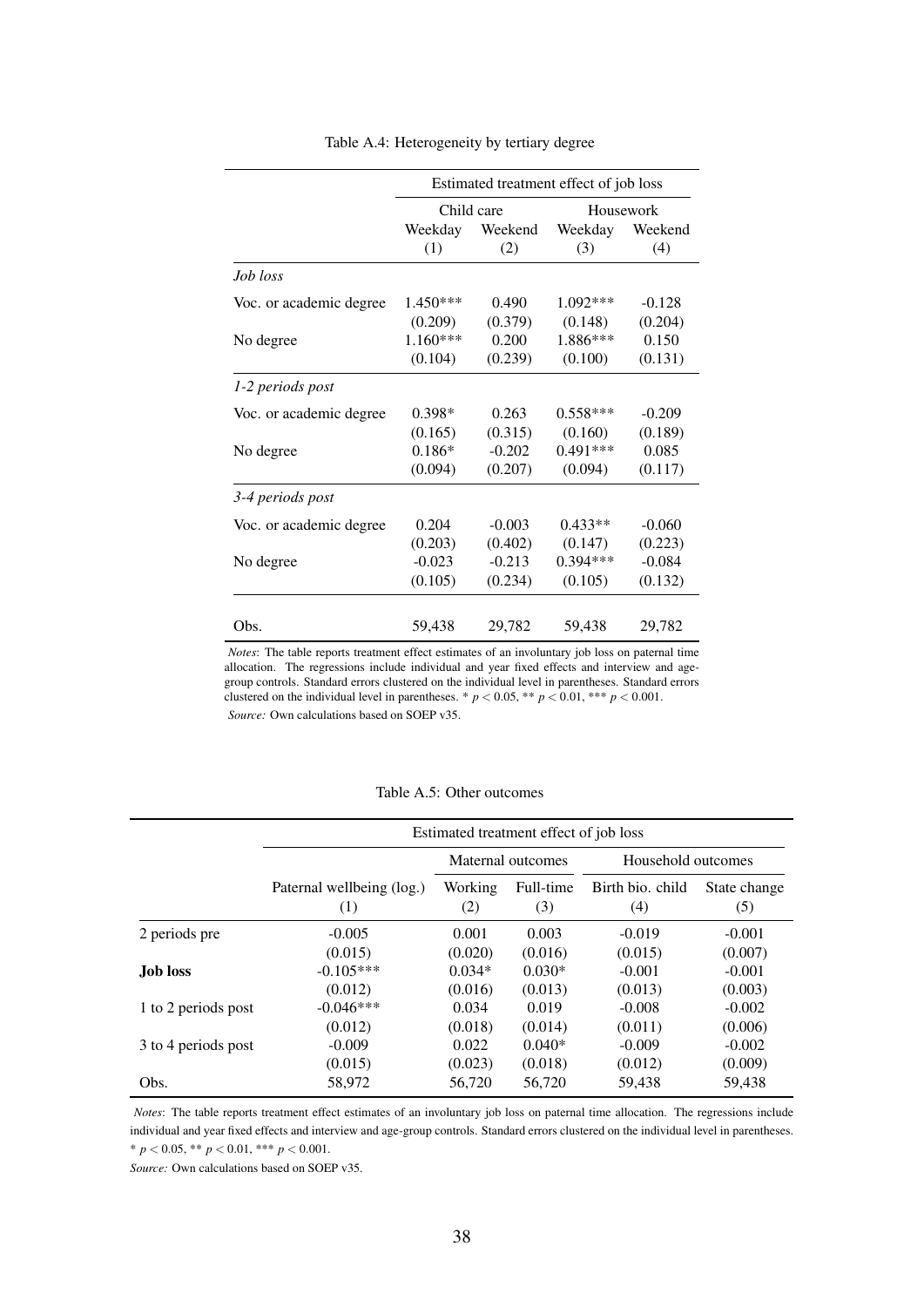Table A.4: Heterogeneity by tertiary degree

| | Estimated treatment effect of job loss | | | |
|---|---|---|---|---|
| | Child care | | Housework | |
| | Weekday (1) | Weekend (2) | Weekday (3) | Weekend (4) |
| *Job loss* | | | | |
| Voc. or academic degree | 1.450*** | 0.490 | 1.092*** | -0.128 |
| | (0.209) | (0.379) | (0.148) | (0.204) |
| No degree | 1.160*** | 0.200 | 1.886*** | 0.150 |
| | (0.104) | (0.239) | (0.100) | (0.131) |
| *1-2 periods post* | | | | |
| Voc. or academic degree | 0.398* | 0.263 | 0.558*** | -0.209 |
| | (0.165) | (0.315) | (0.160) | (0.189) |
| No degree | 0.186* | -0.202 | 0.491*** | 0.085 |
| | (0.094) | (0.207) | (0.094) | (0.117) |
| *3-4 periods post* | | | | |
| Voc. or academic degree | 0.204 | -0.003 | 0.433** | -0.060 |
| | (0.203) | (0.402) | (0.147) | (0.223) |
| No degree | -0.023 | -0.213 | 0.394*** | -0.084 |
| | (0.105) | (0.234) | (0.105) | (0.132) |
| Obs. | 59,438 | 29,782 | 59,438 | 29,782 |

*Notes*: The table reports treatment effect estimates of an involuntary job loss on paternal time allocation. The regressions include individual and year fixed effects and interview and age-group controls. Standard errors clustered on the individual level in parentheses. Standard errors clustered on the individual level in parentheses. * $p < 0.05$, ** $p < 0.01$, *** $p < 0.001$.

*Source:* Own calculations based on SOEP v35.

Table A.5: Other outcomes

| | Estimated treatment effect of job loss | | | | |
|---|---|---|---|---|---|
| | | Maternal outcomes | | Household outcomes | |
| | Paternal wellbeing (log.) (1) | Working (2) | Full-time (3) | Birth bio. child (4) | State change (5) |
| 2 periods pre | -0.005 | 0.001 | 0.003 | -0.019 | -0.001 |
| | (0.015) | (0.020) | (0.016) | (0.015) | (0.007) |
| **Job loss** | -0.105*** | 0.034* | 0.030* | -0.001 | -0.001 |
| | (0.012) | (0.016) | (0.013) | (0.013) | (0.003) |
| 1 to 2 periods post | -0.046*** | 0.034 | 0.019 | -0.008 | -0.002 |
| | (0.012) | (0.018) | (0.014) | (0.011) | (0.006) |
| 3 to 4 periods post | -0.009 | 0.022 | 0.040* | -0.009 | -0.002 |
| | (0.015) | (0.023) | (0.018) | (0.012) | (0.009) |
| Obs. | 58,972 | 56,720 | 56,720 | 59,438 | 59,438 |

*Notes*: The table reports treatment effect estimates of an involuntary job loss on paternal time allocation. The regressions include individual and year fixed effects and interview and age-group controls. Standard errors clustered on the individual level in parentheses. * $p < 0.05$, ** $p < 0.01$, *** $p < 0.001$.

*Source:* Own calculations based on SOEP v35.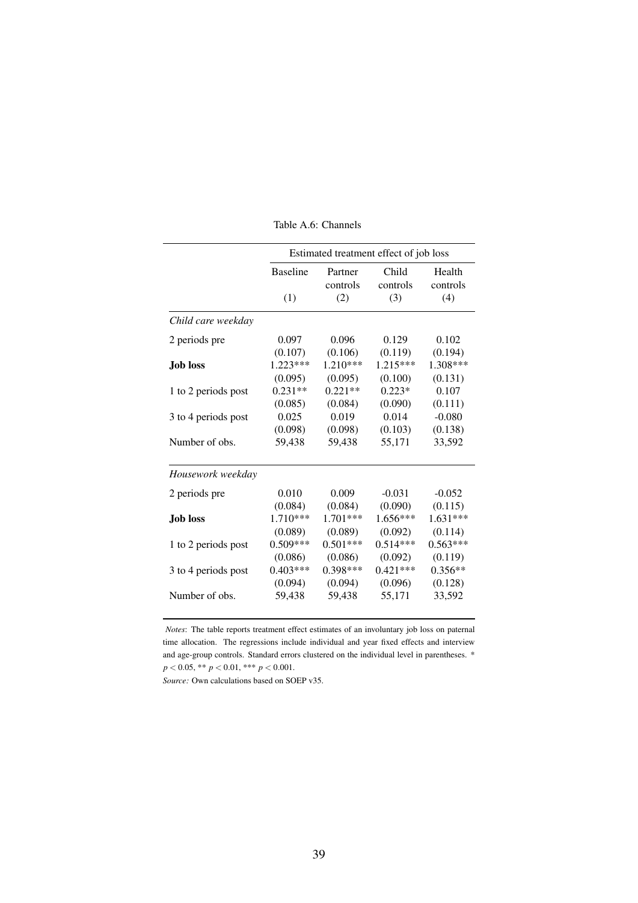Table A.6: Channels

| | Estimated treatment effect of job loss | | | |
|---|---|---|---|---|
| | Baseline | Partner controls | Child controls | Health controls |
| | (1) | (2) | (3) | (4) |
| *Child care weekday* | | | | |
| 2 periods pre | 0.097 | 0.096 | 0.129 | 0.102 |
| | (0.107) | (0.106) | (0.119) | (0.194) |
| **Job loss** | 1.223*** | 1.210*** | 1.215*** | 1.308*** |
| | (0.095) | (0.095) | (0.100) | (0.131) |
| 1 to 2 periods post | 0.231** | 0.221** | 0.223* | 0.107 |
| | (0.085) | (0.084) | (0.090) | (0.111) |
| 3 to 4 periods post | 0.025 | 0.019 | 0.014 | -0.080 |
| | (0.098) | (0.098) | (0.103) | (0.138) |
| Number of obs. | 59,438 | 59,438 | 55,171 | 33,592 |
| *Housework weekday* | | | | |
| 2 periods pre | 0.010 | 0.009 | -0.031 | -0.052 |
| | (0.084) | (0.084) | (0.090) | (0.115) |
| **Job loss** | 1.710*** | 1.701*** | 1.656*** | 1.631*** |
| | (0.089) | (0.089) | (0.092) | (0.114) |
| 1 to 2 periods post | 0.509*** | 0.501*** | 0.514*** | 0.563*** |
| | (0.086) | (0.086) | (0.092) | (0.119) |
| 3 to 4 periods post | 0.403*** | 0.398*** | 0.421*** | 0.356** |
| | (0.094) | (0.094) | (0.096) | (0.128) |
| Number of obs. | 59,438 | 59,438 | 55,171 | 33,592 |

*Notes*: The table reports treatment effect estimates of an involuntary job loss on paternal time allocation. The regressions include individual and year fixed effects and interview and age-group controls. Standard errors clustered on the individual level in parentheses. * $p < 0.05$, ** $p < 0.01$, *** $p < 0.001$.

*Source:* Own calculations based on SOEP v35.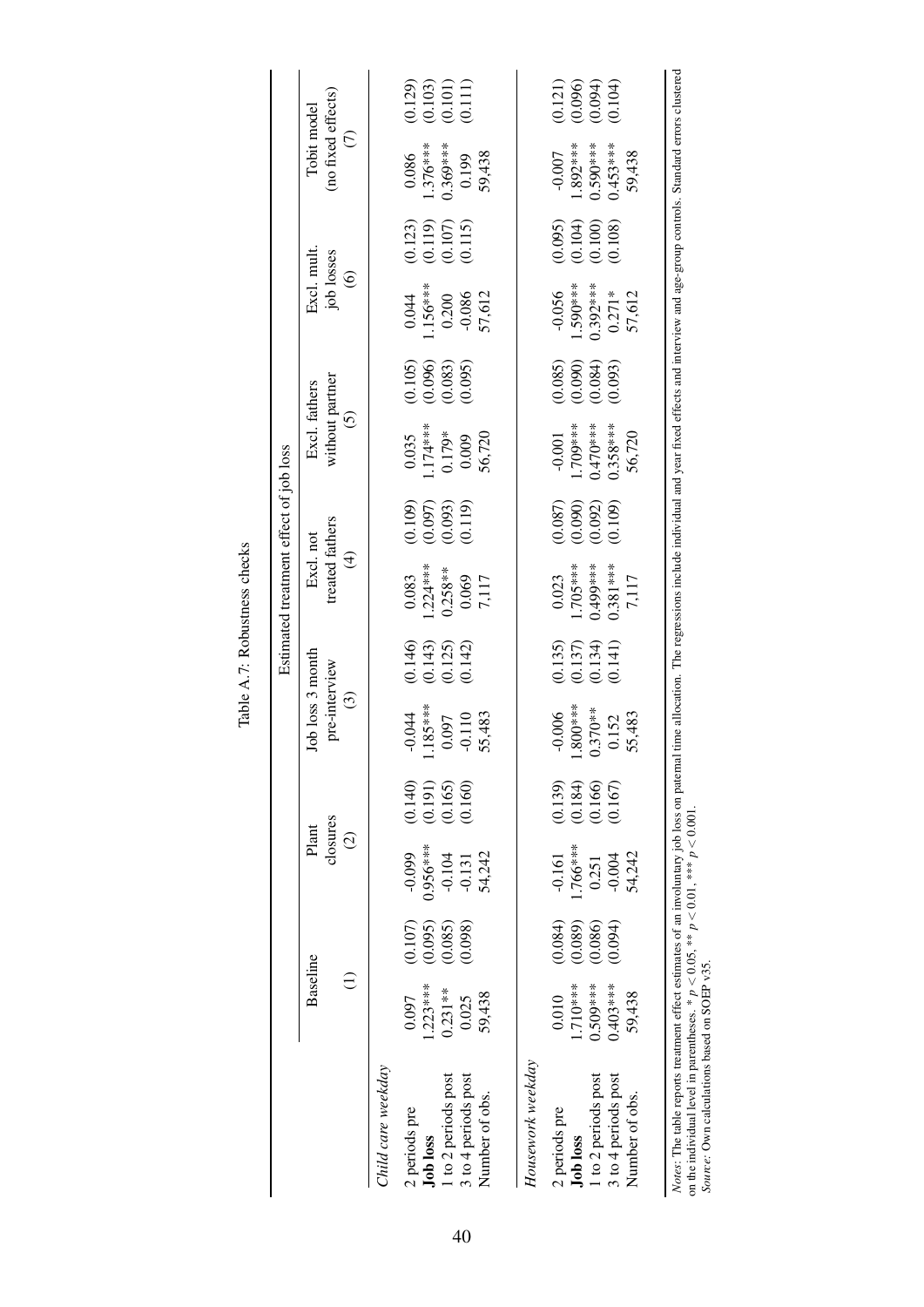Table A.7: Robustness checks

| | Estimated treatment effect of job loss | | | | | | | | | | | | | |
|---|---|---|---|---|---|---|---|---|---|---|---|---|---|---|
| | Baseline | | Plant closures | | Job loss 3 month pre-interview | | Excl. not treated fathers | | Excl. fathers without partner | | Excl. mult. job losses | | Tobit model (no fixed effects) | |
| | (1) | | (2) | | (3) | | (4) | | (5) | | (6) | | (7) | |
| *Child care weekday* | | | | | | | | | | | | | | |
| 2 periods pre | 0.097 | (0.107) | -0.099 | (0.140) | -0.044 | (0.146) | 0.083 | (0.109) | 0.035 | (0.105) | 0.044 | (0.123) | 0.086 | (0.129) |
| **Job loss** | 1.223*** | (0.095) | 0.956*** | (0.191) | 1.185*** | (0.143) | 1.224*** | (0.097) | 1.174*** | (0.096) | 1.156*** | (0.119) | 1.376*** | (0.103) |
| 1 to 2 periods post | 0.231** | (0.085) | -0.104 | (0.165) | 0.097 | (0.125) | 0.258** | (0.093) | 0.179* | (0.083) | 0.200 | (0.107) | 0.369*** | (0.101) |
| 3 to 4 periods post | 0.025 | (0.098) | -0.131 | (0.160) | -0.110 | (0.142) | 0.069 | (0.119) | 0.009 | (0.095) | -0.086 | (0.115) | 0.199 | (0.111) |
| Number of obs. | 59,438 | | 54,242 | | 55,483 | | 7,117 | | 56,720 | | 57,612 | | 59,438 | |
| *Housework weekday* | | | | | | | | | | | | | | |
| 2 periods pre | 0.010 | (0.084) | -0.161 | (0.139) | -0.006 | (0.135) | 0.023 | (0.087) | -0.001 | (0.085) | -0.056 | (0.095) | -0.007 | (0.121) |
| **Job loss** | 1.710*** | (0.089) | 1.766*** | (0.184) | 1.800*** | (0.137) | 1.705*** | (0.090) | 1.709*** | (0.090) | 1.590*** | (0.104) | 1.892*** | (0.096) |
| 1 to 2 periods post | 0.509*** | (0.086) | 0.251 | (0.166) | 0.370** | (0.134) | 0.499*** | (0.092) | 0.470*** | (0.084) | 0.392*** | (0.100) | 0.590*** | (0.094) |
| 3 to 4 periods post | 0.403*** | (0.094) | -0.004 | (0.167) | 0.152 | (0.141) | 0.381*** | (0.109) | 0.358*** | (0.093) | 0.271* | (0.108) | 0.453*** | (0.104) |
| Number of obs. | 59,438 | | 54,242 | | 55,483 | | 7,117 | | 56,720 | | 57,612 | | 59,438 | |

*Notes*: The table reports treatment effect estimates of an involuntary job loss on paternal time allocation. The regressions include individual and year fixed effects and interview and age-group controls. Standard errors clustered on the individual level in parentheses, * $p < 0.05$, ** $p < 0.01$, *** $p < 0.001$.
*Source*: Own calculations based on SOEP v35.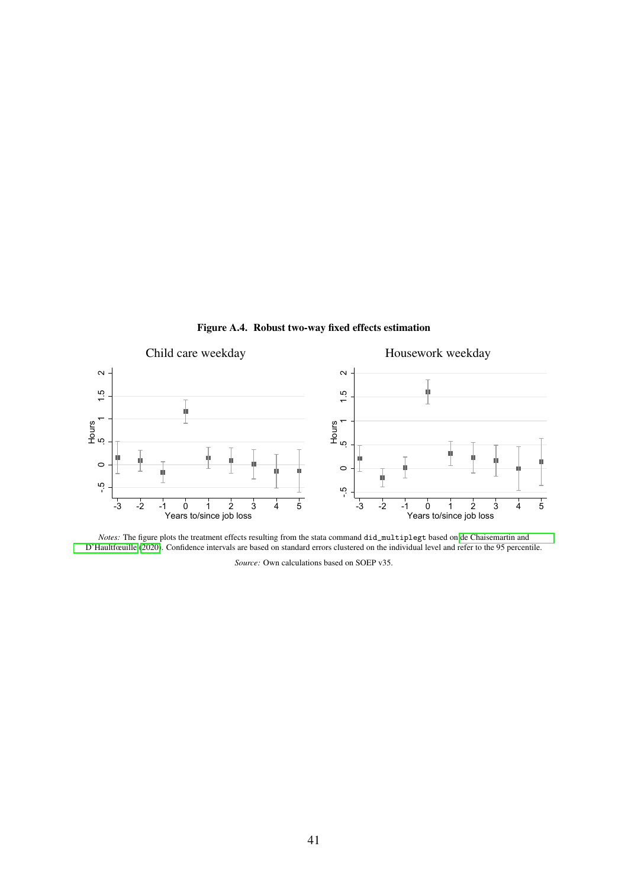**Figure A.4. Robust two-way fixed effects estimation**

Child care weekday

Hours

2
1.5
1
.5
0
-.5

-3 -2 -1 0 1 2 3 4 5

Years to/since job loss

Housework weekday

Hours

2
1.5
1
.5
0
-.5

-3 -2 -1 0 1 2 3 4 5

Years to/since job loss

*Notes:* The figure plots the treatment effects resulting from the stata command `did_multiplegt` based on de Chaisemartin and D'Haultfœuille (2020). Confidence intervals are based on standard errors clustered on the individual level and refer to the 95 percentile.

*Source:* Own calculations based on SOEP v35.